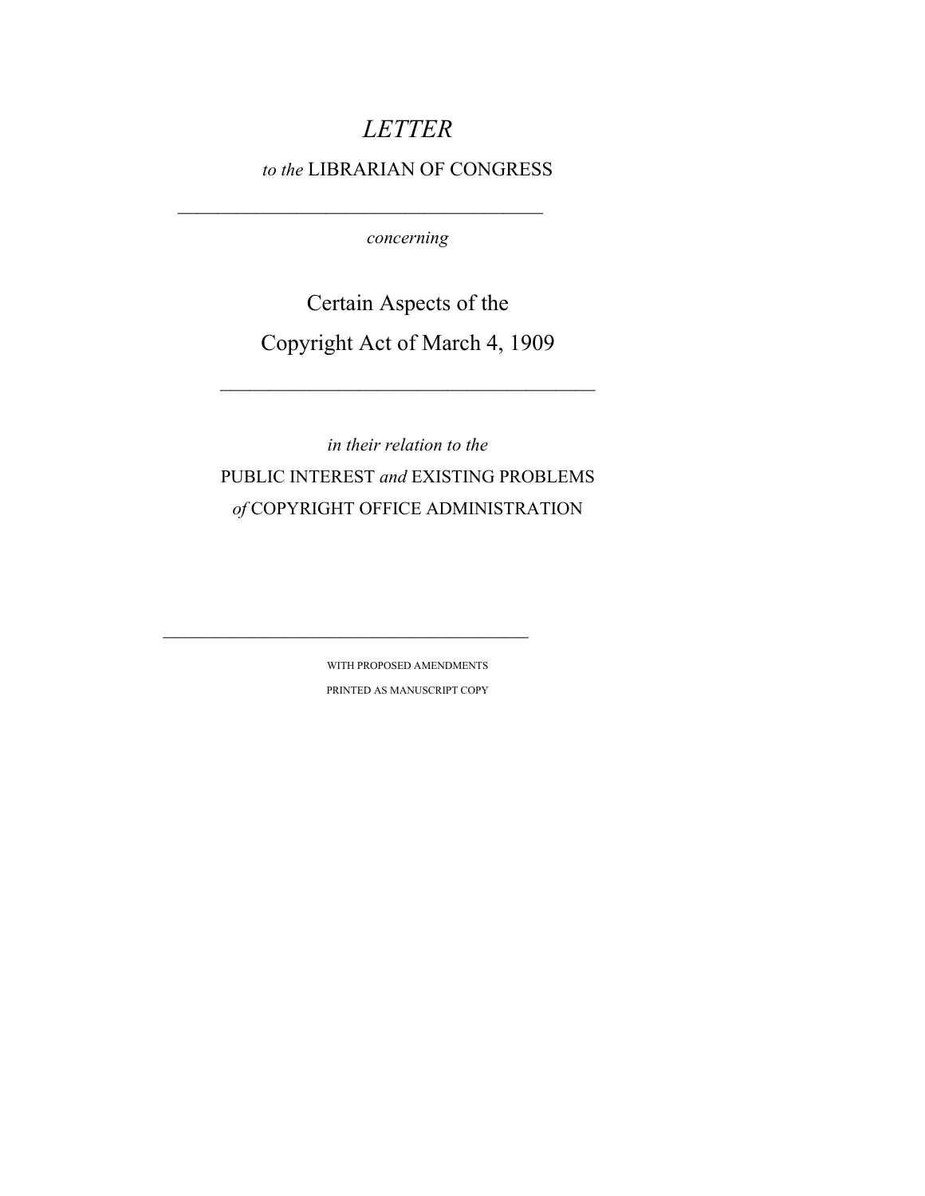# *LETTER*

*to the* LIBRARIAN OF CONGRESS

---

*concerning*

## Certain Aspects of the Copyright Act of March 4, 1909

---

*in their relation to the*

PUBLIC INTEREST *and* EXISTING PROBLEMS *of* COPYRIGHT OFFICE ADMINISTRATION

---

WITH PROPOSED AMENDMENTS

PRINTED AS MANUSCRIPT COPY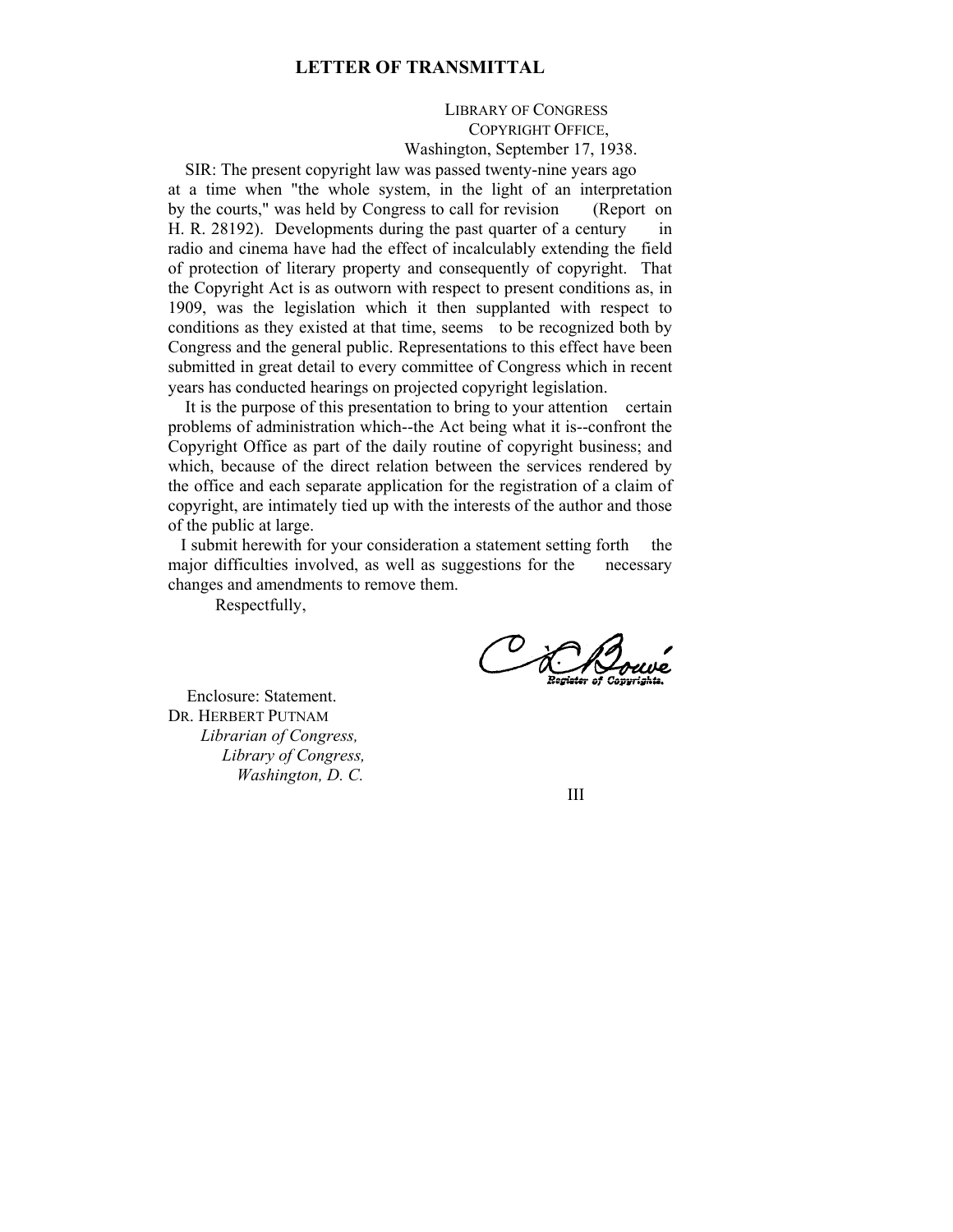## LETTER OF TRANSMITTAL

LIBRARY OF CONGRESS
COPYRIGHT OFFICE,
Washington, September 17, 1938.

SIR: The present copyright law was passed twenty-nine years ago at a time when "the whole system, in the light of an interpretation by the courts," was held by Congress to call for revision (Report on H. R. 28192). Developments during the past quarter of a century in radio and cinema have had the effect of incalculably extending the field of protection of literary property and consequently of copyright. That the Copyright Act is as outworn with respect to present conditions as, in 1909, was the legislation which it then supplanted with respect to conditions as they existed at that time, seems to be recognized both by Congress and the general public. Representations to this effect have been submitted in great detail to every committee of Congress which in recent years has conducted hearings on projected copyright legislation.

It is the purpose of this presentation to bring to your attention certain problems of administration which--the Act being what it is--confront the Copyright Office as part of the daily routine of copyright business; and which, because of the direct relation between the services rendered by the office and each separate application for the registration of a claim of copyright, are intimately tied up with the interests of the author and those of the public at large.

I submit herewith for your consideration a statement setting forth the major difficulties involved, as well as suggestions for the necessary changes and amendments to remove them.

Respectfully,

C. L. Bouvé
*Register of Copyrights.*

Enclosure: Statement.
DR. HERBERT PUTNAM
*Librarian of Congress,*
*Library of Congress,*
*Washington, D. C.*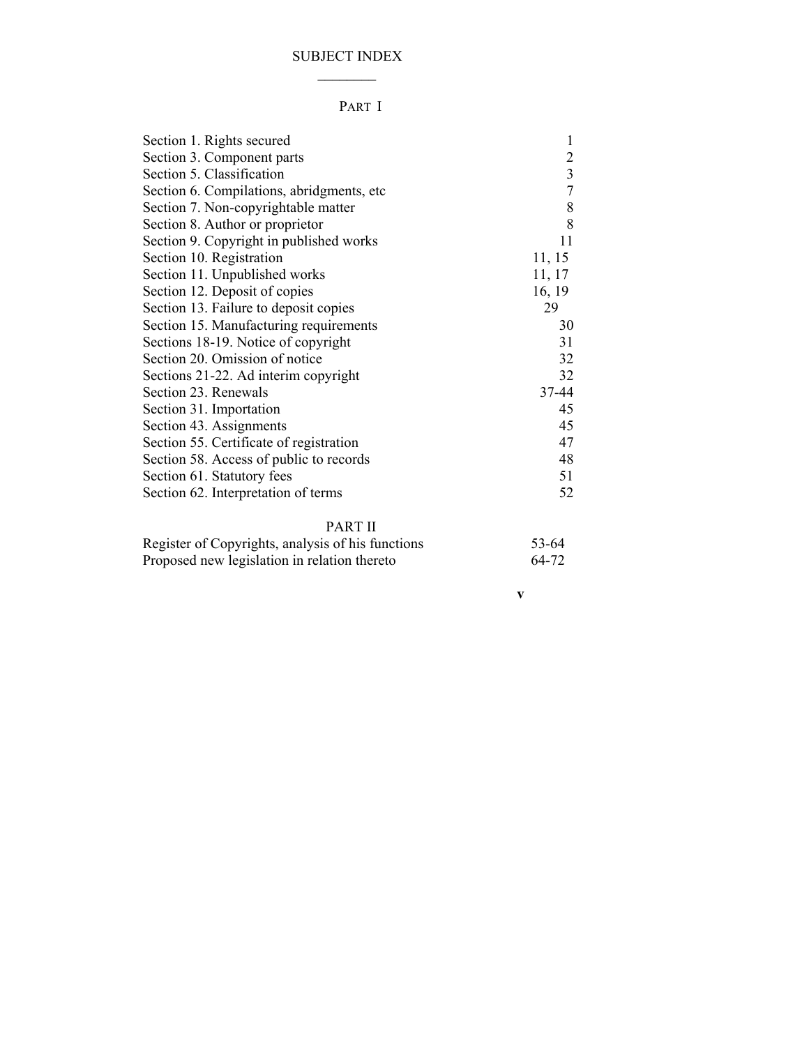# SUBJECT INDEX

## PART I

| | |
|---|---|
| Section 1. Rights secured | 1 |
| Section 3. Component parts | 2 |
| Section 5. Classification | 3 |
| Section 6. Compilations, abridgments, etc | 7 |
| Section 7. Non-copyrightable matter | 8 |
| Section 8. Author or proprietor | 8 |
| Section 9. Copyright in published works | 11 |
| Section 10. Registration | 11, 15 |
| Section 11. Unpublished works | 11, 17 |
| Section 12. Deposit of copies | 16, 19 |
| Section 13. Failure to deposit copies | 29 |
| Section 15. Manufacturing requirements | 30 |
| Sections 18-19. Notice of copyright | 31 |
| Section 20. Omission of notice | 32 |
| Sections 21-22. Ad interim copyright | 32 |
| Section 23. Renewals | 37-44 |
| Section 31. Importation | 45 |
| Section 43. Assignments | 45 |
| Section 55. Certificate of registration | 47 |
| Section 58. Access of public to records | 48 |
| Section 61. Statutory fees | 51 |
| Section 62. Interpretation of terms | 52 |

## PART II

| | |
|---|---|
| Register of Copyrights, analysis of his functions | 53-64 |
| Proposed new legislation in relation thereto | 64-72 |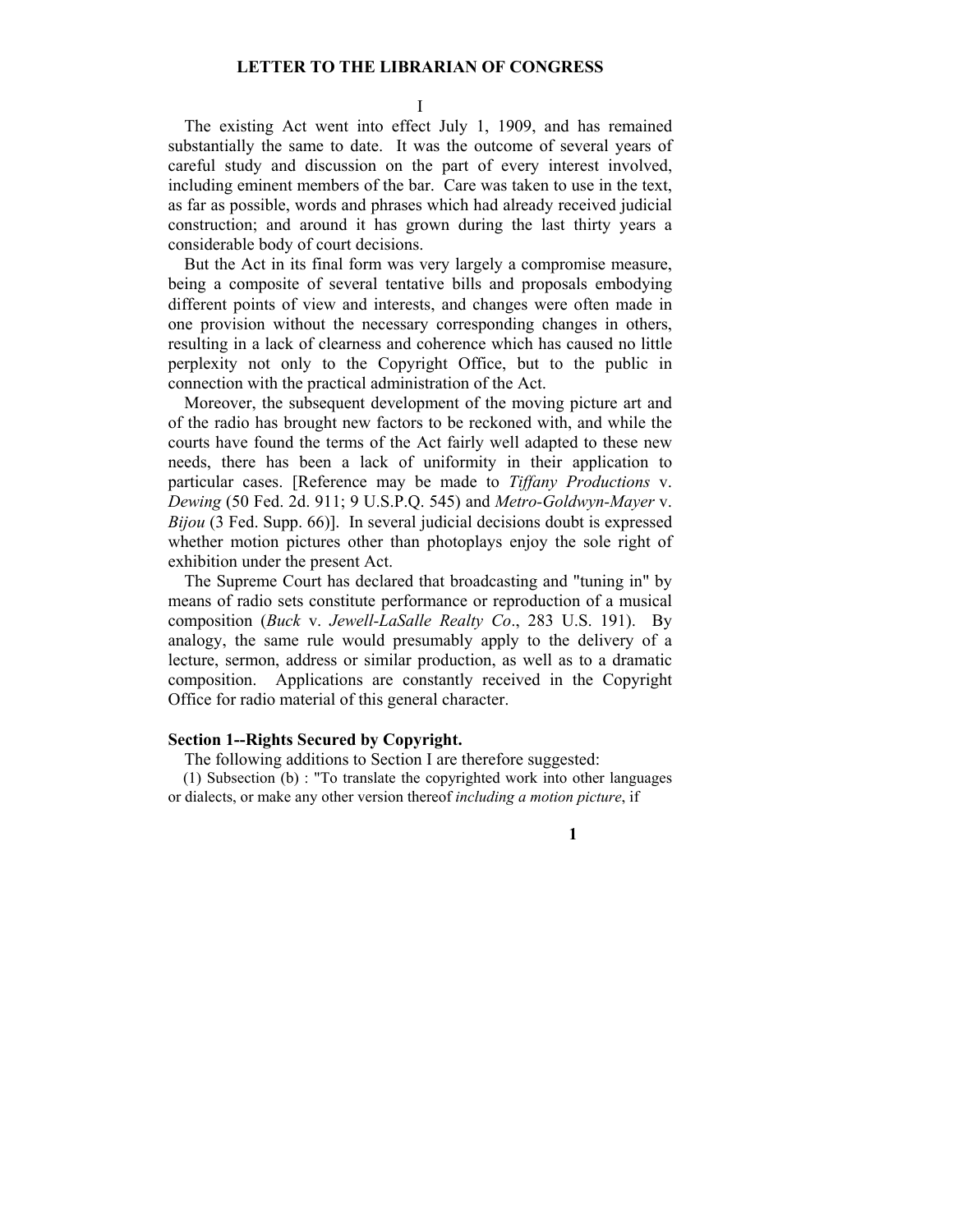## LETTER TO THE LIBRARIAN OF CONGRESS

I

The existing Act went into effect July 1, 1909, and has remained substantially the same to date. It was the outcome of several years of careful study and discussion on the part of every interest involved, including eminent members of the bar. Care was taken to use in the text, as far as possible, words and phrases which had already received judicial construction; and around it has grown during the last thirty years a considerable body of court decisions.

But the Act in its final form was very largely a compromise measure, being a composite of several tentative bills and proposals embodying different points of view and interests, and changes were often made in one provision without the necessary corresponding changes in others, resulting in a lack of clearness and coherence which has caused no little perplexity not only to the Copyright Office, but to the public in connection with the practical administration of the Act.

Moreover, the subsequent development of the moving picture art and of the radio has brought new factors to be reckoned with, and while the courts have found the terms of the Act fairly well adapted to these new needs, there has been a lack of uniformity in their application to particular cases. [Reference may be made to *Tiffany Productions* v. *Dewing* (50 Fed. 2d. 911; 9 U.S.P.Q. 545) and *Metro-Goldwyn-Mayer* v. *Bijou* (3 Fed. Supp. 66)]. In several judicial decisions doubt is expressed whether motion pictures other than photoplays enjoy the sole right of exhibition under the present Act.

The Supreme Court has declared that broadcasting and "tuning in" by means of radio sets constitute performance or reproduction of a musical composition (*Buck* v. *Jewell-LaSalle Realty Co*., 283 U.S. 191). By analogy, the same rule would presumably apply to the delivery of a lecture, sermon, address or similar production, as well as to a dramatic composition. Applications are constantly received in the Copyright Office for radio material of this general character.

### Section 1--Rights Secured by Copyright.

The following additions to Section I are therefore suggested:

(1) Subsection (b) : "To translate the copyrighted work into other languages or dialects, or make any other version thereof *including a motion picture*, if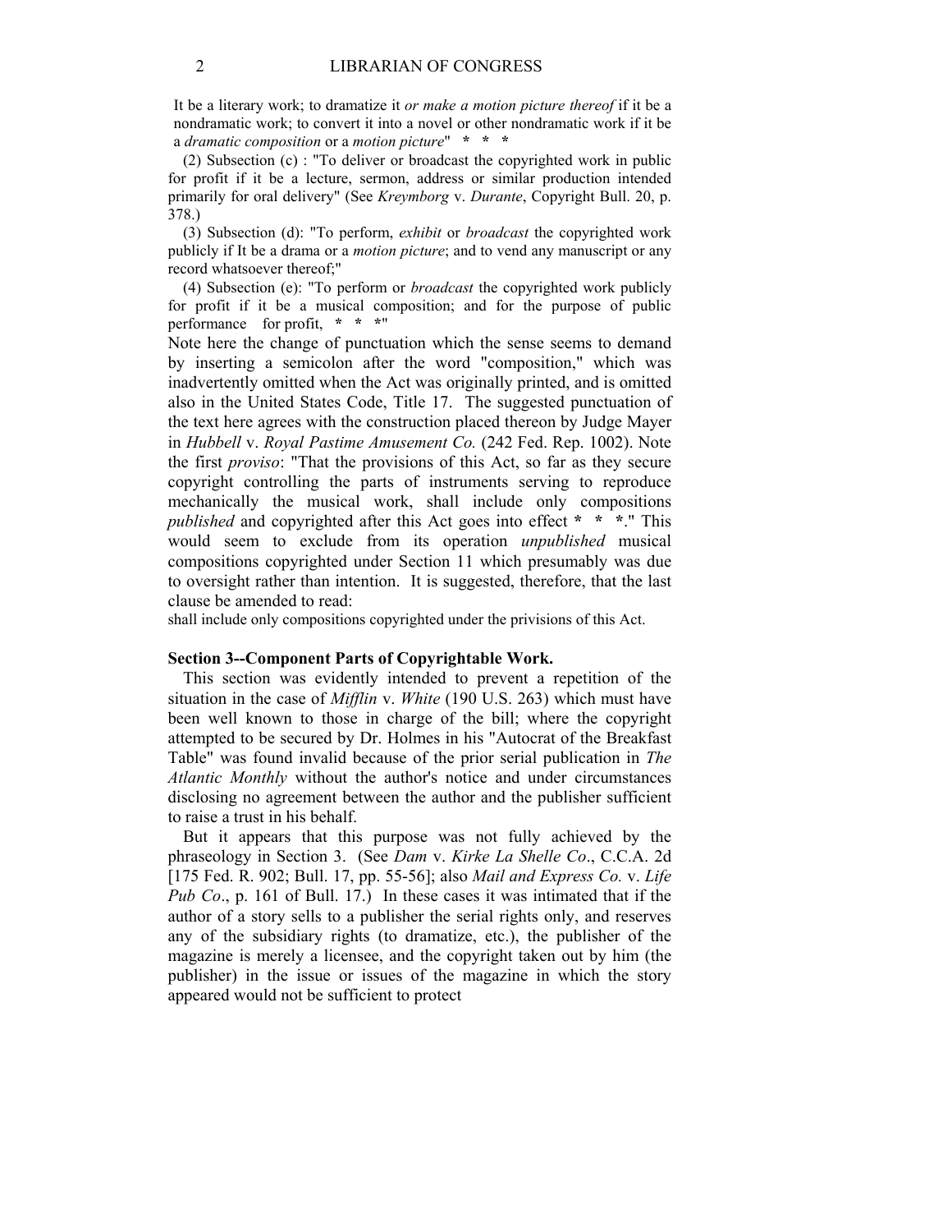It be a literary work; to dramatize it *or make a motion picture thereof* if it be a nondramatic work; to convert it into a novel or other nondramatic work if it be a *dramatic composition* or a *motion picture*" * * *

(2) Subsection (c) : "To deliver or broadcast the copyrighted work in public for profit if it be a lecture, sermon, address or similar production intended primarily for oral delivery" (See *Kreymborg* v. *Durante*, Copyright Bull. 20, p. 378.)

(3) Subsection (d): "To perform, *exhibit* or *broadcast* the copyrighted work publicly if It be a drama or a *motion picture*; and to vend any manuscript or any record whatsoever thereof;"

(4) Subsection (e): "To perform or *broadcast* the copyrighted work publicly for profit if it be a musical composition; and for the purpose of public performance for profit, * * *"

Note here the change of punctuation which the sense seems to demand by inserting a semicolon after the word "composition," which was inadvertently omitted when the Act was originally printed, and is omitted also in the United States Code, Title 17. The suggested punctuation of the text here agrees with the construction placed thereon by Judge Mayer in *Hubbell* v. *Royal Pastime Amusement Co.* (242 Fed. Rep. 1002). Note the first *proviso*: "That the provisions of this Act, so far as they secure copyright controlling the parts of instruments serving to reproduce mechanically the musical work, shall include only compositions *published* and copyrighted after this Act goes into effect * * *." This would seem to exclude from its operation *unpublished* musical compositions copyrighted under Section 11 which presumably was due to oversight rather than intention. It is suggested, therefore, that the last clause be amended to read:

shall include only compositions copyrighted under the privisions of this Act.

**Section 3--Component Parts of Copyrightable Work.**

This section was evidently intended to prevent a repetition of the situation in the case of *Mifflin* v. *White* (190 U.S. 263) which must have been well known to those in charge of the bill; where the copyright attempted to be secured by Dr. Holmes in his "Autocrat of the Breakfast Table" was found invalid because of the prior serial publication in *The Atlantic Monthly* without the author's notice and under circumstances disclosing no agreement between the author and the publisher sufficient to raise a trust in his behalf.

But it appears that this purpose was not fully achieved by the phraseology in Section 3. (See *Dam* v. *Kirke La Shelle Co*., C.C.A. 2d [175 Fed. R. 902; Bull. 17, pp. 55-56]; also *Mail and Express Co.* v. *Life Pub Co*., p. 161 of Bull. 17.) In these cases it was intimated that if the author of a story sells to a publisher the serial rights only, and reserves any of the subsidiary rights (to dramatize, etc.), the publisher of the magazine is merely a licensee, and the copyright taken out by him (the publisher) in the issue or issues of the magazine in which the story appeared would not be sufficient to protect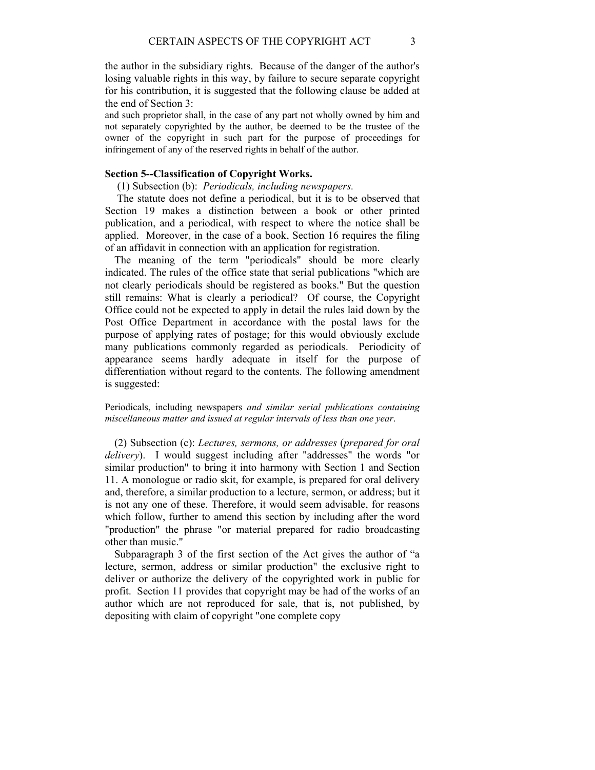the author in the subsidiary rights. Because of the danger of the author's losing valuable rights in this way, by failure to secure separate copyright for his contribution, it is suggested that the following clause be added at the end of Section 3:

and such proprietor shall, in the case of any part not wholly owned by him and not separately copyrighted by the author, be deemed to be the trustee of the owner of the copyright in such part for the purpose of proceedings for infringement of any of the reserved rights in behalf of the author.

**Section 5--Classification of Copyright Works.**

(1) Subsection (b): *Periodicals, including newspapers.*

The statute does not define a periodical, but it is to be observed that Section 19 makes a distinction between a book or other printed publication, and a periodical, with respect to where the notice shall be applied. Moreover, in the case of a book, Section 16 requires the filing of an affidavit in connection with an application for registration.

The meaning of the term "periodicals" should be more clearly indicated. The rules of the office state that serial publications "which are not clearly periodicals should be registered as books." But the question still remains: What is clearly a periodical? Of course, the Copyright Office could not be expected to apply in detail the rules laid down by the Post Office Department in accordance with the postal laws for the purpose of applying rates of postage; for this would obviously exclude many publications commonly regarded as periodicals. Periodicity of appearance seems hardly adequate in itself for the purpose of differentiation without regard to the contents. The following amendment is suggested:

Periodicals, including newspapers *and similar serial publications containing miscellaneous matter and issued at regular intervals of less than one year*.

(2) Subsection (c): *Lectures, sermons, or addresses* (*prepared for oral delivery*). I would suggest including after "addresses" the words "or similar production" to bring it into harmony with Section 1 and Section 11. A monologue or radio skit, for example, is prepared for oral delivery and, therefore, a similar production to a lecture, sermon, or address; but it is not any one of these. Therefore, it would seem advisable, for reasons which follow, further to amend this section by including after the word "production" the phrase "or material prepared for radio broadcasting other than music."

Subparagraph 3 of the first section of the Act gives the author of "a lecture, sermon, address or similar production" the exclusive right to deliver or authorize the delivery of the copyrighted work in public for profit. Section 11 provides that copyright may be had of the works of an author which are not reproduced for sale, that is, not published, by depositing with claim of copyright "one complete copy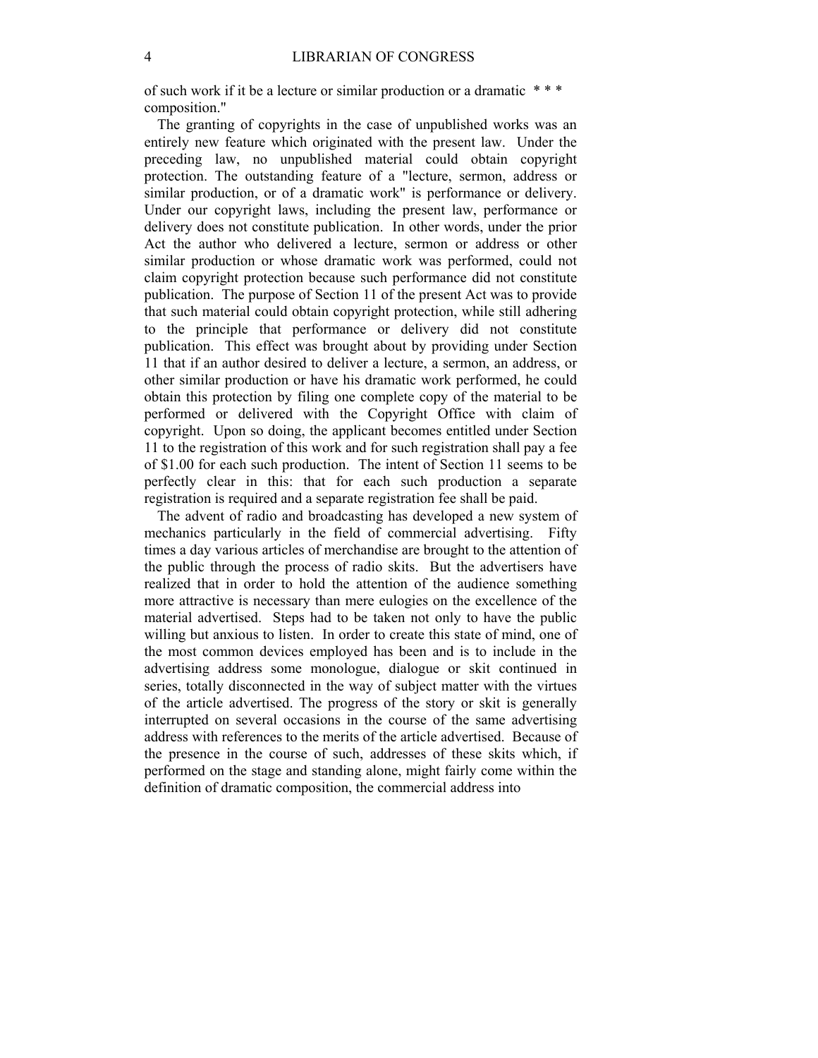of such work if it be a lecture or similar production or a dramatic * * * composition."

The granting of copyrights in the case of unpublished works was an entirely new feature which originated with the present law. Under the preceding law, no unpublished material could obtain copyright protection. The outstanding feature of a "lecture, sermon, address or similar production, or of a dramatic work" is performance or delivery. Under our copyright laws, including the present law, performance or delivery does not constitute publication. In other words, under the prior Act the author who delivered a lecture, sermon or address or other similar production or whose dramatic work was performed, could not claim copyright protection because such performance did not constitute publication. The purpose of Section 11 of the present Act was to provide that such material could obtain copyright protection, while still adhering to the principle that performance or delivery did not constitute publication. This effect was brought about by providing under Section 11 that if an author desired to deliver a lecture, a sermon, an address, or other similar production or have his dramatic work performed, he could obtain this protection by filing one complete copy of the material to be performed or delivered with the Copyright Office with claim of copyright. Upon so doing, the applicant becomes entitled under Section 11 to the registration of this work and for such registration shall pay a fee of $1.00 for each such production. The intent of Section 11 seems to be perfectly clear in this: that for each such production a separate registration is required and a separate registration fee shall be paid.

The advent of radio and broadcasting has developed a new system of mechanics particularly in the field of commercial advertising. Fifty times a day various articles of merchandise are brought to the attention of the public through the process of radio skits. But the advertisers have realized that in order to hold the attention of the audience something more attractive is necessary than mere eulogies on the excellence of the material advertised. Steps had to be taken not only to have the public willing but anxious to listen. In order to create this state of mind, one of the most common devices employed has been and is to include in the advertising address some monologue, dialogue or skit continued in series, totally disconnected in the way of subject matter with the virtues of the article advertised. The progress of the story or skit is generally interrupted on several occasions in the course of the same advertising address with references to the merits of the article advertised. Because of the presence in the course of such, addresses of these skits which, if performed on the stage and standing alone, might fairly come within the definition of dramatic composition, the commercial address into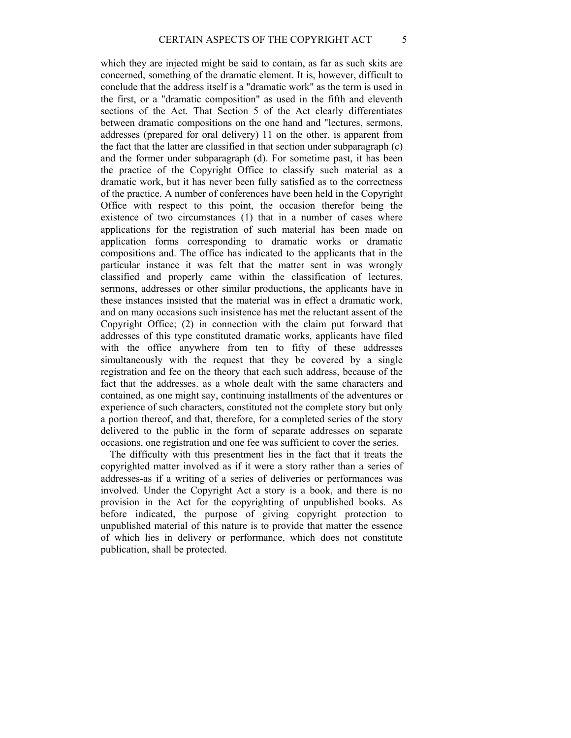which they are injected might be said to contain, as far as such skits are concerned, something of the dramatic element. It is, however, difficult to conclude that the address itself is a "dramatic work" as the term is used in the first, or a "dramatic composition" as used in the fifth and eleventh sections of the Act. That Section 5 of the Act clearly differentiates between dramatic compositions on the one hand and "lectures, sermons, addresses (prepared for oral delivery) 11 on the other, is apparent from the fact that the latter are classified in that section under subparagraph (c) and the former under subparagraph (d). For sometime past, it has been the practice of the Copyright Office to classify such material as a dramatic work, but it has never been fully satisfied as to the correctness of the practice. A number of conferences have been held in the Copyright Office with respect to this point, the occasion therefor being the existence of two circumstances (1) that in a number of cases where applications for the registration of such material has been made on application forms corresponding to dramatic works or dramatic compositions and. The office has indicated to the applicants that in the particular instance it was felt that the matter sent in was wrongly classified and properly came within the classification of lectures, sermons, addresses or other similar productions, the applicants have in these instances insisted that the material was in effect a dramatic work, and on many occasions such insistence has met the reluctant assent of the Copyright Office; (2) in connection with the claim put forward that addresses of this type constituted dramatic works, applicants have filed with the office anywhere from ten to fifty of these addresses simultaneously with the request that they be covered by a single registration and fee on the theory that each such address, because of the fact that the addresses. as a whole dealt with the same characters and contained, as one might say, continuing installments of the adventures or experience of such characters, constituted not the complete story but only a portion thereof, and that, therefore, for a completed series of the story delivered to the public in the form of separate addresses on separate occasions, one registration and one fee was sufficient to cover the series.

The difficulty with this presentment lies in the fact that it treats the copyrighted matter involved as if it were a story rather than a series of addresses-as if a writing of a series of deliveries or performances was involved. Under the Copyright Act a story is a book, and there is no provision in the Act for the copyrighting of unpublished books. As before indicated, the purpose of giving copyright protection to unpublished material of this nature is to provide that matter the essence of which lies in delivery or performance, which does not constitute publication, shall be protected.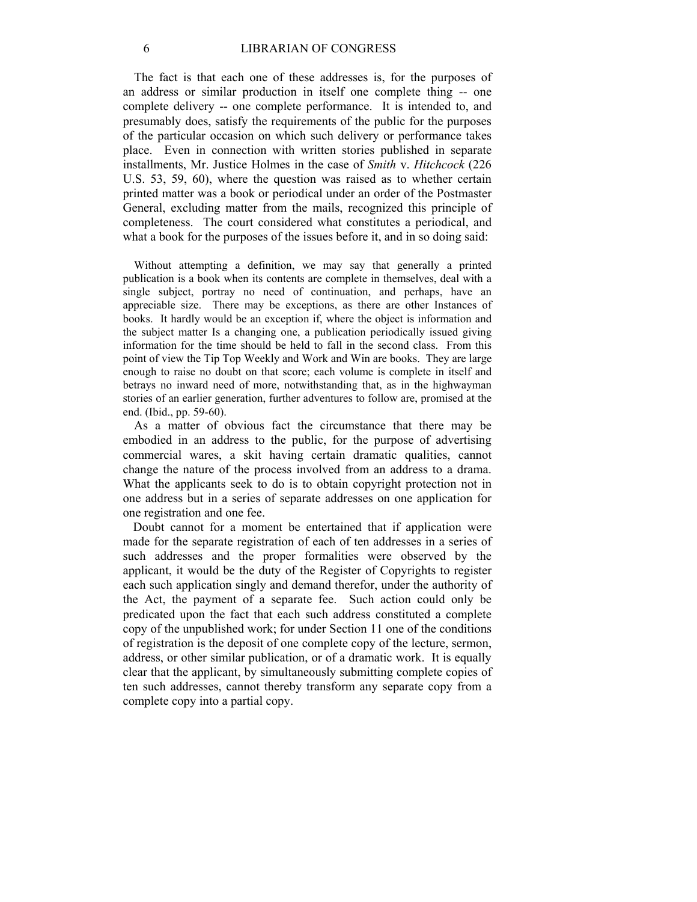The fact is that each one of these addresses is, for the purposes of an address or similar production in itself one complete thing -- one complete delivery -- one complete performance. It is intended to, and presumably does, satisfy the requirements of the public for the purposes of the particular occasion on which such delivery or performance takes place. Even in connection with written stories published in separate installments, Mr. Justice Holmes in the case of *Smith* v. *Hitchcock* (226 U.S. 53, 59, 60), where the question was raised as to whether certain printed matter was a book or periodical under an order of the Postmaster General, excluding matter from the mails, recognized this principle of completeness. The court considered what constitutes a periodical, and what a book for the purposes of the issues before it, and in so doing said:

> Without attempting a definition, we may say that generally a printed publication is a book when its contents are complete in themselves, deal with a single subject, portray no need of continuation, and perhaps, have an appreciable size. There may be exceptions, as there are other Instances of books. It hardly would be an exception if, where the object is information and the subject matter Is a changing one, a publication periodically issued giving information for the time should be held to fall in the second class. From this point of view the Tip Top Weekly and Work and Win are books. They are large enough to raise no doubt on that score; each volume is complete in itself and betrays no inward need of more, notwithstanding that, as in the highwayman stories of an earlier generation, further adventures to follow are, promised at the end. (Ibid., pp. 59-60).

As a matter of obvious fact the circumstance that there may be embodied in an address to the public, for the purpose of advertising commercial wares, a skit having certain dramatic qualities, cannot change the nature of the process involved from an address to a drama. What the applicants seek to do is to obtain copyright protection not in one address but in a series of separate addresses on one application for one registration and one fee.

Doubt cannot for a moment be entertained that if application were made for the separate registration of each of ten addresses in a series of such addresses and the proper formalities were observed by the applicant, it would be the duty of the Register of Copyrights to register each such application singly and demand therefor, under the authority of the Act, the payment of a separate fee. Such action could only be predicated upon the fact that each such address constituted a complete copy of the unpublished work; for under Section 11 one of the conditions of registration is the deposit of one complete copy of the lecture, sermon, address, or other similar publication, or of a dramatic work. It is equally clear that the applicant, by simultaneously submitting complete copies of ten such addresses, cannot thereby transform any separate copy from a complete copy into a partial copy.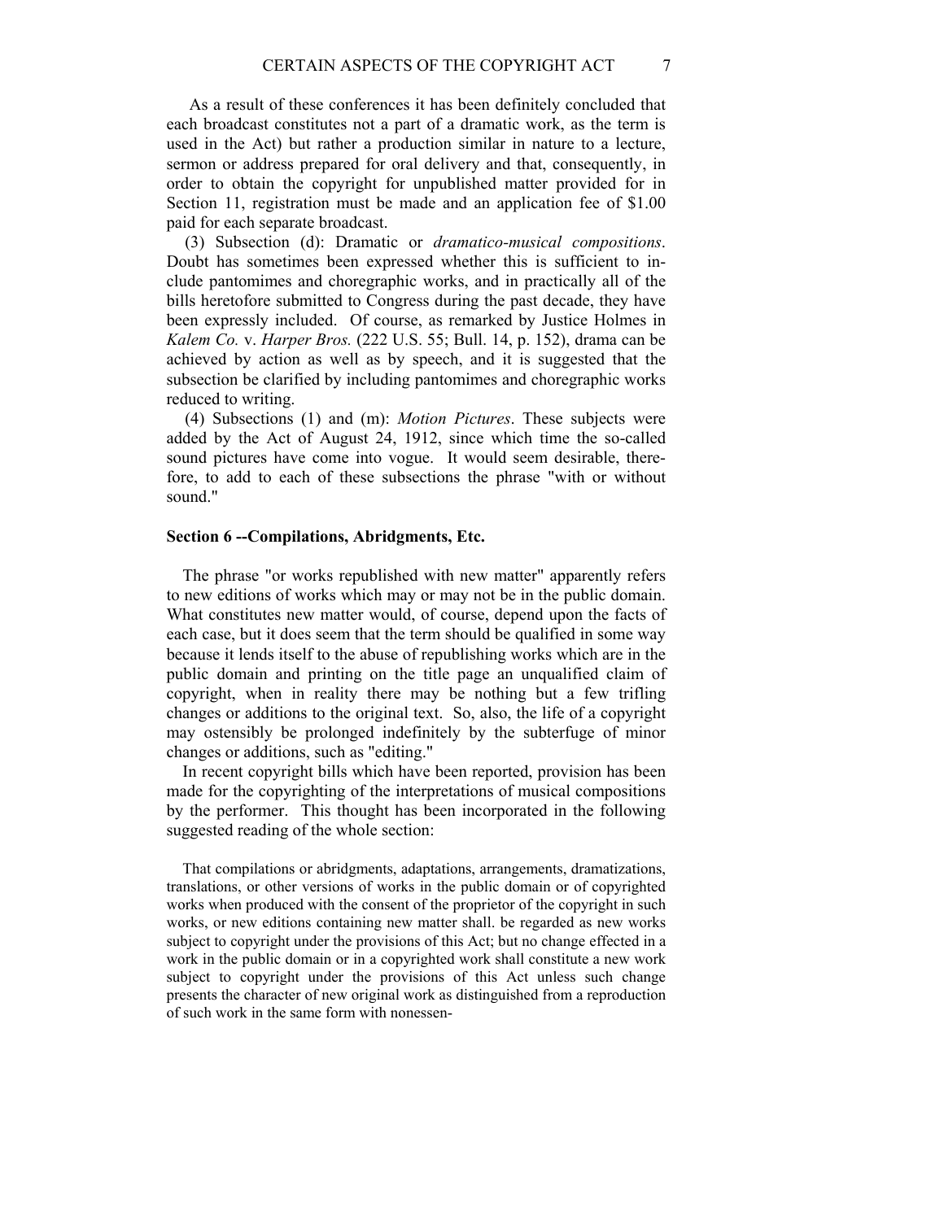As a result of these conferences it has been definitely concluded that each broadcast constitutes not a part of a dramatic work, as the term is used in the Act) but rather a production similar in nature to a lecture, sermon or address prepared for oral delivery and that, consequently, in order to obtain the copyright for unpublished matter provided for in Section 11, registration must be made and an application fee of $1.00 paid for each separate broadcast.

(3) Subsection (d): Dramatic or *dramatico-musical compositions*. Doubt has sometimes been expressed whether this is sufficient to include pantomimes and choregraphic works, and in practically all of the bills heretofore submitted to Congress during the past decade, they have been expressly included. Of course, as remarked by Justice Holmes in *Kalem Co.* v. *Harper Bros.* (222 U.S. 55; Bull. 14, p. 152), drama can be achieved by action as well as by speech, and it is suggested that the subsection be clarified by including pantomimes and choregraphic works reduced to writing.

(4) Subsections (1) and (m): *Motion Pictures*. These subjects were added by the Act of August 24, 1912, since which time the so-called sound pictures have come into vogue. It would seem desirable, therefore, to add to each of these subsections the phrase "with or without sound."

### Section 6 --Compilations, Abridgments, Etc.

The phrase "or works republished with new matter" apparently refers to new editions of works which may or may not be in the public domain. What constitutes new matter would, of course, depend upon the facts of each case, but it does seem that the term should be qualified in some way because it lends itself to the abuse of republishing works which are in the public domain and printing on the title page an unqualified claim of copyright, when in reality there may be nothing but a few trifling changes or additions to the original text. So, also, the life of a copyright may ostensibly be prolonged indefinitely by the subterfuge of minor changes or additions, such as "editing."

In recent copyright bills which have been reported, provision has been made for the copyrighting of the interpretations of musical compositions by the performer. This thought has been incorporated in the following suggested reading of the whole section:

> That compilations or abridgments, adaptations, arrangements, dramatizations, translations, or other versions of works in the public domain or of copyrighted works when produced with the consent of the proprietor of the copyright in such works, or new editions containing new matter shall. be regarded as new works subject to copyright under the provisions of this Act; but no change effected in a work in the public domain or in a copyrighted work shall constitute a new work subject to copyright under the provisions of this Act unless such change presents the character of new original work as distinguished from a reproduction of such work in the same form with nonessen-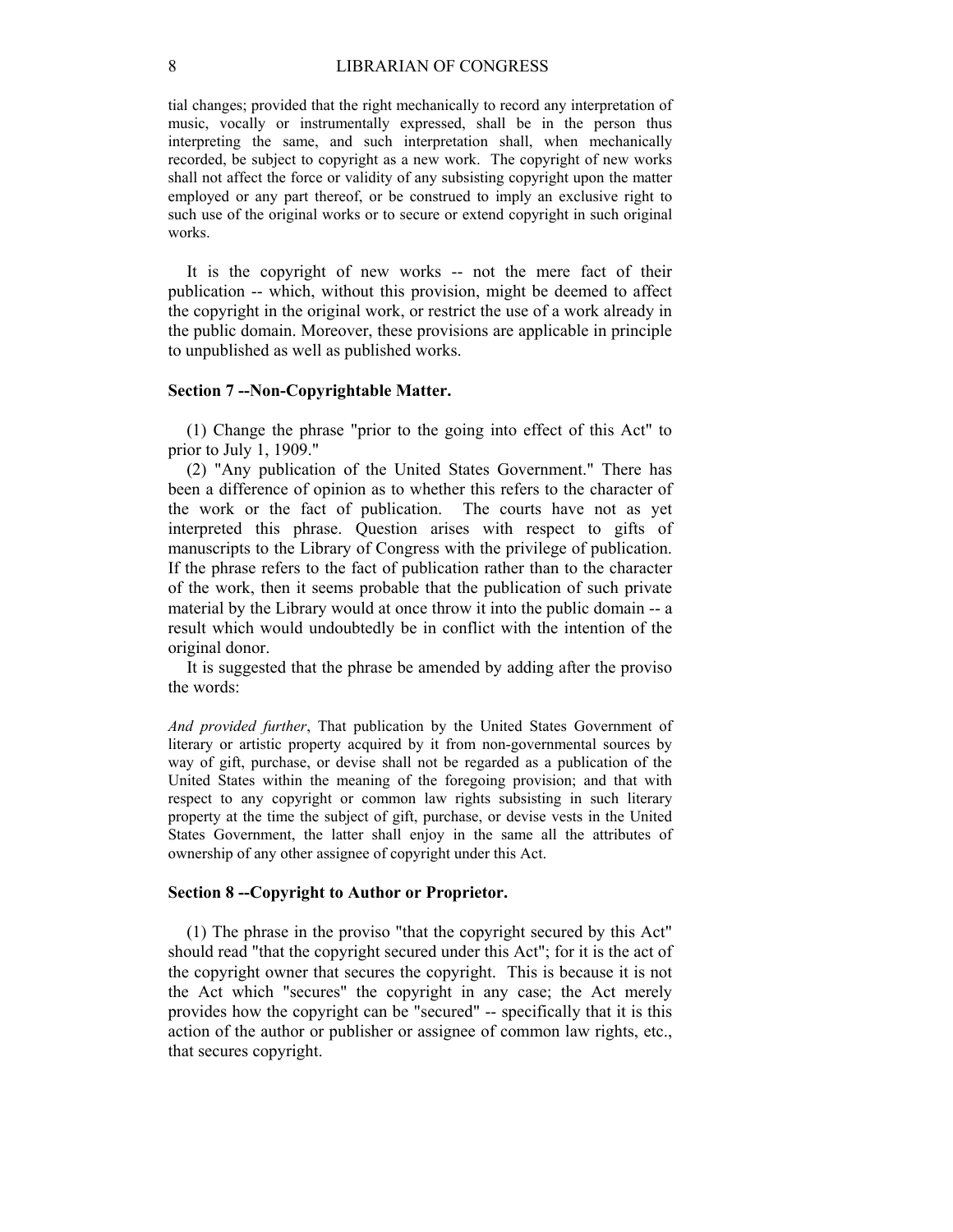tial changes; provided that the right mechanically to record any interpretation of music, vocally or instrumentally expressed, shall be in the person thus interpreting the same, and such interpretation shall, when mechanically recorded, be subject to copyright as a new work. The copyright of new works shall not affect the force or validity of any subsisting copyright upon the matter employed or any part thereof, or be construed to imply an exclusive right to such use of the original works or to secure or extend copyright in such original works.

It is the copyright of new works -- not the mere fact of their publication -- which, without this provision, might be deemed to affect the copyright in the original work, or restrict the use of a work already in the public domain. Moreover, these provisions are applicable in principle to unpublished as well as published works.

**Section 7 --Non-Copyrightable Matter.**

(1) Change the phrase "prior to the going into effect of this Act" to prior to July 1, 1909."

(2) "Any publication of the United States Government." There has been a difference of opinion as to whether this refers to the character of the work or the fact of publication. The courts have not as yet interpreted this phrase. Question arises with respect to gifts of manuscripts to the Library of Congress with the privilege of publication. If the phrase refers to the fact of publication rather than to the character of the work, then it seems probable that the publication of such private material by the Library would at once throw it into the public domain -- a result which would undoubtedly be in conflict with the intention of the original donor.

It is suggested that the phrase be amended by adding after the proviso the words:

*And provided further*, That publication by the United States Government of literary or artistic property acquired by it from non-governmental sources by way of gift, purchase, or devise shall not be regarded as a publication of the United States within the meaning of the foregoing provision; and that with respect to any copyright or common law rights subsisting in such literary property at the time the subject of gift, purchase, or devise vests in the United States Government, the latter shall enjoy in the same all the attributes of ownership of any other assignee of copyright under this Act.

**Section 8 --Copyright to Author or Proprietor.**

(1) The phrase in the proviso "that the copyright secured by this Act" should read "that the copyright secured under this Act"; for it is the act of the copyright owner that secures the copyright. This is because it is not the Act which "secures" the copyright in any case; the Act merely provides how the copyright can be "secured" -- specifically that it is this action of the author or publisher or assignee of common law rights, etc., that secures copyright.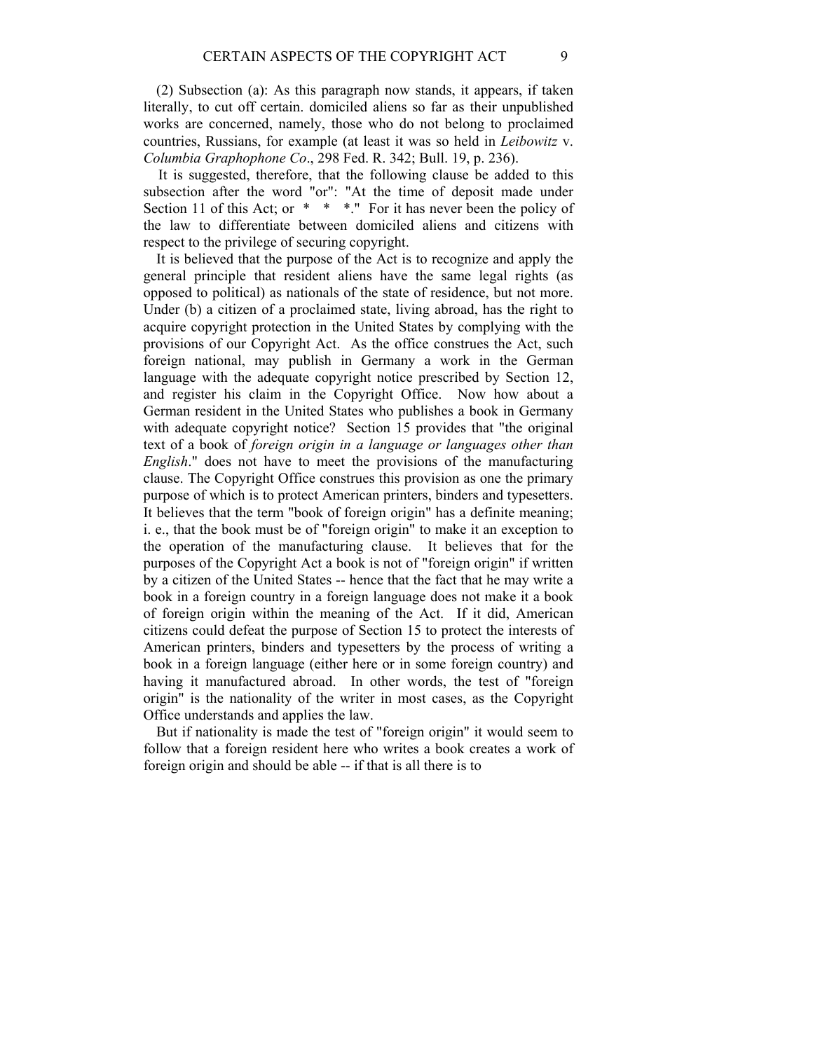(2) Subsection (a): As this paragraph now stands, it appears, if taken literally, to cut off certain. domiciled aliens so far as their unpublished works are concerned, namely, those who do not belong to proclaimed countries, Russians, for example (at least it was so held in *Leibowitz* v. *Columbia Graphophone Co*., 298 Fed. R. 342; Bull. 19, p. 236).

It is suggested, therefore, that the following clause be added to this subsection after the word "or": "At the time of deposit made under Section 11 of this Act; or * * *." For it has never been the policy of the law to differentiate between domiciled aliens and citizens with respect to the privilege of securing copyright.

It is believed that the purpose of the Act is to recognize and apply the general principle that resident aliens have the same legal rights (as opposed to political) as nationals of the state of residence, but not more. Under (b) a citizen of a proclaimed state, living abroad, has the right to acquire copyright protection in the United States by complying with the provisions of our Copyright Act. As the office construes the Act, such foreign national, may publish in Germany a work in the German language with the adequate copyright notice prescribed by Section 12, and register his claim in the Copyright Office. Now how about a German resident in the United States who publishes a book in Germany with adequate copyright notice? Section 15 provides that "the original text of a book of *foreign origin in a language or languages other than English*." does not have to meet the provisions of the manufacturing clause. The Copyright Office construes this provision as one the primary purpose of which is to protect American printers, binders and typesetters. It believes that the term "book of foreign origin" has a definite meaning; i. e., that the book must be of "foreign origin" to make it an exception to the operation of the manufacturing clause. It believes that for the purposes of the Copyright Act a book is not of "foreign origin" if written by a citizen of the United States -- hence that the fact that he may write a book in a foreign country in a foreign language does not make it a book of foreign origin within the meaning of the Act. If it did, American citizens could defeat the purpose of Section 15 to protect the interests of American printers, binders and typesetters by the process of writing a book in a foreign language (either here or in some foreign country) and having it manufactured abroad. In other words, the test of "foreign origin" is the nationality of the writer in most cases, as the Copyright Office understands and applies the law.

But if nationality is made the test of "foreign origin" it would seem to follow that a foreign resident here who writes a book creates a work of foreign origin and should be able -- if that is all there is to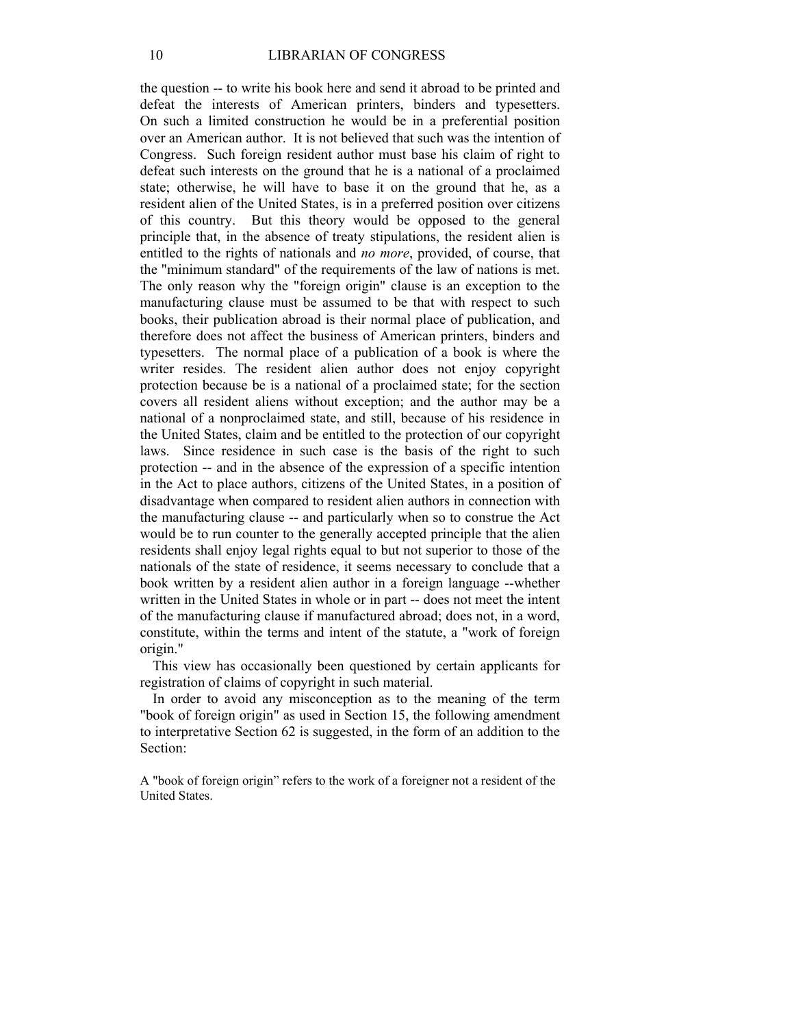the question -- to write his book here and send it abroad to be printed and defeat the interests of American printers, binders and typesetters. On such a limited construction he would be in a preferential position over an American author. It is not believed that such was the intention of Congress. Such foreign resident author must base his claim of right to defeat such interests on the ground that he is a national of a proclaimed state; otherwise, he will have to base it on the ground that he, as a resident alien of the United States, is in a preferred position over citizens of this country. But this theory would be opposed to the general principle that, in the absence of treaty stipulations, the resident alien is entitled to the rights of nationals and *no more*, provided, of course, that the "minimum standard" of the requirements of the law of nations is met. The only reason why the "foreign origin" clause is an exception to the manufacturing clause must be assumed to be that with respect to such books, their publication abroad is their normal place of publication, and therefore does not affect the business of American printers, binders and typesetters. The normal place of a publication of a book is where the writer resides. The resident alien author does not enjoy copyright protection because be is a national of a proclaimed state; for the section covers all resident aliens without exception; and the author may be a national of a nonproclaimed state, and still, because of his residence in the United States, claim and be entitled to the protection of our copyright laws. Since residence in such case is the basis of the right to such protection -- and in the absence of the expression of a specific intention in the Act to place authors, citizens of the United States, in a position of disadvantage when compared to resident alien authors in connection with the manufacturing clause -- and particularly when so to construe the Act would be to run counter to the generally accepted principle that the alien residents shall enjoy legal rights equal to but not superior to those of the nationals of the state of residence, it seems necessary to conclude that a book written by a resident alien author in a foreign language --whether written in the United States in whole or in part -- does not meet the intent of the manufacturing clause if manufactured abroad; does not, in a word, constitute, within the terms and intent of the statute, a "work of foreign origin."

This view has occasionally been questioned by certain applicants for registration of claims of copyright in such material.

In order to avoid any misconception as to the meaning of the term "book of foreign origin" as used in Section 15, the following amendment to interpretative Section 62 is suggested, in the form of an addition to the Section:

A "book of foreign origin" refers to the work of a foreigner not a resident of the United States.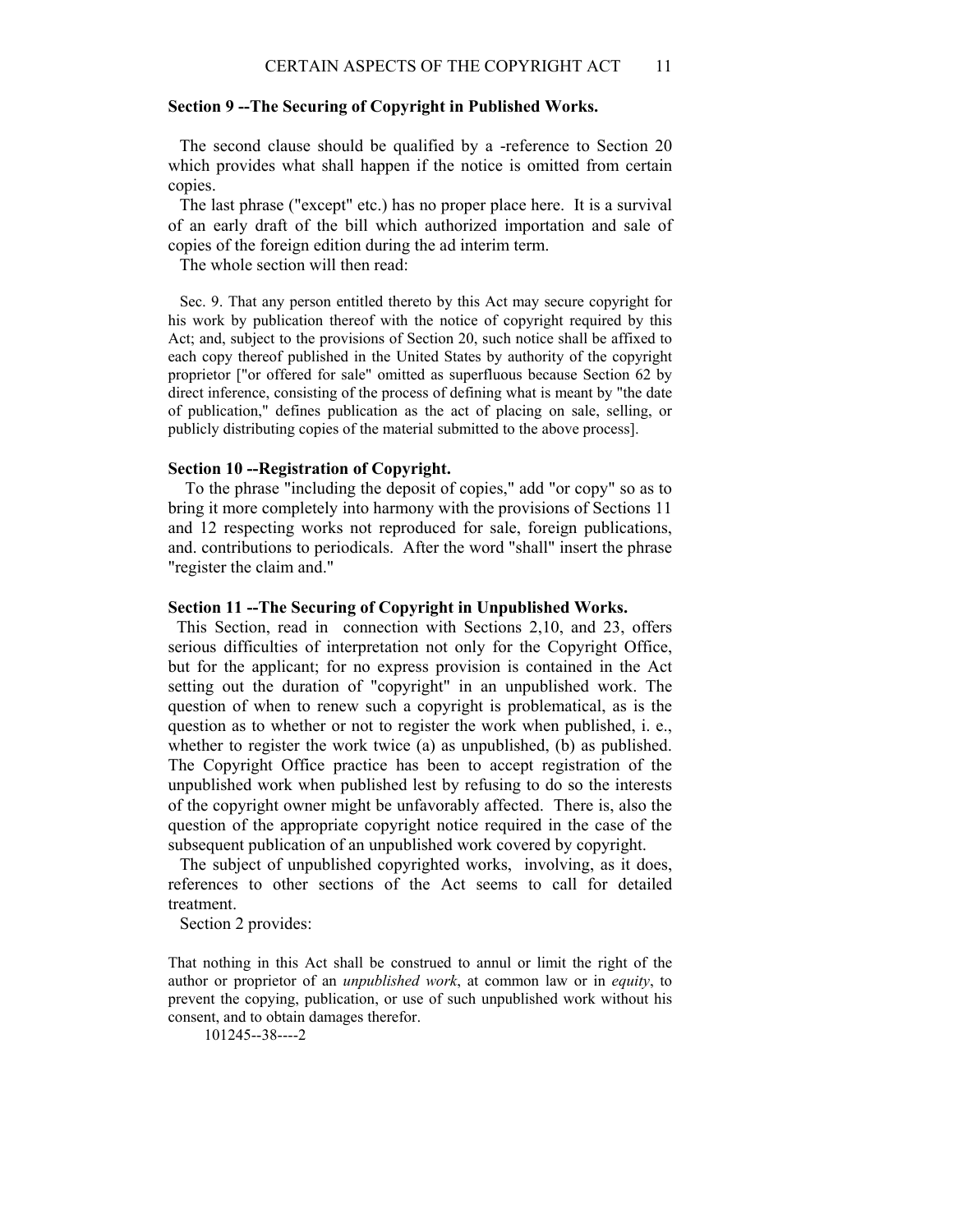### Section 9 --The Securing of Copyright in Published Works.

The second clause should be qualified by a -reference to Section 20 which provides what shall happen if the notice is omitted from certain copies.

The last phrase ("except" etc.) has no proper place here. It is a survival of an early draft of the bill which authorized importation and sale of copies of the foreign edition during the ad interim term.

The whole section will then read:

> Sec. 9. That any person entitled thereto by this Act may secure copyright for his work by publication thereof with the notice of copyright required by this Act; and, subject to the provisions of Section 20, such notice shall be affixed to each copy thereof published in the United States by authority of the copyright proprietor ["or offered for sale" omitted as superfluous because Section 62 by direct inference, consisting of the process of defining what is meant by "the date of publication," defines publication as the act of placing on sale, selling, or publicly distributing copies of the material submitted to the above process].

### Section 10 --Registration of Copyright.

To the phrase "including the deposit of copies," add "or copy" so as to bring it more completely into harmony with the provisions of Sections 11 and 12 respecting works not reproduced for sale, foreign publications, and. contributions to periodicals. After the word "shall" insert the phrase "register the claim and."

### Section 11 --The Securing of Copyright in Unpublished Works.

This Section, read in connection with Sections 2,10, and 23, offers serious difficulties of interpretation not only for the Copyright Office, but for the applicant; for no express provision is contained in the Act setting out the duration of "copyright" in an unpublished work. The question of when to renew such a copyright is problematical, as is the question as to whether or not to register the work when published, i. e., whether to register the work twice (a) as unpublished, (b) as published. The Copyright Office practice has been to accept registration of the unpublished work when published lest by refusing to do so the interests of the copyright owner might be unfavorably affected. There is, also the question of the appropriate copyright notice required in the case of the subsequent publication of an unpublished work covered by copyright.

The subject of unpublished copyrighted works, involving, as it does, references to other sections of the Act seems to call for detailed treatment.

Section 2 provides:

> That nothing in this Act shall be construed to annul or limit the right of the author or proprietor of an *unpublished work*, at common law or in *equity*, to prevent the copying, publication, or use of such unpublished work without his consent, and to obtain damages therefor.

101245--38----2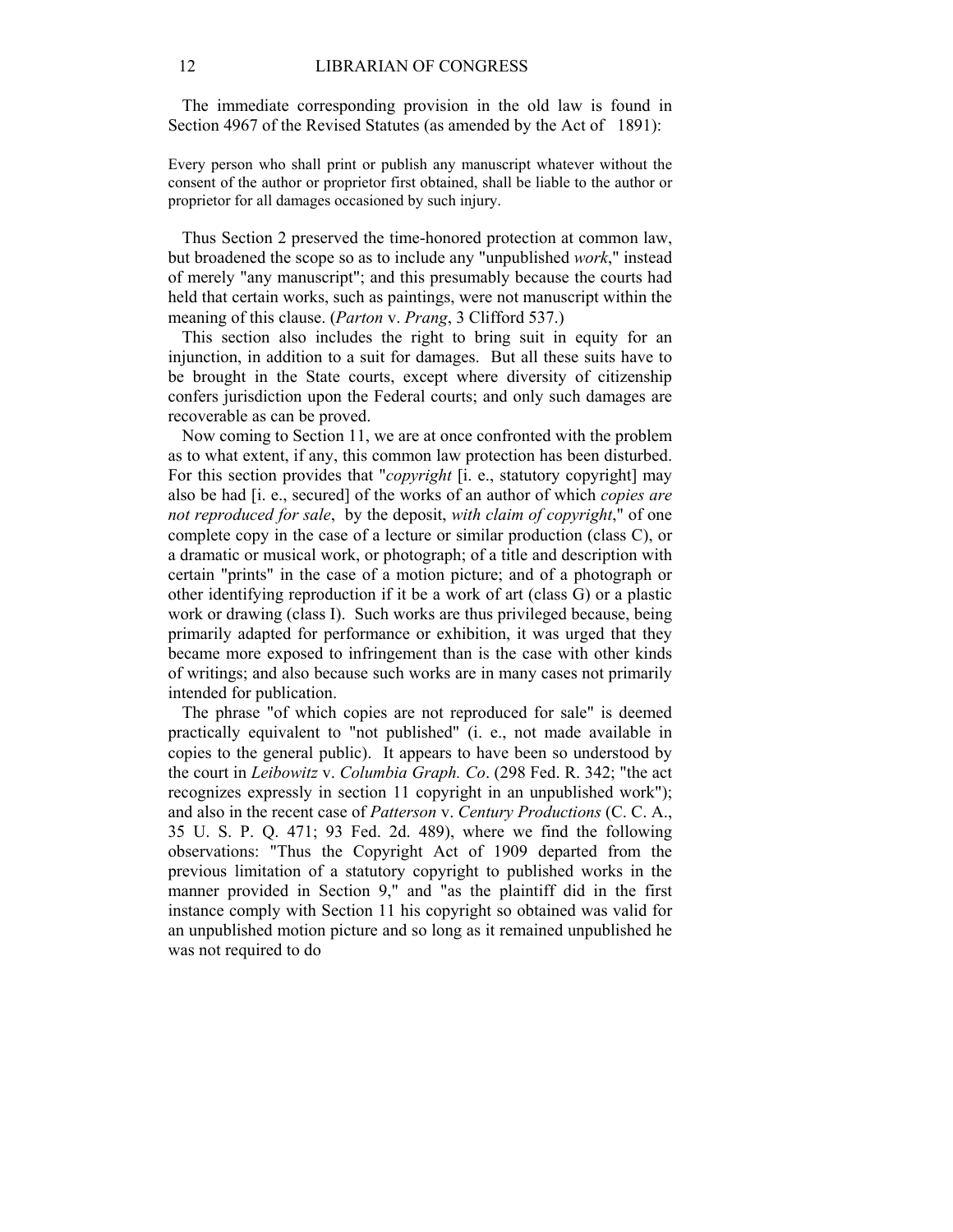The immediate corresponding provision in the old law is found in Section 4967 of the Revised Statutes (as amended by the Act of 1891):

> Every person who shall print or publish any manuscript whatever without the consent of the author or proprietor first obtained, shall be liable to the author or proprietor for all damages occasioned by such injury.

Thus Section 2 preserved the time-honored protection at common law, but broadened the scope so as to include any "unpublished *work*," instead of merely "any manuscript"; and this presumably because the courts had held that certain works, such as paintings, were not manuscript within the meaning of this clause. (*Parton* v. *Prang*, 3 Clifford 537.)

This section also includes the right to bring suit in equity for an injunction, in addition to a suit for damages. But all these suits have to be brought in the State courts, except where diversity of citizenship confers jurisdiction upon the Federal courts; and only such damages are recoverable as can be proved.

Now coming to Section 11, we are at once confronted with the problem as to what extent, if any, this common law protection has been disturbed. For this section provides that "*copyright* [i. e., statutory copyright] may also be had [i. e., secured] of the works of an author of which *copies are not reproduced for sale*, by the deposit, *with claim of copyright*," of one complete copy in the case of a lecture or similar production (class C), or a dramatic or musical work, or photograph; of a title and description with certain "prints" in the case of a motion picture; and of a photograph or other identifying reproduction if it be a work of art (class G) or a plastic work or drawing (class I). Such works are thus privileged because, being primarily adapted for performance or exhibition, it was urged that they became more exposed to infringement than is the case with other kinds of writings; and also because such works are in many cases not primarily intended for publication.

The phrase "of which copies are not reproduced for sale" is deemed practically equivalent to "not published" (i. e., not made available in copies to the general public). It appears to have been so understood by the court in *Leibowitz* v. *Columbia Graph. Co*. (298 Fed. R. 342; "the act recognizes expressly in section 11 copyright in an unpublished work"); and also in the recent case of *Patterson* v. *Century Productions* (C. C. A., 35 U. S. P. Q. 471; 93 Fed. 2d. 489), where we find the following observations: "Thus the Copyright Act of 1909 departed from the previous limitation of a statutory copyright to published works in the manner provided in Section 9," and "as the plaintiff did in the first instance comply with Section 11 his copyright so obtained was valid for an unpublished motion picture and so long as it remained unpublished he was not required to do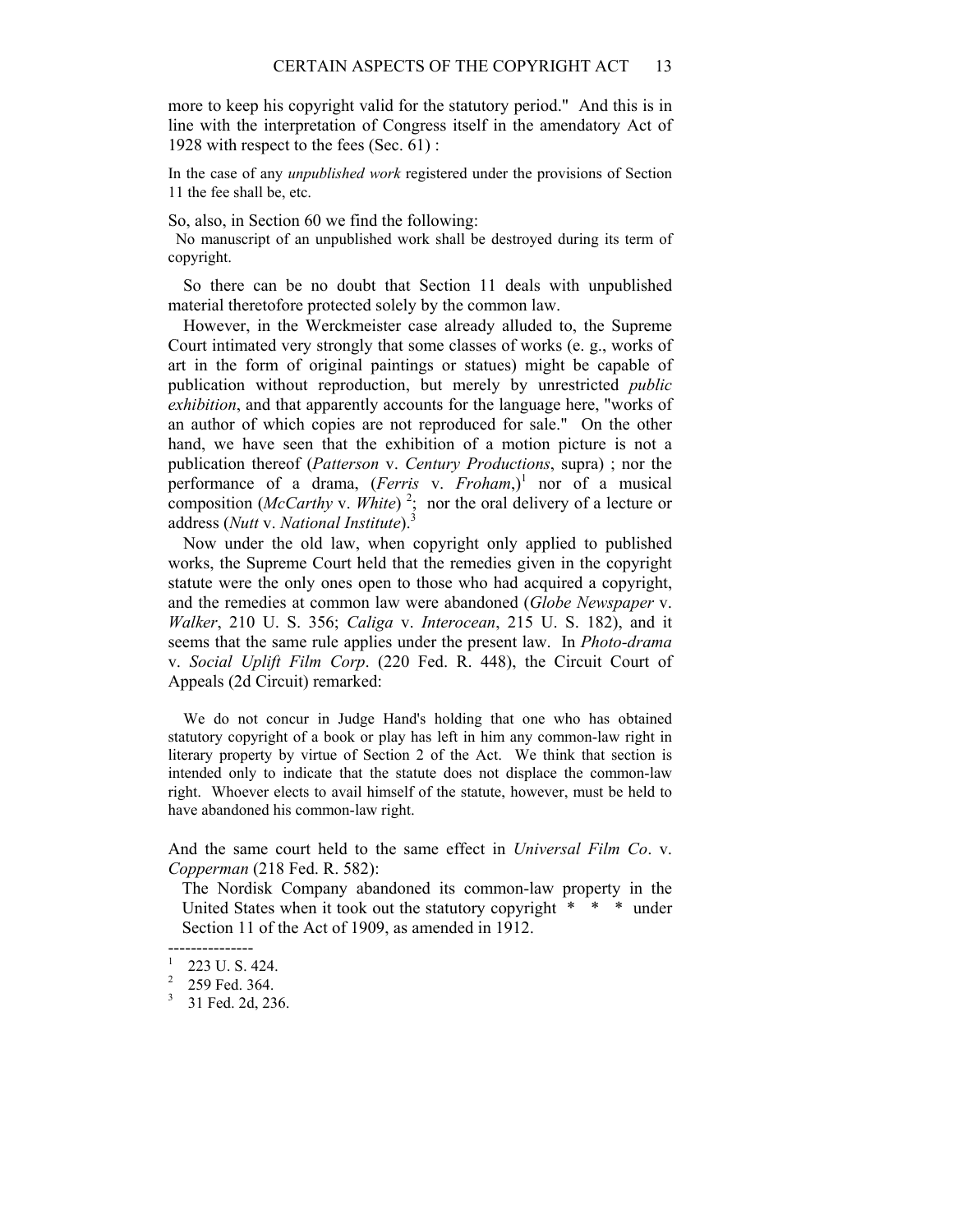more to keep his copyright valid for the statutory period." And this is in line with the interpretation of Congress itself in the amendatory Act of 1928 with respect to the fees (Sec. 61) :

> In the case of any *unpublished work* registered under the provisions of Section 11 the fee shall be, etc.

So, also, in Section 60 we find the following:

> No manuscript of an unpublished work shall be destroyed during its term of copyright.

So there can be no doubt that Section 11 deals with unpublished material theretofore protected solely by the common law.

However, in the Werckmeister case already alluded to, the Supreme Court intimated very strongly that some classes of works (e. g., works of art in the form of original paintings or statues) might be capable of publication without reproduction, but merely by unrestricted *public exhibition*, and that apparently accounts for the language here, "works of an author of which copies are not reproduced for sale." On the other hand, we have seen that the exhibition of a motion picture is not a publication thereof (*Patterson* v. *Century Productions*, supra) ; nor the performance of a drama, (*Ferris* v. *Froham*,)[1] nor of a musical composition (*McCarthy* v. *White*) [2]; nor the oral delivery of a lecture or address (*Nutt* v. *National Institute*).[3]

Now under the old law, when copyright only applied to published works, the Supreme Court held that the remedies given in the copyright statute were the only ones open to those who had acquired a copyright, and the remedies at common law were abandoned (*Globe Newspaper* v. *Walker*, 210 U. S. 356; *Caliga* v. *Interocean*, 215 U. S. 182), and it seems that the same rule applies under the present law. In *Photo-drama* v. *Social Uplift Film Corp*. (220 Fed. R. 448), the Circuit Court of Appeals (2d Circuit) remarked:

> We do not concur in Judge Hand's holding that one who has obtained statutory copyright of a book or play has left in him any common-law right in literary property by virtue of Section 2 of the Act. We think that section is intended only to indicate that the statute does not displace the common-law right. Whoever elects to avail himself of the statute, however, must be held to have abandoned his common-law right.

And the same court held to the same effect in *Universal Film Co*. v. *Copperman* (218 Fed. R. 582):

> The Nordisk Company abandoned its common-law property in the United States when it took out the statutory copyright * * * under Section 11 of the Act of 1909, as amended in 1912.

---------------

[1] 223 U. S. 424.

[2] 259 Fed. 364.

[3] 31 Fed. 2d, 236.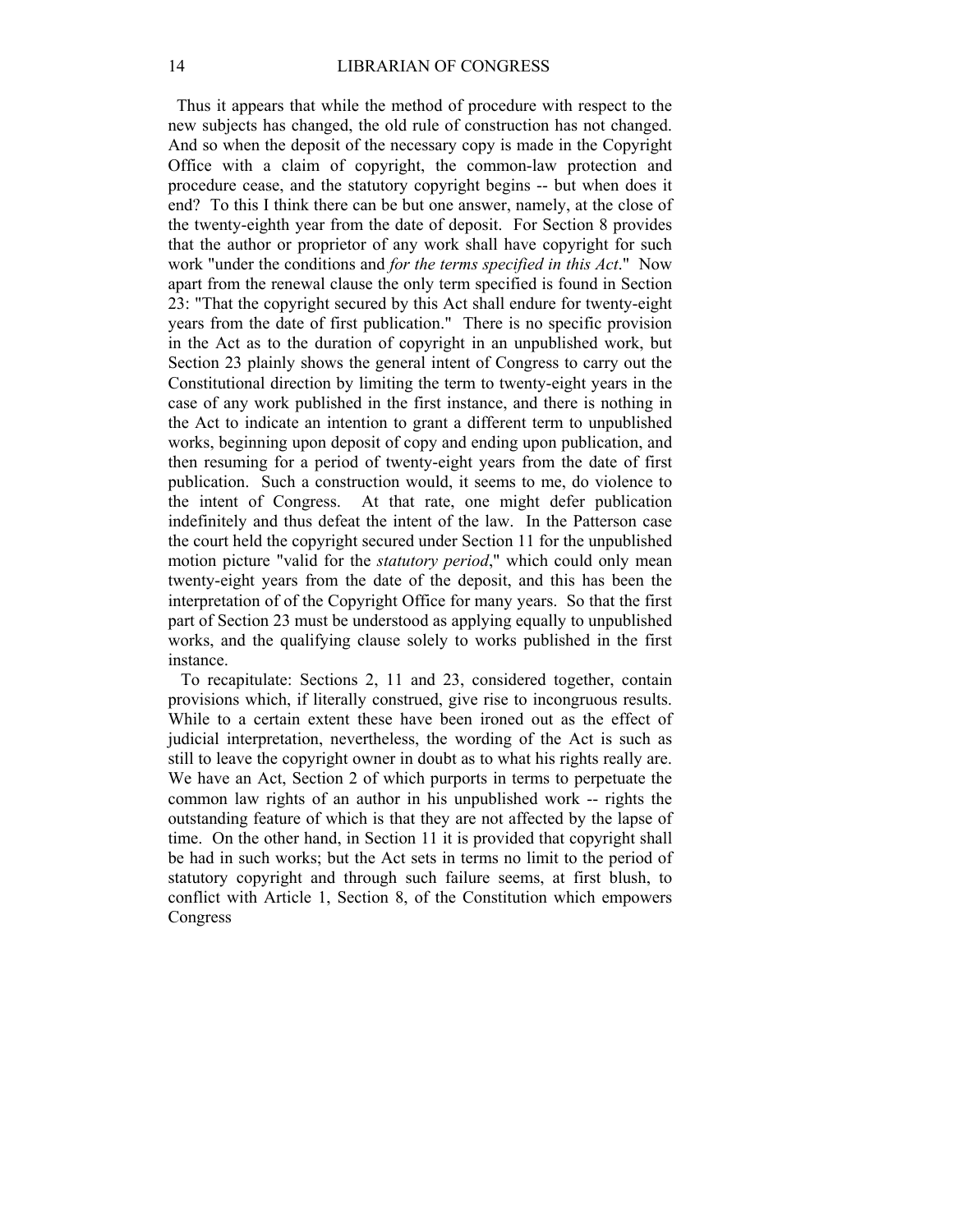Thus it appears that while the method of procedure with respect to the new subjects has changed, the old rule of construction has not changed. And so when the deposit of the necessary copy is made in the Copyright Office with a claim of copyright, the common-law protection and procedure cease, and the statutory copyright begins -- but when does it end? To this I think there can be but one answer, namely, at the close of the twenty-eighth year from the date of deposit. For Section 8 provides that the author or proprietor of any work shall have copyright for such work "under the conditions and *for the terms specified in this Act*." Now apart from the renewal clause the only term specified is found in Section 23: "That the copyright secured by this Act shall endure for twenty-eight years from the date of first publication." There is no specific provision in the Act as to the duration of copyright in an unpublished work, but Section 23 plainly shows the general intent of Congress to carry out the Constitutional direction by limiting the term to twenty-eight years in the case of any work published in the first instance, and there is nothing in the Act to indicate an intention to grant a different term to unpublished works, beginning upon deposit of copy and ending upon publication, and then resuming for a period of twenty-eight years from the date of first publication. Such a construction would, it seems to me, do violence to the intent of Congress. At that rate, one might defer publication indefinitely and thus defeat the intent of the law. In the Patterson case the court held the copyright secured under Section 11 for the unpublished motion picture "valid for the *statutory period*," which could only mean twenty-eight years from the date of the deposit, and this has been the interpretation of of the Copyright Office for many years. So that the first part of Section 23 must be understood as applying equally to unpublished works, and the qualifying clause solely to works published in the first instance.

To recapitulate: Sections 2, 11 and 23, considered together, contain provisions which, if literally construed, give rise to incongruous results. While to a certain extent these have been ironed out as the effect of judicial interpretation, nevertheless, the wording of the Act is such as still to leave the copyright owner in doubt as to what his rights really are. We have an Act, Section 2 of which purports in terms to perpetuate the common law rights of an author in his unpublished work -- rights the outstanding feature of which is that they are not affected by the lapse of time. On the other hand, in Section 11 it is provided that copyright shall be had in such works; but the Act sets in terms no limit to the period of statutory copyright and through such failure seems, at first blush, to conflict with Article 1, Section 8, of the Constitution which empowers Congress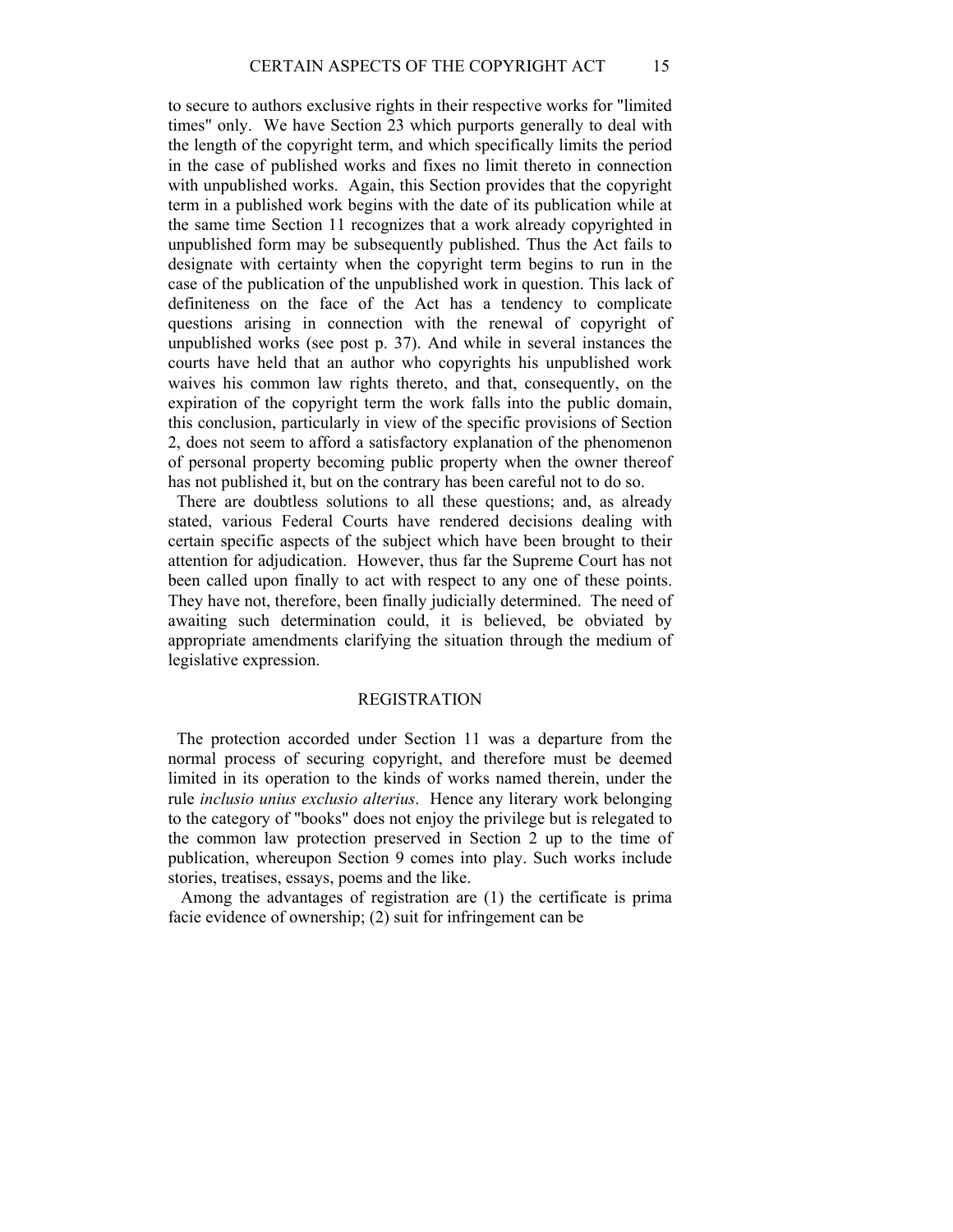to secure to authors exclusive rights in their respective works for "limited times" only. We have Section 23 which purports generally to deal with the length of the copyright term, and which specifically limits the period in the case of published works and fixes no limit thereto in connection with unpublished works. Again, this Section provides that the copyright term in a published work begins with the date of its publication while at the same time Section 11 recognizes that a work already copyrighted in unpublished form may be subsequently published. Thus the Act fails to designate with certainty when the copyright term begins to run in the case of the publication of the unpublished work in question. This lack of definiteness on the face of the Act has a tendency to complicate questions arising in connection with the renewal of copyright of unpublished works (see post p. 37). And while in several instances the courts have held that an author who copyrights his unpublished work waives his common law rights thereto, and that, consequently, on the expiration of the copyright term the work falls into the public domain, this conclusion, particularly in view of the specific provisions of Section 2, does not seem to afford a satisfactory explanation of the phenomenon of personal property becoming public property when the owner thereof has not published it, but on the contrary has been careful not to do so.

There are doubtless solutions to all these questions; and, as already stated, various Federal Courts have rendered decisions dealing with certain specific aspects of the subject which have been brought to their attention for adjudication. However, thus far the Supreme Court has not been called upon finally to act with respect to any one of these points. They have not, therefore, been finally judicially determined. The need of awaiting such determination could, it is believed, be obviated by appropriate amendments clarifying the situation through the medium of legislative expression.

## REGISTRATION

The protection accorded under Section 11 was a departure from the normal process of securing copyright, and therefore must be deemed limited in its operation to the kinds of works named therein, under the rule *inclusio unius exclusio alterius*. Hence any literary work belonging to the category of "books" does not enjoy the privilege but is relegated to the common law protection preserved in Section 2 up to the time of publication, whereupon Section 9 comes into play. Such works include stories, treatises, essays, poems and the like.

Among the advantages of registration are (1) the certificate is prima facie evidence of ownership; (2) suit for infringement can be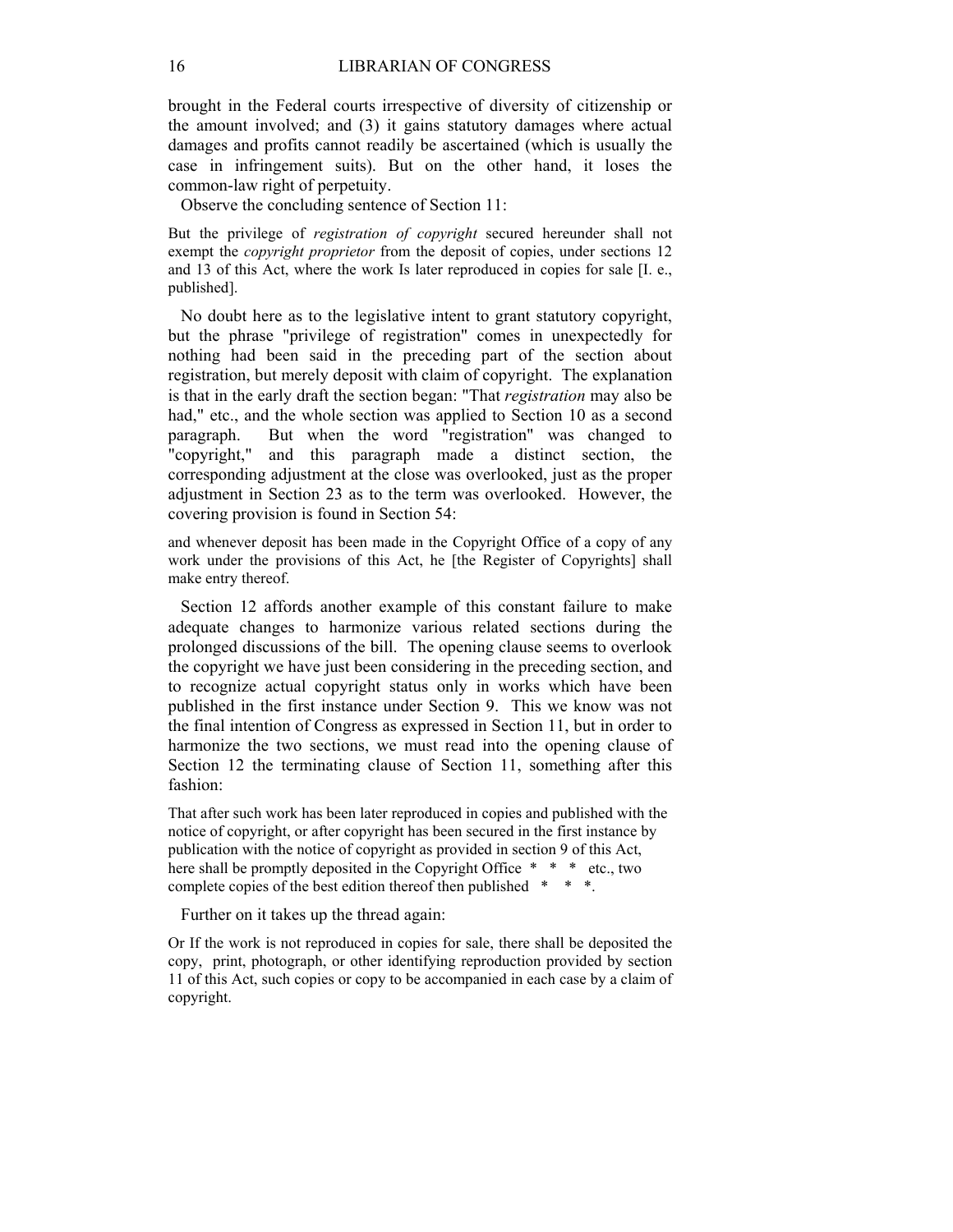brought in the Federal courts irrespective of diversity of citizenship or the amount involved; and (3) it gains statutory damages where actual damages and profits cannot readily be ascertained (which is usually the case in infringement suits). But on the other hand, it loses the common-law right of perpetuity.

Observe the concluding sentence of Section 11:

> But the privilege of *registration of copyright* secured hereunder shall not exempt the *copyright proprietor* from the deposit of copies, under sections 12 and 13 of this Act, where the work Is later reproduced in copies for sale [I. e., published].

No doubt here as to the legislative intent to grant statutory copyright, but the phrase "privilege of registration" comes in unexpectedly for nothing had been said in the preceding part of the section about registration, but merely deposit with claim of copyright. The explanation is that in the early draft the section began: "That *registration* may also be had," etc., and the whole section was applied to Section 10 as a second paragraph. But when the word "registration" was changed to "copyright," and this paragraph made a distinct section, the corresponding adjustment at the close was overlooked, just as the proper adjustment in Section 23 as to the term was overlooked. However, the covering provision is found in Section 54:

> and whenever deposit has been made in the Copyright Office of a copy of any work under the provisions of this Act, he [the Register of Copyrights] shall make entry thereof.

Section 12 affords another example of this constant failure to make adequate changes to harmonize various related sections during the prolonged discussions of the bill. The opening clause seems to overlook the copyright we have just been considering in the preceding section, and to recognize actual copyright status only in works which have been published in the first instance under Section 9. This we know was not the final intention of Congress as expressed in Section 11, but in order to harmonize the two sections, we must read into the opening clause of Section 12 the terminating clause of Section 11, something after this fashion:

> That after such work has been later reproduced in copies and published with the notice of copyright, or after copyright has been secured in the first instance by publication with the notice of copyright as provided in section 9 of this Act, here shall be promptly deposited in the Copyright Office * * * etc., two complete copies of the best edition thereof then published * * *.

Further on it takes up the thread again:

> Or If the work is not reproduced in copies for sale, there shall be deposited the copy, print, photograph, or other identifying reproduction provided by section 11 of this Act, such copies or copy to be accompanied in each case by a claim of copyright.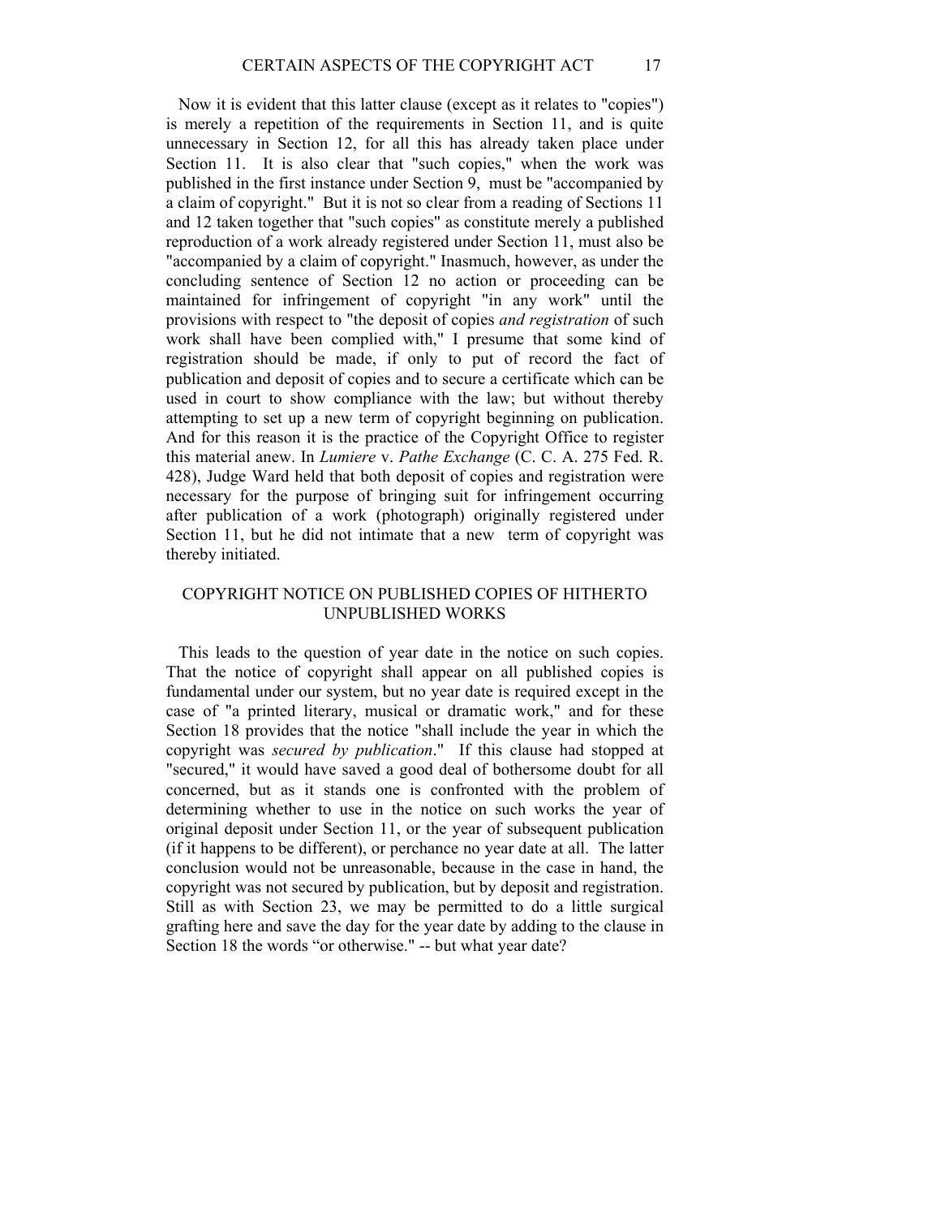Now it is evident that this latter clause (except as it relates to "copies") is merely a repetition of the requirements in Section 11, and is quite unnecessary in Section 12, for all this has already taken place under Section 11. It is also clear that "such copies," when the work was published in the first instance under Section 9, must be "accompanied by a claim of copyright." But it is not so clear from a reading of Sections 11 and 12 taken together that "such copies" as constitute merely a published reproduction of a work already registered under Section 11, must also be "accompanied by a claim of copyright." Inasmuch, however, as under the concluding sentence of Section 12 no action or proceeding can be maintained for infringement of copyright "in any work" until the provisions with respect to "the deposit of copies *and registration* of such work shall have been complied with," I presume that some kind of registration should be made, if only to put of record the fact of publication and deposit of copies and to secure a certificate which can be used in court to show compliance with the law; but without thereby attempting to set up a new term of copyright beginning on publication. And for this reason it is the practice of the Copyright Office to register this material anew. In *Lumiere* v. *Pathe Exchange* (C. C. A. 275 Fed. R. 428), Judge Ward held that both deposit of copies and registration were necessary for the purpose of bringing suit for infringement occurring after publication of a work (photograph) originally registered under Section 11, but he did not intimate that a new term of copyright was thereby initiated.

## COPYRIGHT NOTICE ON PUBLISHED COPIES OF HITHERTO UNPUBLISHED WORKS

This leads to the question of year date in the notice on such copies. That the notice of copyright shall appear on all published copies is fundamental under our system, but no year date is required except in the case of "a printed literary, musical or dramatic work," and for these Section 18 provides that the notice "shall include the year in which the copyright was *secured by publication*." If this clause had stopped at "secured," it would have saved a good deal of bothersome doubt for all concerned, but as it stands one is confronted with the problem of determining whether to use in the notice on such works the year of original deposit under Section 11, or the year of subsequent publication (if it happens to be different), or perchance no year date at all. The latter conclusion would not be unreasonable, because in the case in hand, the copyright was not secured by publication, but by deposit and registration. Still as with Section 23, we may be permitted to do a little surgical grafting here and save the day for the year date by adding to the clause in Section 18 the words "or otherwise." -- but what year date?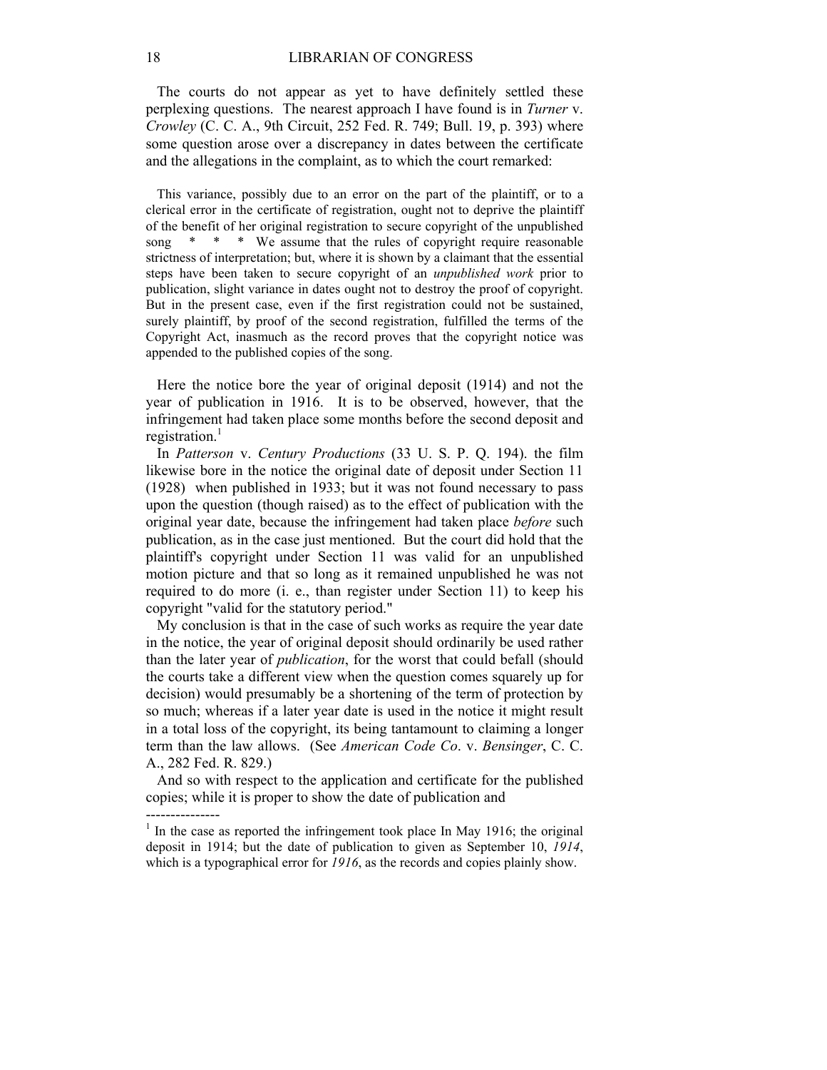The courts do not appear as yet to have definitely settled these perplexing questions. The nearest approach I have found is in *Turner* v. *Crowley* (C. C. A., 9th Circuit, 252 Fed. R. 749; Bull. 19, p. 393) where some question arose over a discrepancy in dates between the certificate and the allegations in the complaint, as to which the court remarked:

> This variance, possibly due to an error on the part of the plaintiff, or to a clerical error in the certificate of registration, ought not to deprive the plaintiff of the benefit of her original registration to secure copyright of the unpublished song * * * We assume that the rules of copyright require reasonable strictness of interpretation; but, where it is shown by a claimant that the essential steps have been taken to secure copyright of an *unpublished work* prior to publication, slight variance in dates ought not to destroy the proof of copyright. But in the present case, even if the first registration could not be sustained, surely plaintiff, by proof of the second registration, fulfilled the terms of the Copyright Act, inasmuch as the record proves that the copyright notice was appended to the published copies of the song.

Here the notice bore the year of original deposit (1914) and not the year of publication in 1916. It is to be observed, however, that the infringement had taken place some months before the second deposit and registration.[1]

In *Patterson* v. *Century Productions* (33 U. S. P. Q. 194). the film likewise bore in the notice the original date of deposit under Section 11 (1928) when published in 1933; but it was not found necessary to pass upon the question (though raised) as to the effect of publication with the original year date, because the infringement had taken place *before* such publication, as in the case just mentioned. But the court did hold that the plaintiff's copyright under Section 11 was valid for an unpublished motion picture and that so long as it remained unpublished he was not required to do more (i. e., than register under Section 11) to keep his copyright "valid for the statutory period."

My conclusion is that in the case of such works as require the year date in the notice, the year of original deposit should ordinarily be used rather than the later year of *publication*, for the worst that could befall (should the courts take a different view when the question comes squarely up for decision) would presumably be a shortening of the term of protection by so much; whereas if a later year date is used in the notice it might result in a total loss of the copyright, its being tantamount to claiming a longer term than the law allows. (See *American Code Co*. v. *Bensinger*, C. C. A., 282 Fed. R. 829.)

And so with respect to the application and certificate for the published copies; while it is proper to show the date of publication and

---------------

[1] In the case as reported the infringement took place In May 1916; the original deposit in 1914; but the date of publication to given as September 10, *1914*, which is a typographical error for *1916*, as the records and copies plainly show.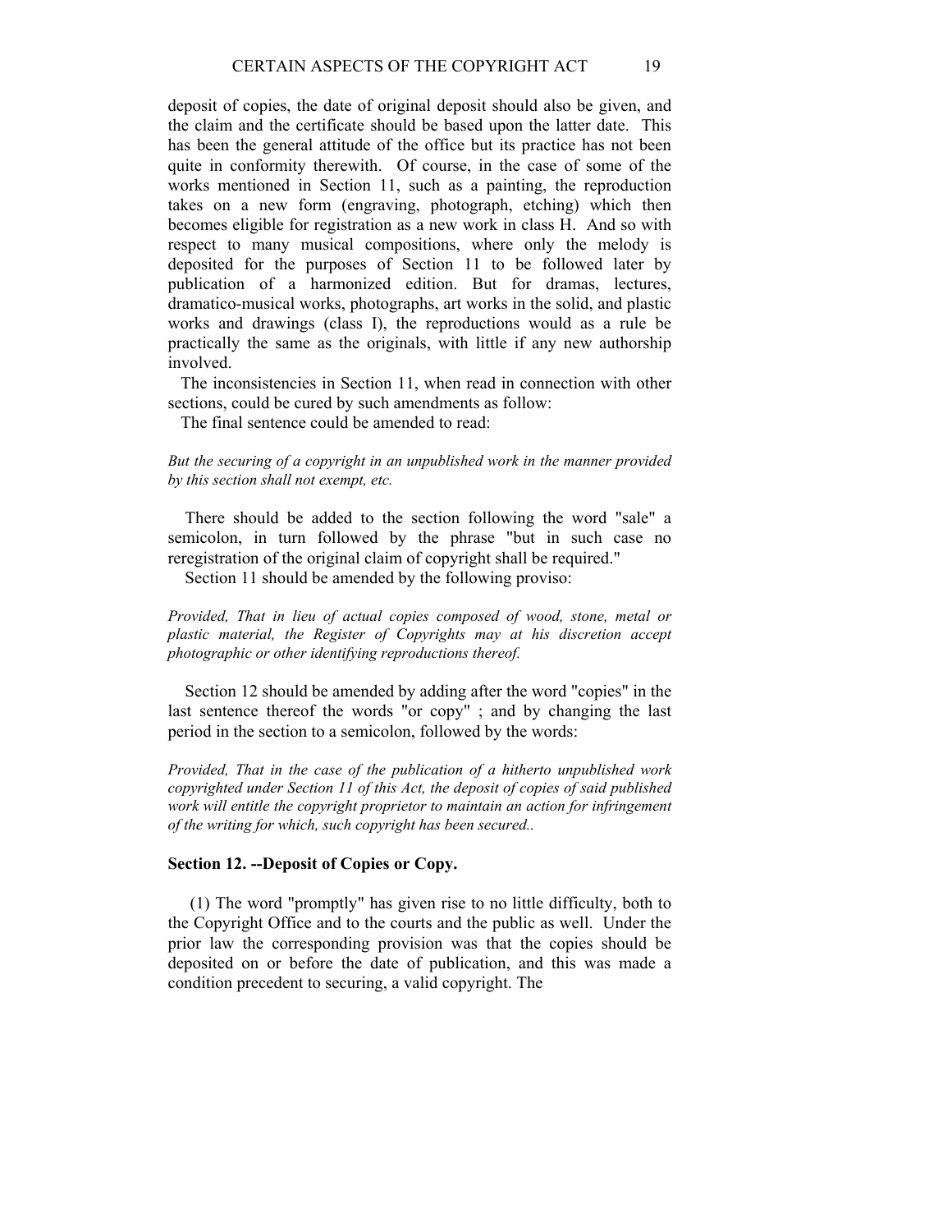deposit of copies, the date of original deposit should also be given, and the claim and the certificate should be based upon the latter date. This has been the general attitude of the office but its practice has not been quite in conformity therewith. Of course, in the case of some of the works mentioned in Section 11, such as a painting, the reproduction takes on a new form (engraving, photograph, etching) which then becomes eligible for registration as a new work in class H. And so with respect to many musical compositions, where only the melody is deposited for the purposes of Section 11 to be followed later by publication of a harmonized edition. But for dramas, lectures, dramatico-musical works, photographs, art works in the solid, and plastic works and drawings (class I), the reproductions would as a rule be practically the same as the originals, with little if any new authorship involved.

The inconsistencies in Section 11, when read in connection with other sections, could be cured by such amendments as follow:

The final sentence could be amended to read:

*But the securing of a copyright in an unpublished work in the manner provided by this section shall not exempt, etc.*

There should be added to the section following the word "sale" a semicolon, in turn followed by the phrase "but in such case no reregistration of the original claim of copyright shall be required."

Section 11 should be amended by the following proviso:

*Provided, That in lieu of actual copies composed of wood, stone, metal or plastic material, the Register of Copyrights may at his discretion accept photographic or other identifying reproductions thereof.*

Section 12 should be amended by adding after the word "copies" in the last sentence thereof the words "or copy" ; and by changing the last period in the section to a semicolon, followed by the words:

*Provided, That in the case of the publication of a hitherto unpublished work copyrighted under Section 11 of this Act, the deposit of copies of said published work will entitle the copyright proprietor to maintain an action for infringement of the writing for which, such copyright has been secured..*

### Section 12. --Deposit of Copies or Copy.

(1) The word "promptly" has given rise to no little difficulty, both to the Copyright Office and to the courts and the public as well. Under the prior law the corresponding provision was that the copies should be deposited on or before the date of publication, and this was made a condition precedent to securing, a valid copyright. The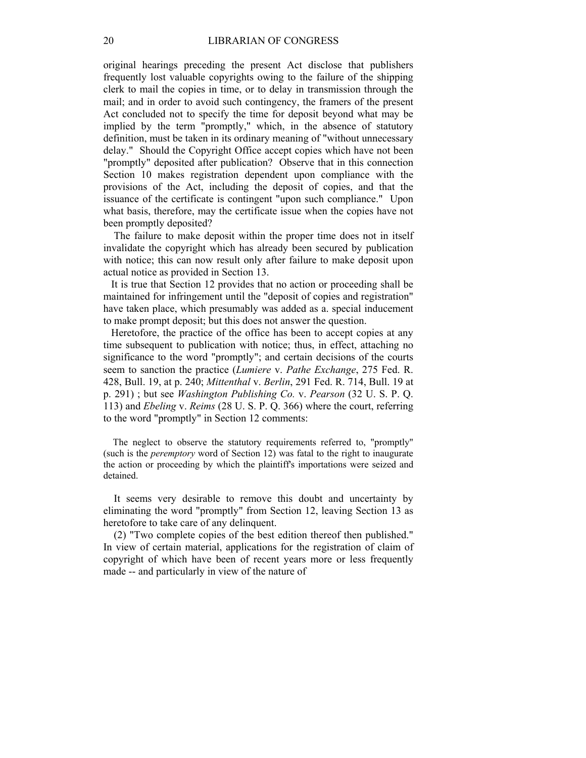original hearings preceding the present Act disclose that publishers frequently lost valuable copyrights owing to the failure of the shipping clerk to mail the copies in time, or to delay in transmission through the mail; and in order to avoid such contingency, the framers of the present Act concluded not to specify the time for deposit beyond what may be implied by the term "promptly," which, in the absence of statutory definition, must be taken in its ordinary meaning of "without unnecessary delay." Should the Copyright Office accept copies which have not been "promptly" deposited after publication? Observe that in this connection Section 10 makes registration dependent upon compliance with the provisions of the Act, including the deposit of copies, and that the issuance of the certificate is contingent "upon such compliance." Upon what basis, therefore, may the certificate issue when the copies have not been promptly deposited?

The failure to make deposit within the proper time does not in itself invalidate the copyright which has already been secured by publication with notice; this can now result only after failure to make deposit upon actual notice as provided in Section 13.

It is true that Section 12 provides that no action or proceeding shall be maintained for infringement until the "deposit of copies and registration" have taken place, which presumably was added as a. special inducement to make prompt deposit; but this does not answer the question.

Heretofore, the practice of the office has been to accept copies at any time subsequent to publication with notice; thus, in effect, attaching no significance to the word "promptly"; and certain decisions of the courts seem to sanction the practice (*Lumiere* v. *Pathe Exchange*, 275 Fed. R. 428, Bull. 19, at p. 240; *Mittenthal* v. *Berlin*, 291 Fed. R. 714, Bull. 19 at p. 291) ; but see *Washington Publishing Co.* v. *Pearson* (32 U. S. P. Q. 113) and *Ebeling* v. *Reims* (28 U. S. P. Q. 366) where the court, referring to the word "promptly" in Section 12 comments:

> The neglect to observe the statutory requirements referred to, "promptly" (such is the *peremptory* word of Section 12) was fatal to the right to inaugurate the action or proceeding by which the plaintiff's importations were seized and detained.

It seems very desirable to remove this doubt and uncertainty by eliminating the word "promptly" from Section 12, leaving Section 13 as heretofore to take care of any delinquent.

(2) "Two complete copies of the best edition thereof then published." In view of certain material, applications for the registration of claim of copyright of which have been of recent years more or less frequently made -- and particularly in view of the nature of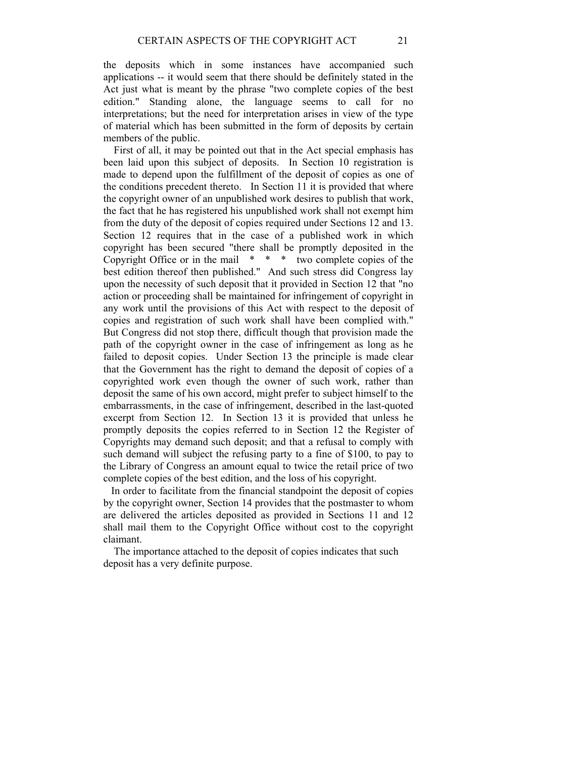the deposits which in some instances have accompanied such applications -- it would seem that there should be definitely stated in the Act just what is meant by the phrase "two complete copies of the best edition." Standing alone, the language seems to call for no interpretations; but the need for interpretation arises in view of the type of material which has been submitted in the form of deposits by certain members of the public.

First of all, it may be pointed out that in the Act special emphasis has been laid upon this subject of deposits. In Section 10 registration is made to depend upon the fulfillment of the deposit of copies as one of the conditions precedent thereto. In Section 11 it is provided that where the copyright owner of an unpublished work desires to publish that work, the fact that he has registered his unpublished work shall not exempt him from the duty of the deposit of copies required under Sections 12 and 13. Section 12 requires that in the case of a published work in which copyright has been secured "there shall be promptly deposited in the Copyright Office or in the mail * * * two complete copies of the best edition thereof then published." And such stress did Congress lay upon the necessity of such deposit that it provided in Section 12 that "no action or proceeding shall be maintained for infringement of copyright in any work until the provisions of this Act with respect to the deposit of copies and registration of such work shall have been complied with." But Congress did not stop there, difficult though that provision made the path of the copyright owner in the case of infringement as long as he failed to deposit copies. Under Section 13 the principle is made clear that the Government has the right to demand the deposit of copies of a copyrighted work even though the owner of such work, rather than deposit the same of his own accord, might prefer to subject himself to the embarrassments, in the case of infringement, described in the last-quoted excerpt from Section 12. In Section 13 it is provided that unless he promptly deposits the copies referred to in Section 12 the Register of Copyrights may demand such deposit; and that a refusal to comply with such demand will subject the refusing party to a fine of $100, to pay to the Library of Congress an amount equal to twice the retail price of two complete copies of the best edition, and the loss of his copyright.

In order to facilitate from the financial standpoint the deposit of copies by the copyright owner, Section 14 provides that the postmaster to whom are delivered the articles deposited as provided in Sections 11 and 12 shall mail them to the Copyright Office without cost to the copyright claimant.

The importance attached to the deposit of copies indicates that such deposit has a very definite purpose.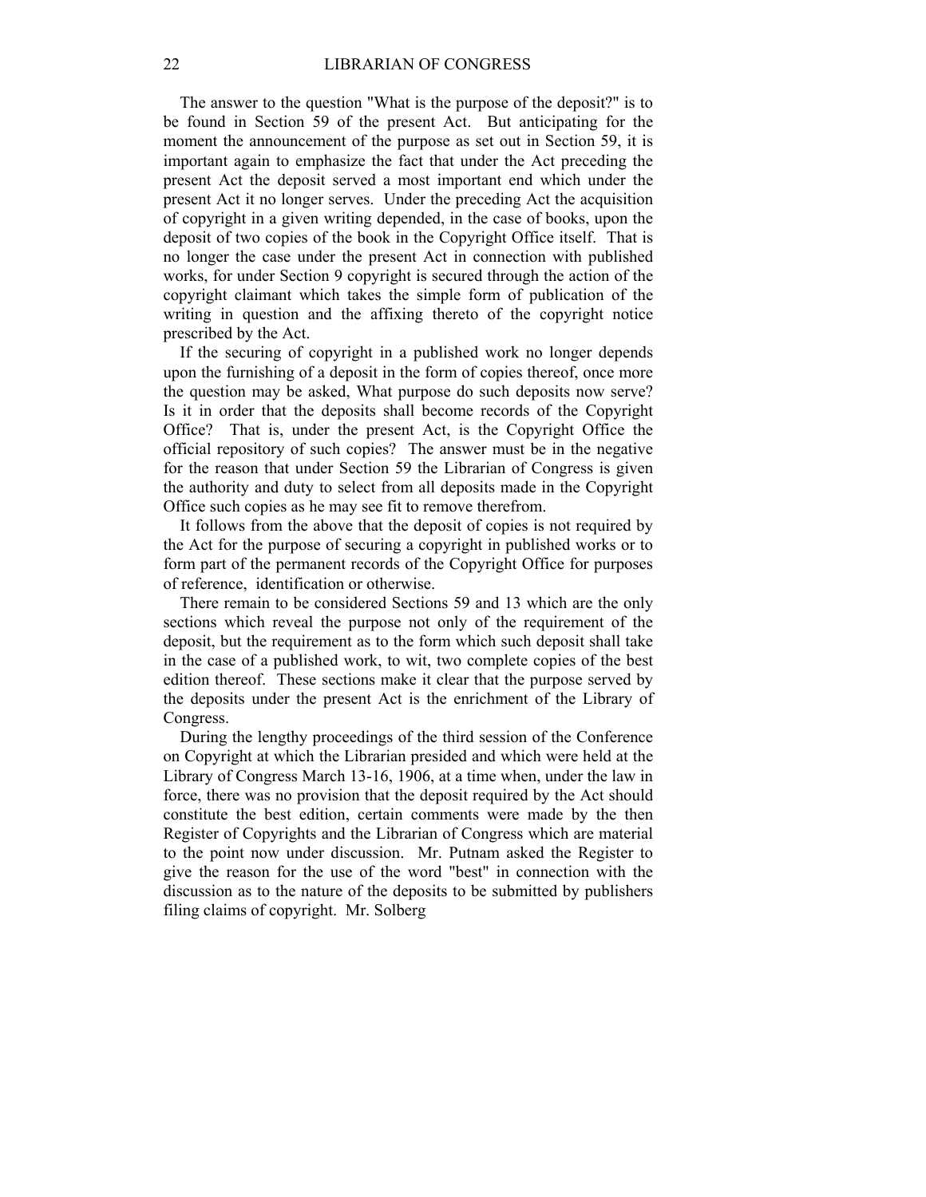The answer to the question "What is the purpose of the deposit?" is to be found in Section 59 of the present Act. But anticipating for the moment the announcement of the purpose as set out in Section 59, it is important again to emphasize the fact that under the Act preceding the present Act the deposit served a most important end which under the present Act it no longer serves. Under the preceding Act the acquisition of copyright in a given writing depended, in the case of books, upon the deposit of two copies of the book in the Copyright Office itself. That is no longer the case under the present Act in connection with published works, for under Section 9 copyright is secured through the action of the copyright claimant which takes the simple form of publication of the writing in question and the affixing thereto of the copyright notice prescribed by the Act.

If the securing of copyright in a published work no longer depends upon the furnishing of a deposit in the form of copies thereof, once more the question may be asked, What purpose do such deposits now serve? Is it in order that the deposits shall become records of the Copyright Office? That is, under the present Act, is the Copyright Office the official repository of such copies? The answer must be in the negative for the reason that under Section 59 the Librarian of Congress is given the authority and duty to select from all deposits made in the Copyright Office such copies as he may see fit to remove therefrom.

It follows from the above that the deposit of copies is not required by the Act for the purpose of securing a copyright in published works or to form part of the permanent records of the Copyright Office for purposes of reference, identification or otherwise.

There remain to be considered Sections 59 and 13 which are the only sections which reveal the purpose not only of the requirement of the deposit, but the requirement as to the form which such deposit shall take in the case of a published work, to wit, two complete copies of the best edition thereof. These sections make it clear that the purpose served by the deposits under the present Act is the enrichment of the Library of Congress.

During the lengthy proceedings of the third session of the Conference on Copyright at which the Librarian presided and which were held at the Library of Congress March 13-16, 1906, at a time when, under the law in force, there was no provision that the deposit required by the Act should constitute the best edition, certain comments were made by the then Register of Copyrights and the Librarian of Congress which are material to the point now under discussion. Mr. Putnam asked the Register to give the reason for the use of the word "best" in connection with the discussion as to the nature of the deposits to be submitted by publishers filing claims of copyright. Mr. Solberg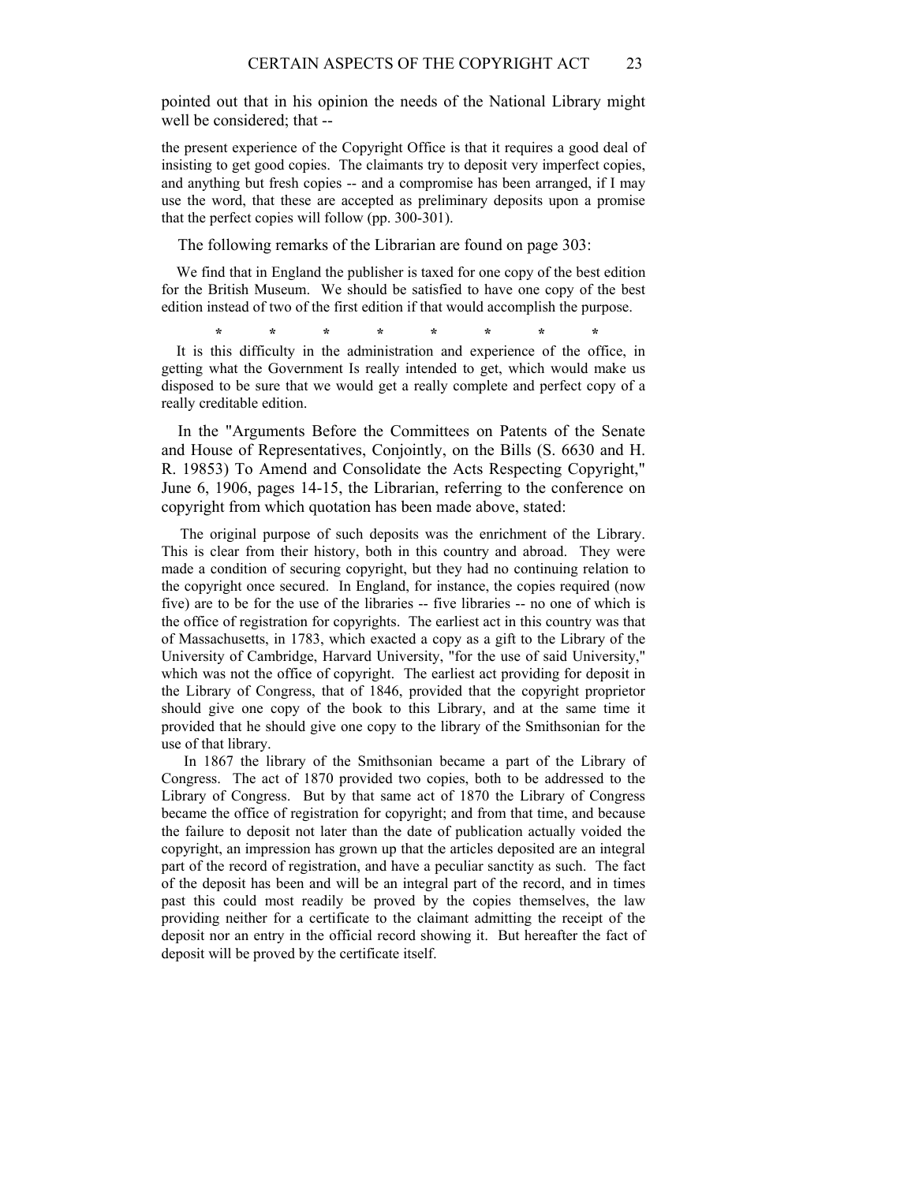pointed out that in his opinion the needs of the National Library might well be considered; that --

> the present experience of the Copyright Office is that it requires a good deal of insisting to get good copies. The claimants try to deposit very imperfect copies, and anything but fresh copies -- and a compromise has been arranged, if I may use the word, that these are accepted as preliminary deposits upon a promise that the perfect copies will follow (pp. 300-301).

The following remarks of the Librarian are found on page 303:

> We find that in England the publisher is taxed for one copy of the best edition for the British Museum. We should be satisfied to have one copy of the best edition instead of two of the first edition if that would accomplish the purpose.
>
> \* \* \* \* \* \* \* \*
>
> It is this difficulty in the administration and experience of the office, in getting what the Government Is really intended to get, which would make us disposed to be sure that we would get a really complete and perfect copy of a really creditable edition.

In the "Arguments Before the Committees on Patents of the Senate and House of Representatives, Conjointly, on the Bills (S. 6630 and H. R. 19853) To Amend and Consolidate the Acts Respecting Copyright," June 6, 1906, pages 14-15, the Librarian, referring to the conference on copyright from which quotation has been made above, stated:

> The original purpose of such deposits was the enrichment of the Library. This is clear from their history, both in this country and abroad. They were made a condition of securing copyright, but they had no continuing relation to the copyright once secured. In England, for instance, the copies required (now five) are to be for the use of the libraries -- five libraries -- no one of which is the office of registration for copyrights. The earliest act in this country was that of Massachusetts, in 1783, which exacted a copy as a gift to the Library of the University of Cambridge, Harvard University, "for the use of said University," which was not the office of copyright. The earliest act providing for deposit in the Library of Congress, that of 1846, provided that the copyright proprietor should give one copy of the book to this Library, and at the same time it provided that he should give one copy to the library of the Smithsonian for the use of that library.
>
> In 1867 the library of the Smithsonian became a part of the Library of Congress. The act of 1870 provided two copies, both to be addressed to the Library of Congress. But by that same act of 1870 the Library of Congress became the office of registration for copyright; and from that time, and because the failure to deposit not later than the date of publication actually voided the copyright, an impression has grown up that the articles deposited are an integral part of the record of registration, and have a peculiar sanctity as such. The fact of the deposit has been and will be an integral part of the record, and in times past this could most readily be proved by the copies themselves, the law providing neither for a certificate to the claimant admitting the receipt of the deposit nor an entry in the official record showing it. But hereafter the fact of deposit will be proved by the certificate itself.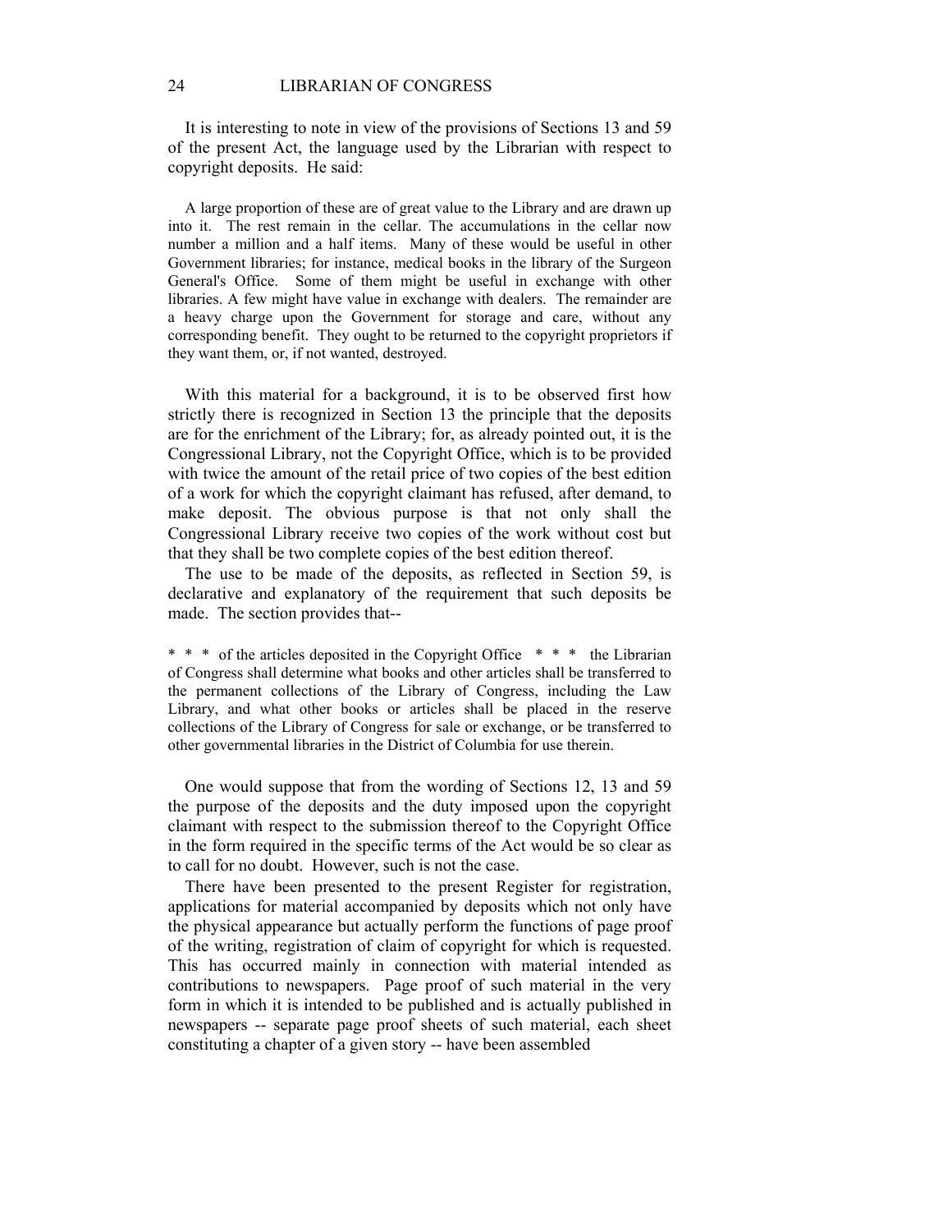It is interesting to note in view of the provisions of Sections 13 and 59 of the present Act, the language used by the Librarian with respect to copyright deposits. He said:

> A large proportion of these are of great value to the Library and are drawn up into it. The rest remain in the cellar. The accumulations in the cellar now number a million and a half items. Many of these would be useful in other Government libraries; for instance, medical books in the library of the Surgeon General's Office. Some of them might be useful in exchange with other libraries. A few might have value in exchange with dealers. The remainder are a heavy charge upon the Government for storage and care, without any corresponding benefit. They ought to be returned to the copyright proprietors if they want them, or, if not wanted, destroyed.

With this material for a background, it is to be observed first how strictly there is recognized in Section 13 the principle that the deposits are for the enrichment of the Library; for, as already pointed out, it is the Congressional Library, not the Copyright Office, which is to be provided with twice the amount of the retail price of two copies of the best edition of a work for which the copyright claimant has refused, after demand, to make deposit. The obvious purpose is that not only shall the Congressional Library receive two copies of the work without cost but that they shall be two complete copies of the best edition thereof.

The use to be made of the deposits, as reflected in Section 59, is declarative and explanatory of the requirement that such deposits be made. The section provides that--

> * * * of the articles deposited in the Copyright Office * * * the Librarian of Congress shall determine what books and other articles shall be transferred to the permanent collections of the Library of Congress, including the Law Library, and what other books or articles shall be placed in the reserve collections of the Library of Congress for sale or exchange, or be transferred to other governmental libraries in the District of Columbia for use therein.

One would suppose that from the wording of Sections 12, 13 and 59 the purpose of the deposits and the duty imposed upon the copyright claimant with respect to the submission thereof to the Copyright Office in the form required in the specific terms of the Act would be so clear as to call for no doubt. However, such is not the case.

There have been presented to the present Register for registration, applications for material accompanied by deposits which not only have the physical appearance but actually perform the functions of page proof of the writing, registration of claim of copyright for which is requested. This has occurred mainly in connection with material intended as contributions to newspapers. Page proof of such material in the very form in which it is intended to be published and is actually published in newspapers -- separate page proof sheets of such material, each sheet constituting a chapter of a given story -- have been assembled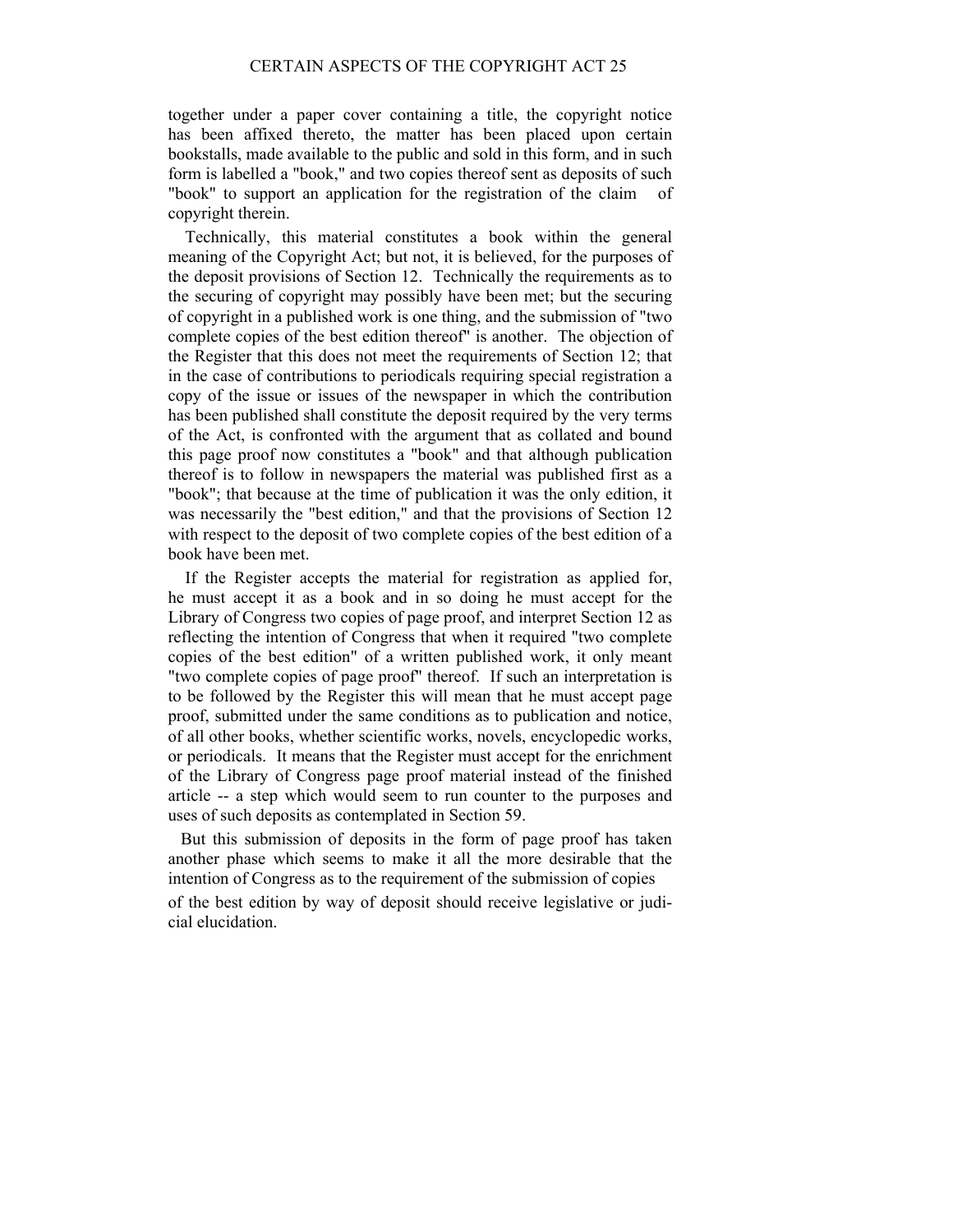together under a paper cover containing a title, the copyright notice has been affixed thereto, the matter has been placed upon certain bookstalls, made available to the public and sold in this form, and in such form is labelled a "book," and two copies thereof sent as deposits of such "book" to support an application for the registration of the claim of copyright therein.

Technically, this material constitutes a book within the general meaning of the Copyright Act; but not, it is believed, for the purposes of the deposit provisions of Section 12. Technically the requirements as to the securing of copyright may possibly have been met; but the securing of copyright in a published work is one thing, and the submission of "two complete copies of the best edition thereof" is another. The objection of the Register that this does not meet the requirements of Section 12; that in the case of contributions to periodicals requiring special registration a copy of the issue or issues of the newspaper in which the contribution has been published shall constitute the deposit required by the very terms of the Act, is confronted with the argument that as collated and bound this page proof now constitutes a "book" and that although publication thereof is to follow in newspapers the material was published first as a "book"; that because at the time of publication it was the only edition, it was necessarily the "best edition," and that the provisions of Section 12 with respect to the deposit of two complete copies of the best edition of a book have been met.

If the Register accepts the material for registration as applied for, he must accept it as a book and in so doing he must accept for the Library of Congress two copies of page proof, and interpret Section 12 as reflecting the intention of Congress that when it required "two complete copies of the best edition" of a written published work, it only meant "two complete copies of page proof" thereof. If such an interpretation is to be followed by the Register this will mean that he must accept page proof, submitted under the same conditions as to publication and notice, of all other books, whether scientific works, novels, encyclopedic works, or periodicals. It means that the Register must accept for the enrichment of the Library of Congress page proof material instead of the finished article -- a step which would seem to run counter to the purposes and uses of such deposits as contemplated in Section 59.

But this submission of deposits in the form of page proof has taken another phase which seems to make it all the more desirable that the intention of Congress as to the requirement of the submission of copies of the best edition by way of deposit should receive legislative or judicial elucidation.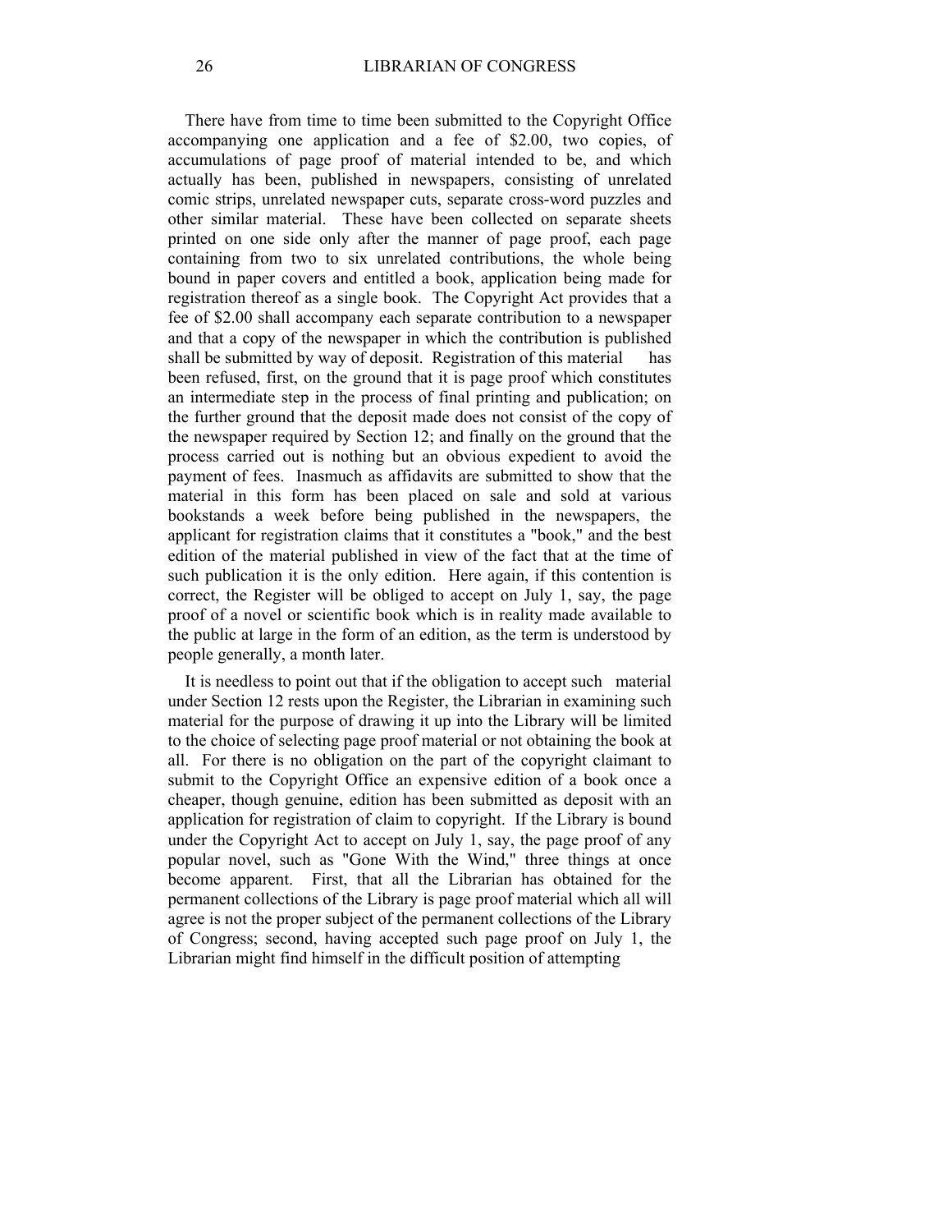There have from time to time been submitted to the Copyright Office accompanying one application and a fee of $2.00, two copies, of accumulations of page proof of material intended to be, and which actually has been, published in newspapers, consisting of unrelated comic strips, unrelated newspaper cuts, separate cross-word puzzles and other similar material. These have been collected on separate sheets printed on one side only after the manner of page proof, each page containing from two to six unrelated contributions, the whole being bound in paper covers and entitled a book, application being made for registration thereof as a single book. The Copyright Act provides that a fee of $2.00 shall accompany each separate contribution to a newspaper and that a copy of the newspaper in which the contribution is published shall be submitted by way of deposit. Registration of this material has been refused, first, on the ground that it is page proof which constitutes an intermediate step in the process of final printing and publication; on the further ground that the deposit made does not consist of the copy of the newspaper required by Section 12; and finally on the ground that the process carried out is nothing but an obvious expedient to avoid the payment of fees. Inasmuch as affidavits are submitted to show that the material in this form has been placed on sale and sold at various bookstands a week before being published in the newspapers, the applicant for registration claims that it constitutes a "book," and the best edition of the material published in view of the fact that at the time of such publication it is the only edition. Here again, if this contention is correct, the Register will be obliged to accept on July 1, say, the page proof of a novel or scientific book which is in reality made available to the public at large in the form of an edition, as the term is understood by people generally, a month later.

It is needless to point out that if the obligation to accept such material under Section 12 rests upon the Register, the Librarian in examining such material for the purpose of drawing it up into the Library will be limited to the choice of selecting page proof material or not obtaining the book at all. For there is no obligation on the part of the copyright claimant to submit to the Copyright Office an expensive edition of a book once a cheaper, though genuine, edition has been submitted as deposit with an application for registration of claim to copyright. If the Library is bound under the Copyright Act to accept on July 1, say, the page proof of any popular novel, such as "Gone With the Wind," three things at once become apparent. First, that all the Librarian has obtained for the permanent collections of the Library is page proof material which all will agree is not the proper subject of the permanent collections of the Library of Congress; second, having accepted such page proof on July 1, the Librarian might find himself in the difficult position of attempting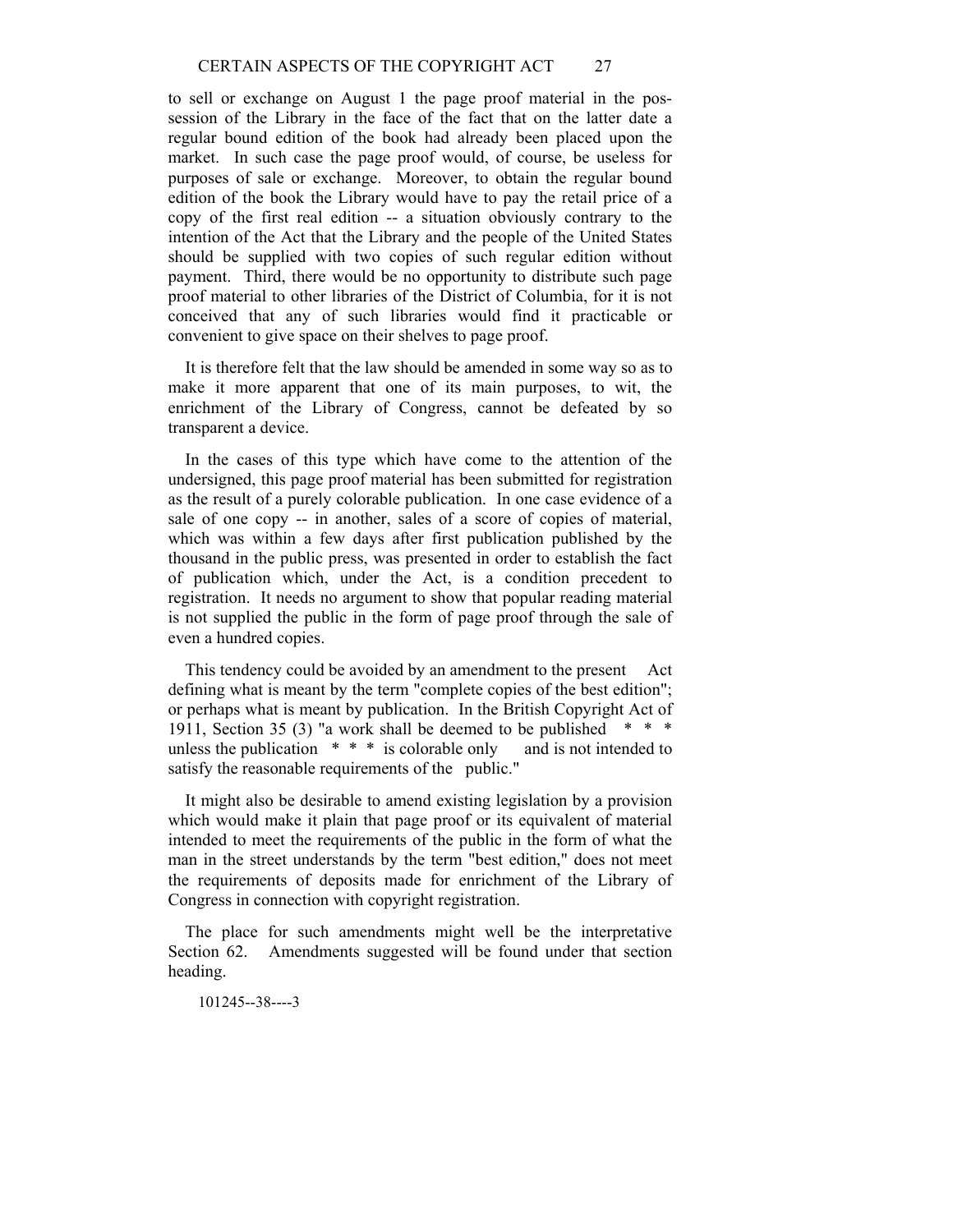to sell or exchange on August 1 the page proof material in the possession of the Library in the face of the fact that on the latter date a regular bound edition of the book had already been placed upon the market. In such case the page proof would, of course, be useless for purposes of sale or exchange. Moreover, to obtain the regular bound edition of the book the Library would have to pay the retail price of a copy of the first real edition -- a situation obviously contrary to the intention of the Act that the Library and the people of the United States should be supplied with two copies of such regular edition without payment. Third, there would be no opportunity to distribute such page proof material to other libraries of the District of Columbia, for it is not conceived that any of such libraries would find it practicable or convenient to give space on their shelves to page proof.

It is therefore felt that the law should be amended in some way so as to make it more apparent that one of its main purposes, to wit, the enrichment of the Library of Congress, cannot be defeated by so transparent a device.

In the cases of this type which have come to the attention of the undersigned, this page proof material has been submitted for registration as the result of a purely colorable publication. In one case evidence of a sale of one copy -- in another, sales of a score of copies of material, which was within a few days after first publication published by the thousand in the public press, was presented in order to establish the fact of publication which, under the Act, is a condition precedent to registration. It needs no argument to show that popular reading material is not supplied the public in the form of page proof through the sale of even a hundred copies.

This tendency could be avoided by an amendment to the present Act defining what is meant by the term "complete copies of the best edition"; or perhaps what is meant by publication. In the British Copyright Act of 1911, Section 35 (3) "a work shall be deemed to be published * * * unless the publication * * * is colorable only and is not intended to satisfy the reasonable requirements of the public."

It might also be desirable to amend existing legislation by a provision which would make it plain that page proof or its equivalent of material intended to meet the requirements of the public in the form of what the man in the street understands by the term "best edition," does not meet the requirements of deposits made for enrichment of the Library of Congress in connection with copyright registration.

The place for such amendments might well be the interpretative Section 62. Amendments suggested will be found under that section heading.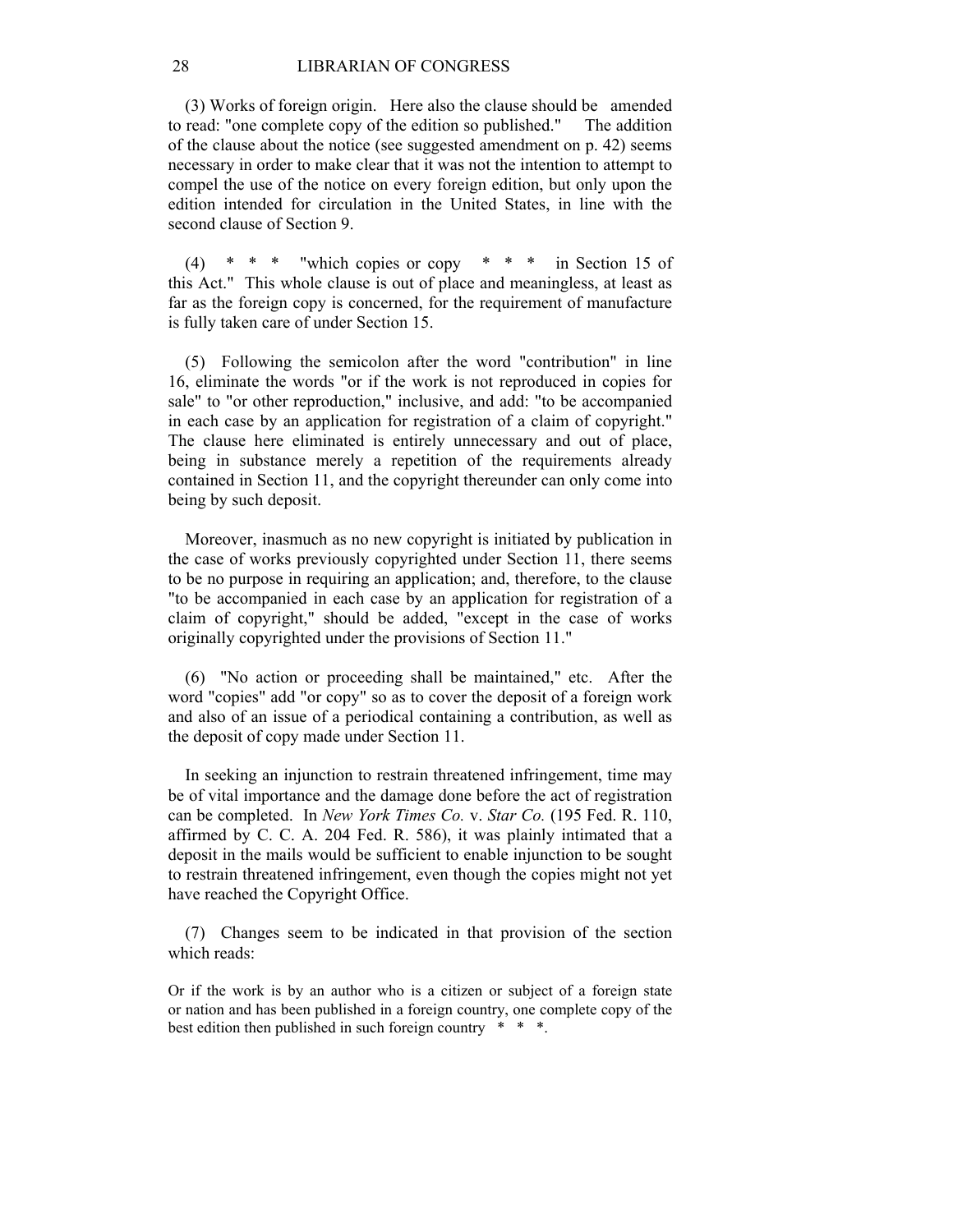(3) Works of foreign origin. Here also the clause should be amended to read: "one complete copy of the edition so published." The addition of the clause about the notice (see suggested amendment on p. 42) seems necessary in order to make clear that it was not the intention to attempt to compel the use of the notice on every foreign edition, but only upon the edition intended for circulation in the United States, in line with the second clause of Section 9.

(4) * * * "which copies or copy * * * in Section 15 of this Act." This whole clause is out of place and meaningless, at least as far as the foreign copy is concerned, for the requirement of manufacture is fully taken care of under Section 15.

(5) Following the semicolon after the word "contribution" in line 16, eliminate the words "or if the work is not reproduced in copies for sale" to "or other reproduction," inclusive, and add: "to be accompanied in each case by an application for registration of a claim of copyright." The clause here eliminated is entirely unnecessary and out of place, being in substance merely a repetition of the requirements already contained in Section 11, and the copyright thereunder can only come into being by such deposit.

Moreover, inasmuch as no new copyright is initiated by publication in the case of works previously copyrighted under Section 11, there seems to be no purpose in requiring an application; and, therefore, to the clause "to be accompanied in each case by an application for registration of a claim of copyright," should be added, "except in the case of works originally copyrighted under the provisions of Section 11."

(6) "No action or proceeding shall be maintained," etc. After the word "copies" add "or copy" so as to cover the deposit of a foreign work and also of an issue of a periodical containing a contribution, as well as the deposit of copy made under Section 11.

In seeking an injunction to restrain threatened infringement, time may be of vital importance and the damage done before the act of registration can be completed. In *New York Times Co.* v. *Star Co.* (195 Fed. R. 110, affirmed by C. C. A. 204 Fed. R. 586), it was plainly intimated that a deposit in the mails would be sufficient to enable injunction to be sought to restrain threatened infringement, even though the copies might not yet have reached the Copyright Office.

(7) Changes seem to be indicated in that provision of the section which reads:

> Or if the work is by an author who is a citizen or subject of a foreign state or nation and has been published in a foreign country, one complete copy of the best edition then published in such foreign country * * *.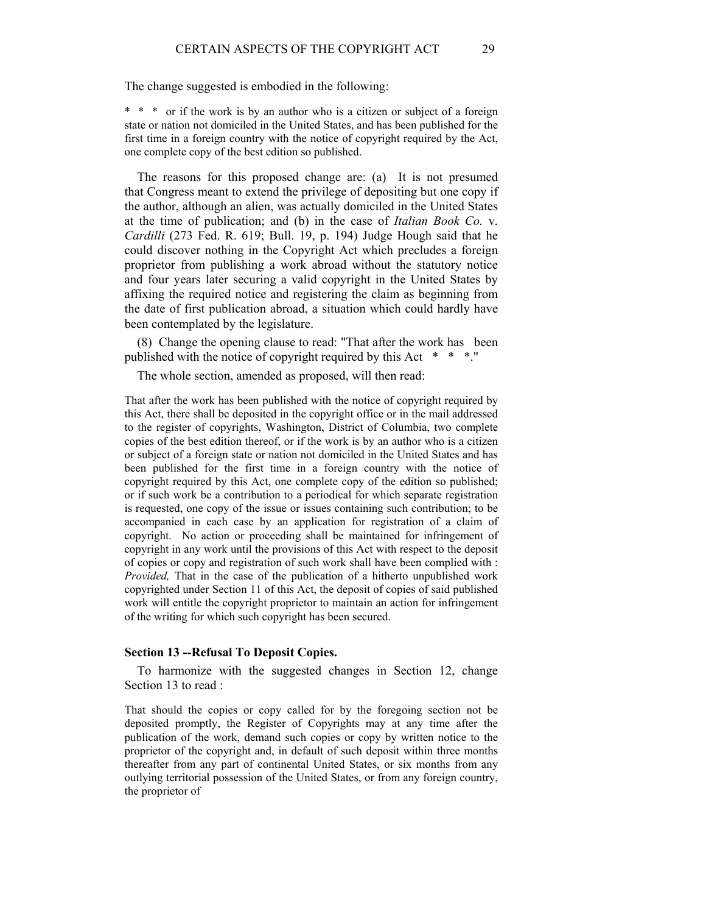The change suggested is embodied in the following:

> * * * or if the work is by an author who is a citizen or subject of a foreign state or nation not domiciled in the United States, and has been published for the first time in a foreign country with the notice of copyright required by the Act, one complete copy of the best edition so published.

The reasons for this proposed change are: (a) It is not presumed that Congress meant to extend the privilege of depositing but one copy if the author, although an alien, was actually domiciled in the United States at the time of publication; and (b) in the case of *Italian Book Co.* v. *Cardilli* (273 Fed. R. 619; Bull. 19, p. 194) Judge Hough said that he could discover nothing in the Copyright Act which precludes a foreign proprietor from publishing a work abroad without the statutory notice and four years later securing a valid copyright in the United States by affixing the required notice and registering the claim as beginning from the date of first publication abroad, a situation which could hardly have been contemplated by the legislature.

(8) Change the opening clause to read: "That after the work has been published with the notice of copyright required by this Act * * *."

The whole section, amended as proposed, will then read:

> That after the work has been published with the notice of copyright required by this Act, there shall be deposited in the copyright office or in the mail addressed to the register of copyrights, Washington, District of Columbia, two complete copies of the best edition thereof, or if the work is by an author who is a citizen or subject of a foreign state or nation not domiciled in the United States and has been published for the first time in a foreign country with the notice of copyright required by this Act, one complete copy of the edition so published; or if such work be a contribution to a periodical for which separate registration is requested, one copy of the issue or issues containing such contribution; to be accompanied in each case by an application for registration of a claim of copyright. No action or proceeding shall be maintained for infringement of copyright in any work until the provisions of this Act with respect to the deposit of copies or copy and registration of such work shall have been complied with : *Provided,* That in the case of the publication of a hitherto unpublished work copyrighted under Section 11 of this Act, the deposit of copies of said published work will entitle the copyright proprietor to maintain an action for infringement of the writing for which such copyright has been secured.

### Section 13 --Refusal To Deposit Copies.

To harmonize with the suggested changes in Section 12, change Section 13 to read :

> That should the copies or copy called for by the foregoing section not be deposited promptly, the Register of Copyrights may at any time after the publication of the work, demand such copies or copy by written notice to the proprietor of the copyright and, in default of such deposit within three months thereafter from any part of continental United States, or six months from any outlying territorial possession of the United States, or from any foreign country, the proprietor of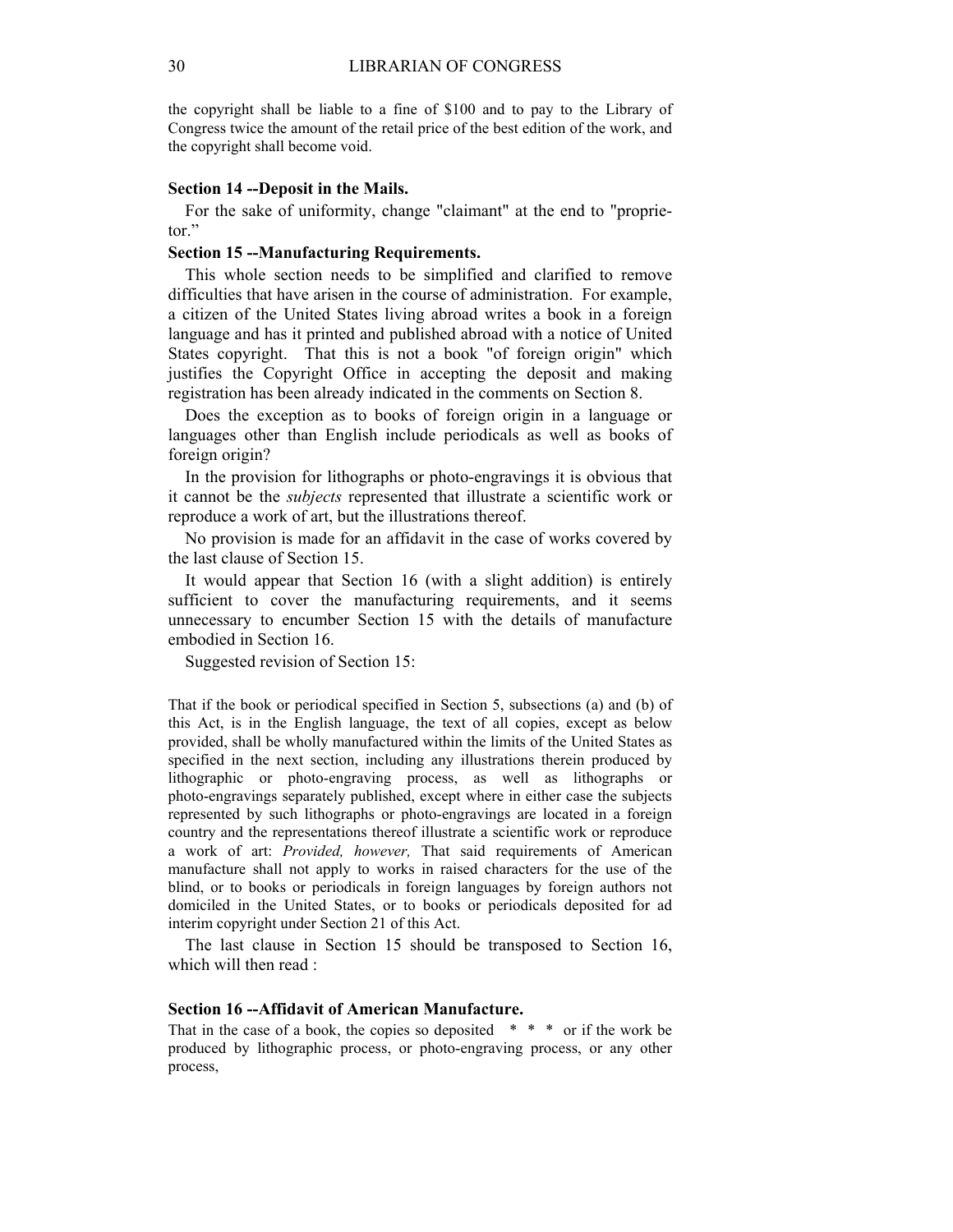the copyright shall be liable to a fine of $100 and to pay to the Library of Congress twice the amount of the retail price of the best edition of the work, and the copyright shall become void.

**Section 14 --Deposit in the Mails.**

For the sake of uniformity, change "claimant" at the end to "proprietor."

**Section 15 --Manufacturing Requirements.**

This whole section needs to be simplified and clarified to remove difficulties that have arisen in the course of administration. For example, a citizen of the United States living abroad writes a book in a foreign language and has it printed and published abroad with a notice of United States copyright. That this is not a book "of foreign origin" which justifies the Copyright Office in accepting the deposit and making registration has been already indicated in the comments on Section 8.

Does the exception as to books of foreign origin in a language or languages other than English include periodicals as well as books of foreign origin?

In the provision for lithographs or photo-engravings it is obvious that it cannot be the *subjects* represented that illustrate a scientific work or reproduce a work of art, but the illustrations thereof.

No provision is made for an affidavit in the case of works covered by the last clause of Section 15.

It would appear that Section 16 (with a slight addition) is entirely sufficient to cover the manufacturing requirements, and it seems unnecessary to encumber Section 15 with the details of manufacture embodied in Section 16.

Suggested revision of Section 15:

That if the book or periodical specified in Section 5, subsections (a) and (b) of this Act, is in the English language, the text of all copies, except as below provided, shall be wholly manufactured within the limits of the United States as specified in the next section, including any illustrations therein produced by lithographic or photo-engraving process, as well as lithographs or photo-engravings separately published, except where in either case the subjects represented by such lithographs or photo-engravings are located in a foreign country and the representations thereof illustrate a scientific work or reproduce a work of art: *Provided, however,* That said requirements of American manufacture shall not apply to works in raised characters for the use of the blind, or to books or periodicals in foreign languages by foreign authors not domiciled in the United States, or to books or periodicals deposited for ad interim copyright under Section 21 of this Act.

The last clause in Section 15 should be transposed to Section 16, which will then read :

**Section 16 --Affidavit of American Manufacture.**

That in the case of a book, the copies so deposited * * * or if the work be produced by lithographic process, or photo-engraving process, or any other process,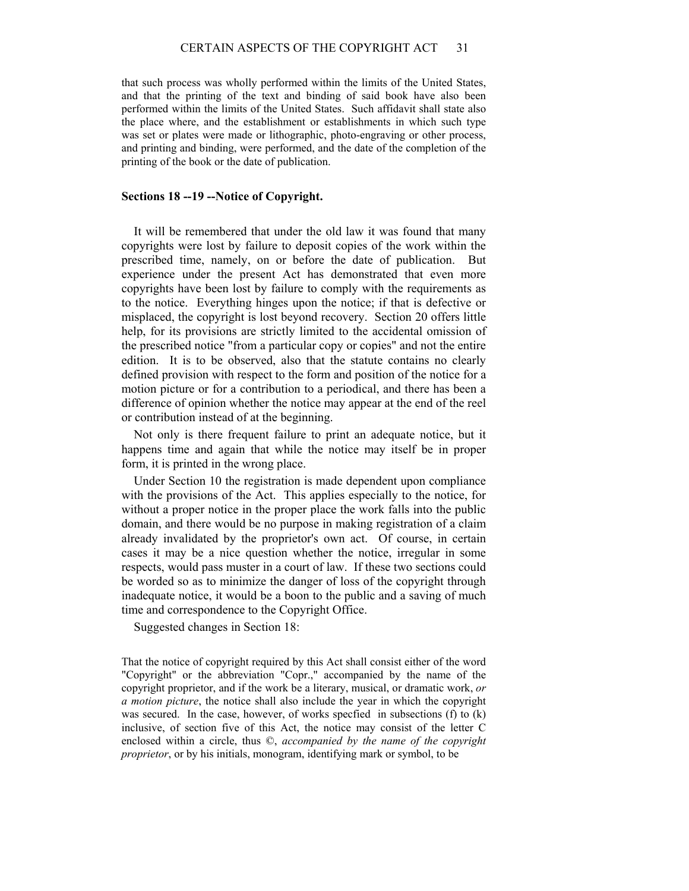that such process was wholly performed within the limits of the United States, and that the printing of the text and binding of said book have also been performed within the limits of the United States. Such affidavit shall state also the place where, and the establishment or establishments in which such type was set or plates were made or lithographic, photo-engraving or other process, and printing and binding, were performed, and the date of the completion of the printing of the book or the date of publication.

### Sections 18 --19 --Notice of Copyright.

It will be remembered that under the old law it was found that many copyrights were lost by failure to deposit copies of the work within the prescribed time, namely, on or before the date of publication. But experience under the present Act has demonstrated that even more copyrights have been lost by failure to comply with the requirements as to the notice. Everything hinges upon the notice; if that is defective or misplaced, the copyright is lost beyond recovery. Section 20 offers little help, for its provisions are strictly limited to the accidental omission of the prescribed notice "from a particular copy or copies" and not the entire edition. It is to be observed, also that the statute contains no clearly defined provision with respect to the form and position of the notice for a motion picture or for a contribution to a periodical, and there has been a difference of opinion whether the notice may appear at the end of the reel or contribution instead of at the beginning.

Not only is there frequent failure to print an adequate notice, but it happens time and again that while the notice may itself be in proper form, it is printed in the wrong place.

Under Section 10 the registration is made dependent upon compliance with the provisions of the Act. This applies especially to the notice, for without a proper notice in the proper place the work falls into the public domain, and there would be no purpose in making registration of a claim already invalidated by the proprietor's own act. Of course, in certain cases it may be a nice question whether the notice, irregular in some respects, would pass muster in a court of law. If these two sections could be worded so as to minimize the danger of loss of the copyright through inadequate notice, it would be a boon to the public and a saving of much time and correspondence to the Copyright Office.

Suggested changes in Section 18:

That the notice of copyright required by this Act shall consist either of the word "Copyright" or the abbreviation "Copr.," accompanied by the name of the copyright proprietor, and if the work be a literary, musical, or dramatic work, *or a motion picture*, the notice shall also include the year in which the copyright was secured. In the case, however, of works specfied in subsections (f) to (k) inclusive, of section five of this Act, the notice may consist of the letter C enclosed within a circle, thus ©, *accompanied by the name of the copyright proprietor*, or by his initials, monogram, identifying mark or symbol, to be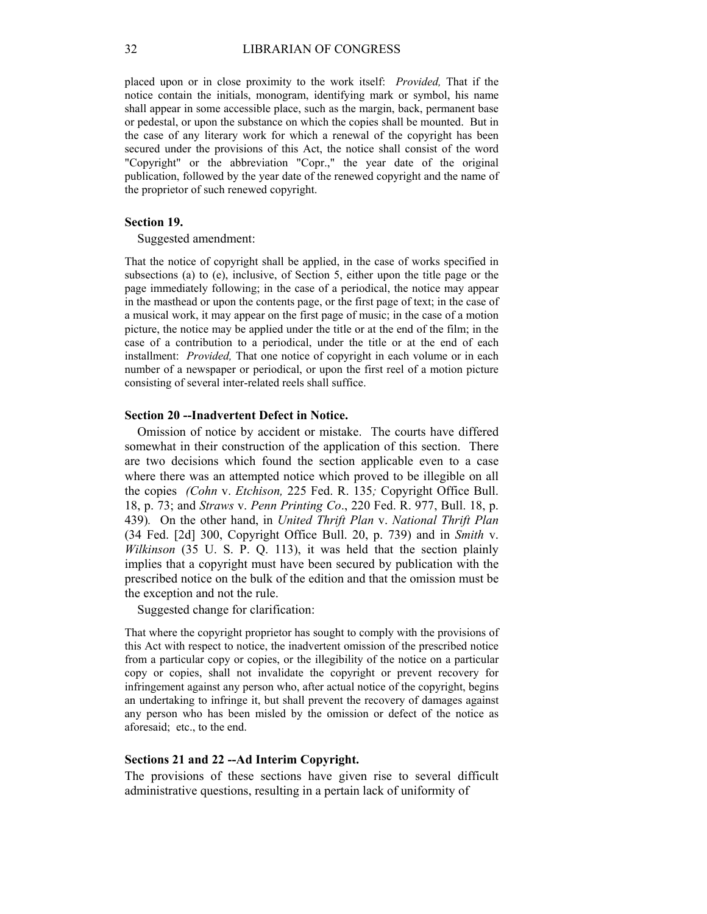placed upon or in close proximity to the work itself: *Provided,* That if the notice contain the initials, monogram, identifying mark or symbol, his name shall appear in some accessible place, such as the margin, back, permanent base or pedestal, or upon the substance on which the copies shall be mounted. But in the case of any literary work for which a renewal of the copyright has been secured under the provisions of this Act, the notice shall consist of the word "Copyright" or the abbreviation "Copr.," the year date of the original publication, followed by the year date of the renewed copyright and the name of the proprietor of such renewed copyright.

**Section 19.**

Suggested amendment:

That the notice of copyright shall be applied, in the case of works specified in subsections (a) to (e), inclusive, of Section 5, either upon the title page or the page immediately following; in the case of a periodical, the notice may appear in the masthead or upon the contents page, or the first page of text; in the case of a musical work, it may appear on the first page of music; in the case of a motion picture, the notice may be applied under the title or at the end of the film; in the case of a contribution to a periodical, under the title or at the end of each installment: *Provided,* That one notice of copyright in each volume or in each number of a newspaper or periodical, or upon the first reel of a motion picture consisting of several inter-related reels shall suffice.

**Section 20 --Inadvertent Defect in Notice.**

Omission of notice by accident or mistake. The courts have differed somewhat in their construction of the application of this section. There are two decisions which found the section applicable even to a case where there was an attempted notice which proved to be illegible on all the copies *(Cohn* v. *Etchison,* 225 Fed. R. 135*;* Copyright Office Bull. 18, p. 73; and *Straws* v. *Penn Printing Co*., 220 Fed. R. 977, Bull. 18, p. 439)*.* On the other hand, in *United Thrift Plan* v. *National Thrift Plan* (34 Fed. [2d] 300, Copyright Office Bull. 20, p. 739) and in *Smith* v. *Wilkinson* (35 U. S. P. Q. 113), it was held that the section plainly implies that a copyright must have been secured by publication with the prescribed notice on the bulk of the edition and that the omission must be the exception and not the rule.

Suggested change for clarification:

That where the copyright proprietor has sought to comply with the provisions of this Act with respect to notice, the inadvertent omission of the prescribed notice from a particular copy or copies, or the illegibility of the notice on a particular copy or copies, shall not invalidate the copyright or prevent recovery for infringement against any person who, after actual notice of the copyright, begins an undertaking to infringe it, but shall prevent the recovery of damages against any person who has been misled by the omission or defect of the notice as aforesaid; etc., to the end.

**Sections 21 and 22 --Ad Interim Copyright.**

The provisions of these sections have given rise to several difficult administrative questions, resulting in a pertain lack of uniformity of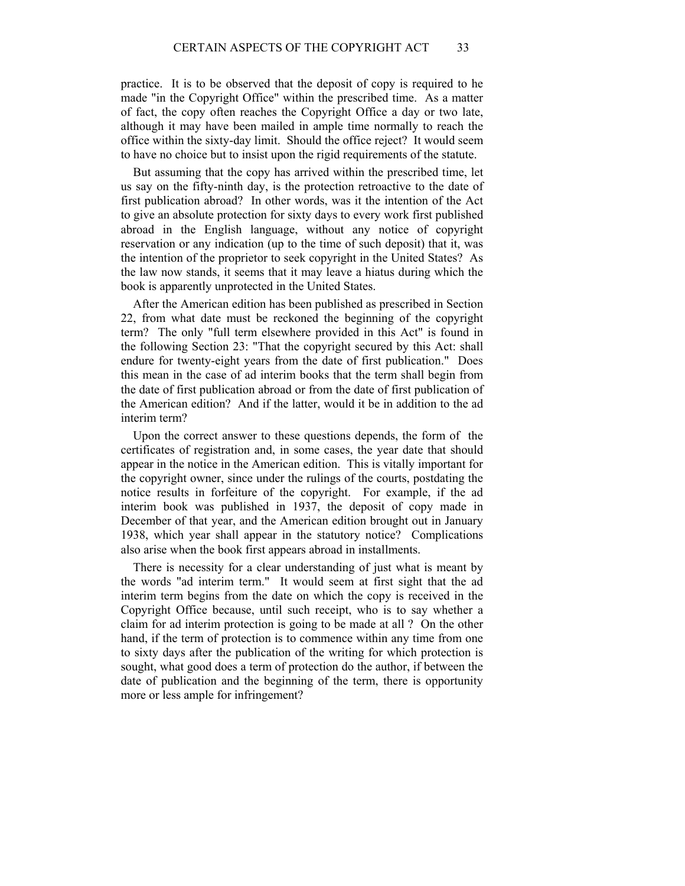practice. It is to be observed that the deposit of copy is required to he made "in the Copyright Office" within the prescribed time. As a matter of fact, the copy often reaches the Copyright Office a day or two late, although it may have been mailed in ample time normally to reach the office within the sixty-day limit. Should the office reject? It would seem to have no choice but to insist upon the rigid requirements of the statute.

But assuming that the copy has arrived within the prescribed time, let us say on the fifty-ninth day, is the protection retroactive to the date of first publication abroad? In other words, was it the intention of the Act to give an absolute protection for sixty days to every work first published abroad in the English language, without any notice of copyright reservation or any indication (up to the time of such deposit) that it, was the intention of the proprietor to seek copyright in the United States? As the law now stands, it seems that it may leave a hiatus during which the book is apparently unprotected in the United States.

After the American edition has been published as prescribed in Section 22, from what date must be reckoned the beginning of the copyright term? The only "full term elsewhere provided in this Act" is found in the following Section 23: "That the copyright secured by this Act: shall endure for twenty-eight years from the date of first publication." Does this mean in the case of ad interim books that the term shall begin from the date of first publication abroad or from the date of first publication of the American edition? And if the latter, would it be in addition to the ad interim term?

Upon the correct answer to these questions depends, the form of the certificates of registration and, in some cases, the year date that should appear in the notice in the American edition. This is vitally important for the copyright owner, since under the rulings of the courts, postdating the notice results in forfeiture of the copyright. For example, if the ad interim book was published in 1937, the deposit of copy made in December of that year, and the American edition brought out in January 1938, which year shall appear in the statutory notice? Complications also arise when the book first appears abroad in installments.

There is necessity for a clear understanding of just what is meant by the words "ad interim term." It would seem at first sight that the ad interim term begins from the date on which the copy is received in the Copyright Office because, until such receipt, who is to say whether a claim for ad interim protection is going to be made at all ? On the other hand, if the term of protection is to commence within any time from one to sixty days after the publication of the writing for which protection is sought, what good does a term of protection do the author, if between the date of publication and the beginning of the term, there is opportunity more or less ample for infringement?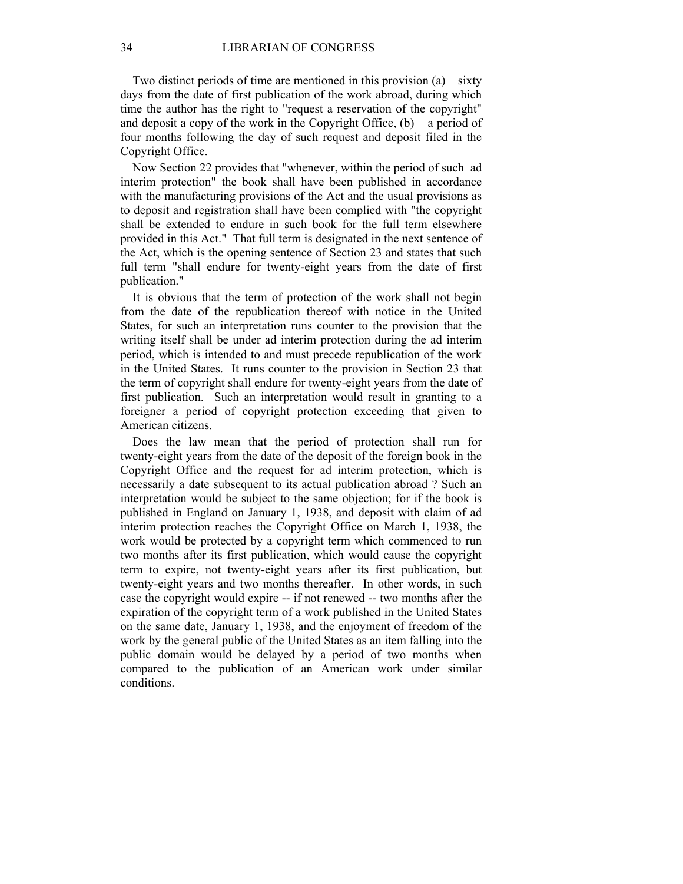Two distinct periods of time are mentioned in this provision (a) sixty days from the date of first publication of the work abroad, during which time the author has the right to "request a reservation of the copyright" and deposit a copy of the work in the Copyright Office, (b) a period of four months following the day of such request and deposit filed in the Copyright Office.

Now Section 22 provides that "whenever, within the period of such ad interim protection" the book shall have been published in accordance with the manufacturing provisions of the Act and the usual provisions as to deposit and registration shall have been complied with "the copyright shall be extended to endure in such book for the full term elsewhere provided in this Act." That full term is designated in the next sentence of the Act, which is the opening sentence of Section 23 and states that such full term "shall endure for twenty-eight years from the date of first publication."

It is obvious that the term of protection of the work shall not begin from the date of the republication thereof with notice in the United States, for such an interpretation runs counter to the provision that the writing itself shall be under ad interim protection during the ad interim period, which is intended to and must precede republication of the work in the United States. It runs counter to the provision in Section 23 that the term of copyright shall endure for twenty-eight years from the date of first publication. Such an interpretation would result in granting to a foreigner a period of copyright protection exceeding that given to American citizens.

Does the law mean that the period of protection shall run for twenty-eight years from the date of the deposit of the foreign book in the Copyright Office and the request for ad interim protection, which is necessarily a date subsequent to its actual publication abroad ? Such an interpretation would be subject to the same objection; for if the book is published in England on January 1, 1938, and deposit with claim of ad interim protection reaches the Copyright Office on March 1, 1938, the work would be protected by a copyright term which commenced to run two months after its first publication, which would cause the copyright term to expire, not twenty-eight years after its first publication, but twenty-eight years and two months thereafter. In other words, in such case the copyright would expire -- if not renewed -- two months after the expiration of the copyright term of a work published in the United States on the same date, January 1, 1938, and the enjoyment of freedom of the work by the general public of the United States as an item falling into the public domain would be delayed by a period of two months when compared to the publication of an American work under similar conditions.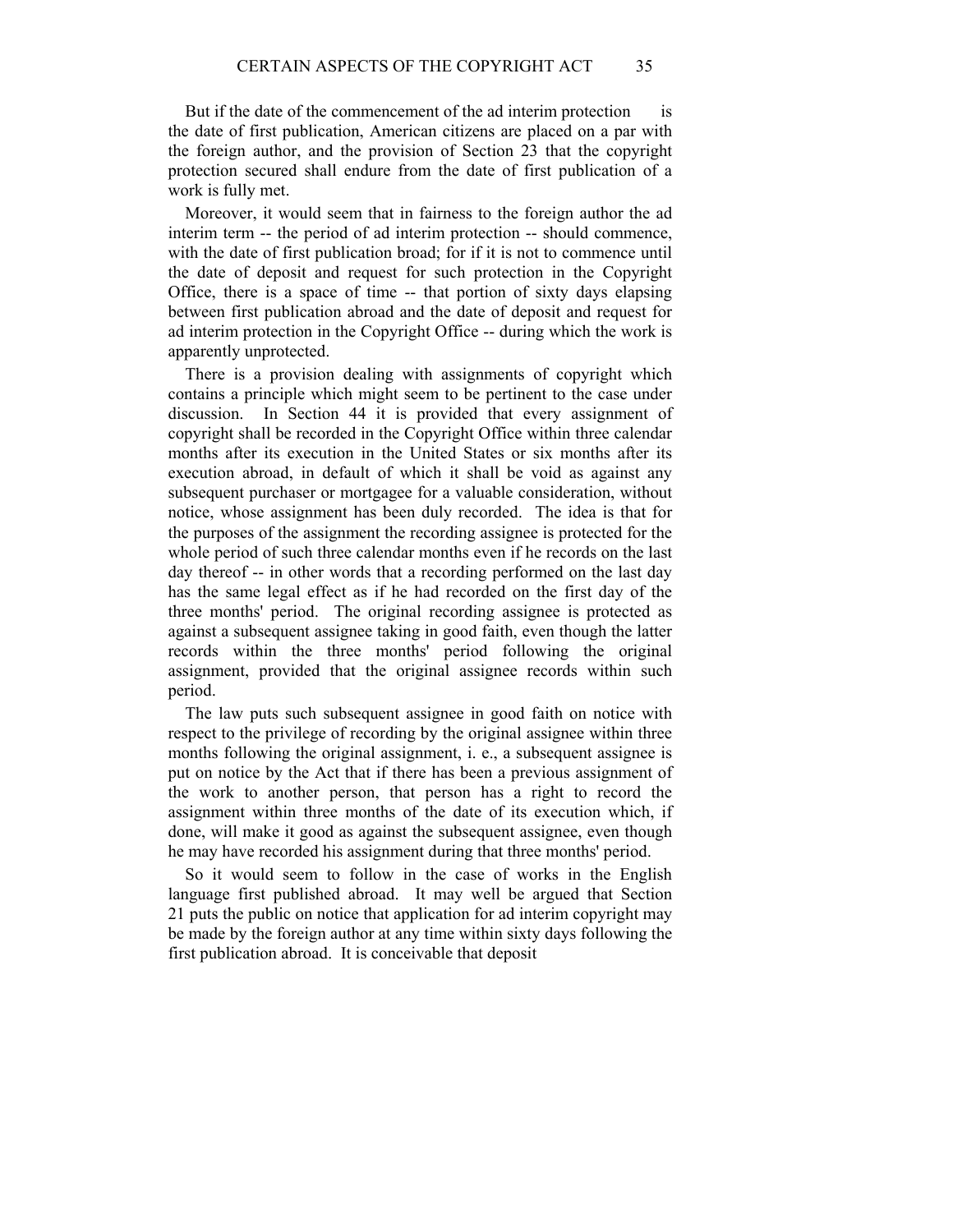But if the date of the commencement of the ad interim protection is the date of first publication, American citizens are placed on a par with the foreign author, and the provision of Section 23 that the copyright protection secured shall endure from the date of first publication of a work is fully met.

Moreover, it would seem that in fairness to the foreign author the ad interim term -- the period of ad interim protection -- should commence, with the date of first publication broad; for if it is not to commence until the date of deposit and request for such protection in the Copyright Office, there is a space of time -- that portion of sixty days elapsing between first publication abroad and the date of deposit and request for ad interim protection in the Copyright Office -- during which the work is apparently unprotected.

There is a provision dealing with assignments of copyright which contains a principle which might seem to be pertinent to the case under discussion. In Section 44 it is provided that every assignment of copyright shall be recorded in the Copyright Office within three calendar months after its execution in the United States or six months after its execution abroad, in default of which it shall be void as against any subsequent purchaser or mortgagee for a valuable consideration, without notice, whose assignment has been duly recorded. The idea is that for the purposes of the assignment the recording assignee is protected for the whole period of such three calendar months even if he records on the last day thereof -- in other words that a recording performed on the last day has the same legal effect as if he had recorded on the first day of the three months' period. The original recording assignee is protected as against a subsequent assignee taking in good faith, even though the latter records within the three months' period following the original assignment, provided that the original assignee records within such period.

The law puts such subsequent assignee in good faith on notice with respect to the privilege of recording by the original assignee within three months following the original assignment, i. e., a subsequent assignee is put on notice by the Act that if there has been a previous assignment of the work to another person, that person has a right to record the assignment within three months of the date of its execution which, if done, will make it good as against the subsequent assignee, even though he may have recorded his assignment during that three months' period.

So it would seem to follow in the case of works in the English language first published abroad. It may well be argued that Section 21 puts the public on notice that application for ad interim copyright may be made by the foreign author at any time within sixty days following the first publication abroad. It is conceivable that deposit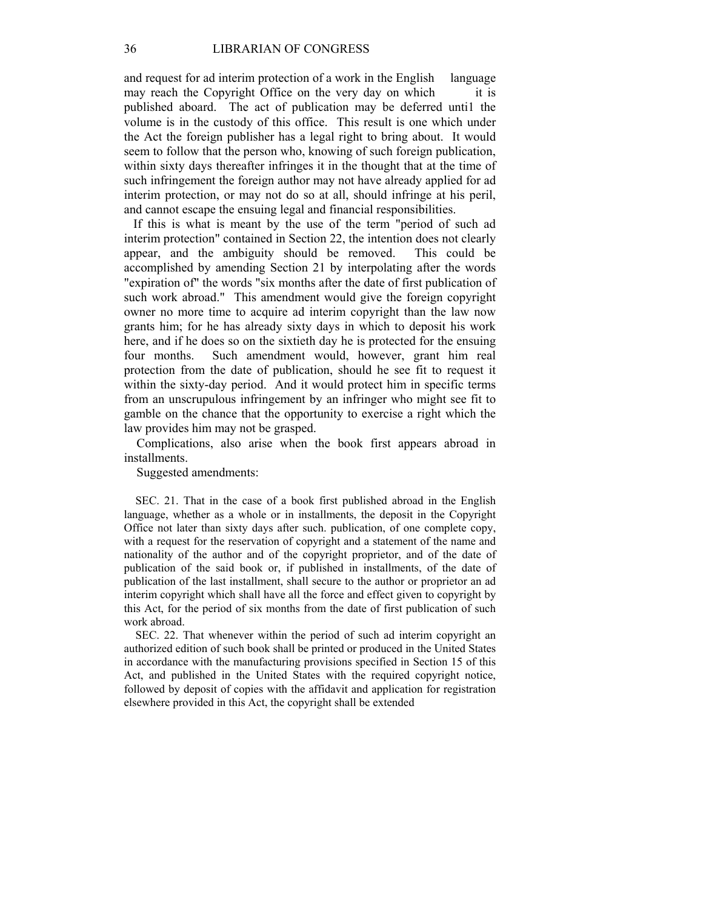and request for ad interim protection of a work in the English language may reach the Copyright Office on the very day on which it is published aboard. The act of publication may be deferred unti1 the volume is in the custody of this office. This result is one which under the Act the foreign publisher has a legal right to bring about. It would seem to follow that the person who, knowing of such foreign publication, within sixty days thereafter infringes it in the thought that at the time of such infringement the foreign author may not have already applied for ad interim protection, or may not do so at all, should infringe at his peril, and cannot escape the ensuing legal and financial responsibilities.

If this is what is meant by the use of the term "period of such ad interim protection" contained in Section 22, the intention does not clearly appear, and the ambiguity should be removed. This could be accomplished by amending Section 21 by interpolating after the words "expiration of" the words "six months after the date of first publication of such work abroad." This amendment would give the foreign copyright owner no more time to acquire ad interim copyright than the law now grants him; for he has already sixty days in which to deposit his work here, and if he does so on the sixtieth day he is protected for the ensuing four months. Such amendment would, however, grant him real protection from the date of publication, should he see fit to request it within the sixty-day period. And it would protect him in specific terms from an unscrupulous infringement by an infringer who might see fit to gamble on the chance that the opportunity to exercise a right which the law provides him may not be grasped.

Complications, also arise when the book first appears abroad in installments.

Suggested amendments:

SEC. 21. That in the case of a book first published abroad in the English language, whether as a whole or in installments, the deposit in the Copyright Office not later than sixty days after such. publication, of one complete copy, with a request for the reservation of copyright and a statement of the name and nationality of the author and of the copyright proprietor, and of the date of publication of the said book or, if published in installments, of the date of publication of the last installment, shall secure to the author or proprietor an ad interim copyright which shall have all the force and effect given to copyright by this Act, for the period of six months from the date of first publication of such work abroad.

SEC. 22. That whenever within the period of such ad interim copyright an authorized edition of such book shall be printed or produced in the United States in accordance with the manufacturing provisions specified in Section 15 of this Act, and published in the United States with the required copyright notice, followed by deposit of copies with the affidavit and application for registration elsewhere provided in this Act, the copyright shall be extended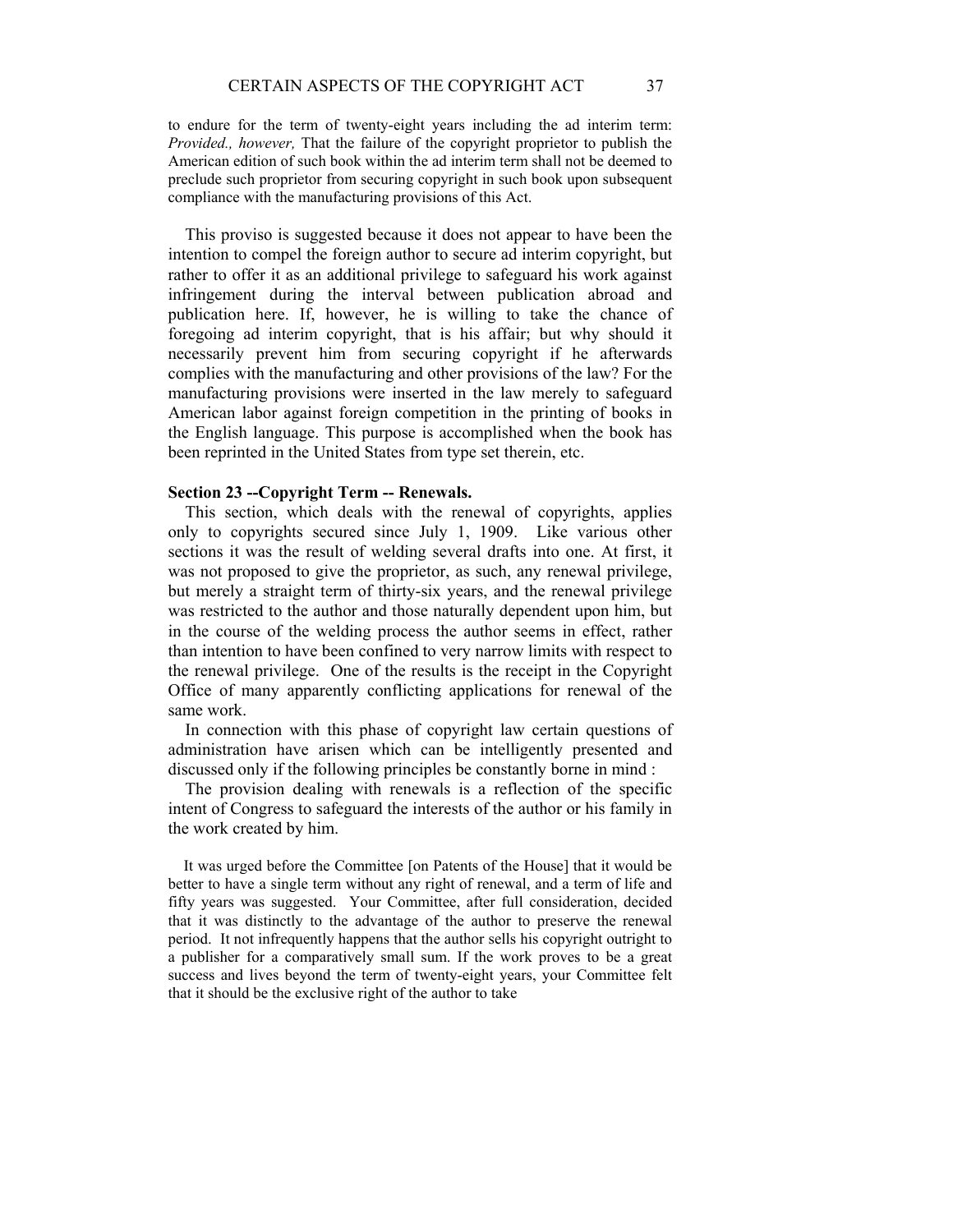to endure for the term of twenty-eight years including the ad interim term: *Provided., however,* That the failure of the copyright proprietor to publish the American edition of such book within the ad interim term shall not be deemed to preclude such proprietor from securing copyright in such book upon subsequent compliance with the manufacturing provisions of this Act.

This proviso is suggested because it does not appear to have been the intention to compel the foreign author to secure ad interim copyright, but rather to offer it as an additional privilege to safeguard his work against infringement during the interval between publication abroad and publication here. If, however, he is willing to take the chance of foregoing ad interim copyright, that is his affair; but why should it necessarily prevent him from securing copyright if he afterwards complies with the manufacturing and other provisions of the law? For the manufacturing provisions were inserted in the law merely to safeguard American labor against foreign competition in the printing of books in the English language. This purpose is accomplished when the book has been reprinted in the United States from type set therein, etc.

**Section 23 --Copyright Term -- Renewals.**

This section, which deals with the renewal of copyrights, applies only to copyrights secured since July 1, 1909. Like various other sections it was the result of welding several drafts into one. At first, it was not proposed to give the proprietor, as such, any renewal privilege, but merely a straight term of thirty-six years, and the renewal privilege was restricted to the author and those naturally dependent upon him, but in the course of the welding process the author seems in effect, rather than intention to have been confined to very narrow limits with respect to the renewal privilege. One of the results is the receipt in the Copyright Office of many apparently conflicting applications for renewal of the same work.

In connection with this phase of copyright law certain questions of administration have arisen which can be intelligently presented and discussed only if the following principles be constantly borne in mind :

The provision dealing with renewals is a reflection of the specific intent of Congress to safeguard the interests of the author or his family in the work created by him.

> It was urged before the Committee [on Patents of the House] that it would be better to have a single term without any right of renewal, and a term of life and fifty years was suggested. Your Committee, after full consideration, decided that it was distinctly to the advantage of the author to preserve the renewal period. It not infrequently happens that the author sells his copyright outright to a publisher for a comparatively small sum. If the work proves to be a great success and lives beyond the term of twenty-eight years, your Committee felt that it should be the exclusive right of the author to take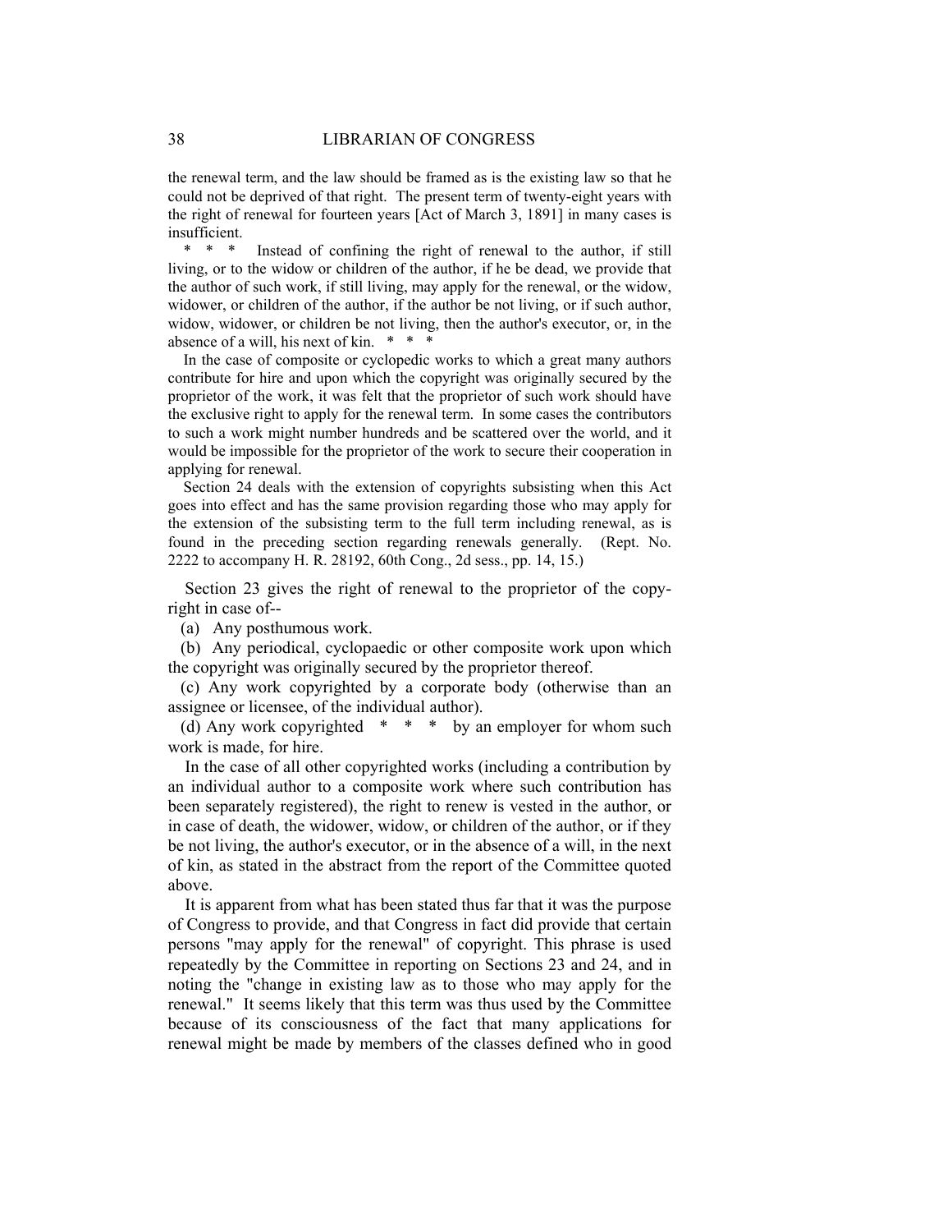the renewal term, and the law should be framed as is the existing law so that he could not be deprived of that right. The present term of twenty-eight years with the right of renewal for fourteen years [Act of March 3, 1891] in many cases is insufficient.

\* \* \* Instead of confining the right of renewal to the author, if still living, or to the widow or children of the author, if he be dead, we provide that the author of such work, if still living, may apply for the renewal, or the widow, widower, or children of the author, if the author be not living, or if such author, widow, widower, or children be not living, then the author's executor, or, in the absence of a will, his next of kin. \* \* \*

In the case of composite or cyclopedic works to which a great many authors contribute for hire and upon which the copyright was originally secured by the proprietor of the work, it was felt that the proprietor of such work should have the exclusive right to apply for the renewal term. In some cases the contributors to such a work might number hundreds and be scattered over the world, and it would be impossible for the proprietor of the work to secure their cooperation in applying for renewal.

Section 24 deals with the extension of copyrights subsisting when this Act goes into effect and has the same provision regarding those who may apply for the extension of the subsisting term to the full term including renewal, as is found in the preceding section regarding renewals generally. (Rept. No. 2222 to accompany H. R. 28192, 60th Cong., 2d sess., pp. 14, 15.)

Section 23 gives the right of renewal to the proprietor of the copyright in case of--

(a) Any posthumous work.

(b) Any periodical, cyclopaedic or other composite work upon which the copyright was originally secured by the proprietor thereof.

(c) Any work copyrighted by a corporate body (otherwise than an assignee or licensee, of the individual author).

(d) Any work copyrighted \* \* \* by an employer for whom such work is made, for hire.

In the case of all other copyrighted works (including a contribution by an individual author to a composite work where such contribution has been separately registered), the right to renew is vested in the author, or in case of death, the widower, widow, or children of the author, or if they be not living, the author's executor, or in the absence of a will, in the next of kin, as stated in the abstract from the report of the Committee quoted above.

It is apparent from what has been stated thus far that it was the purpose of Congress to provide, and that Congress in fact did provide that certain persons "may apply for the renewal" of copyright. This phrase is used repeatedly by the Committee in reporting on Sections 23 and 24, and in noting the "change in existing law as to those who may apply for the renewal." It seems likely that this term was thus used by the Committee because of its consciousness of the fact that many applications for renewal might be made by members of the classes defined who in good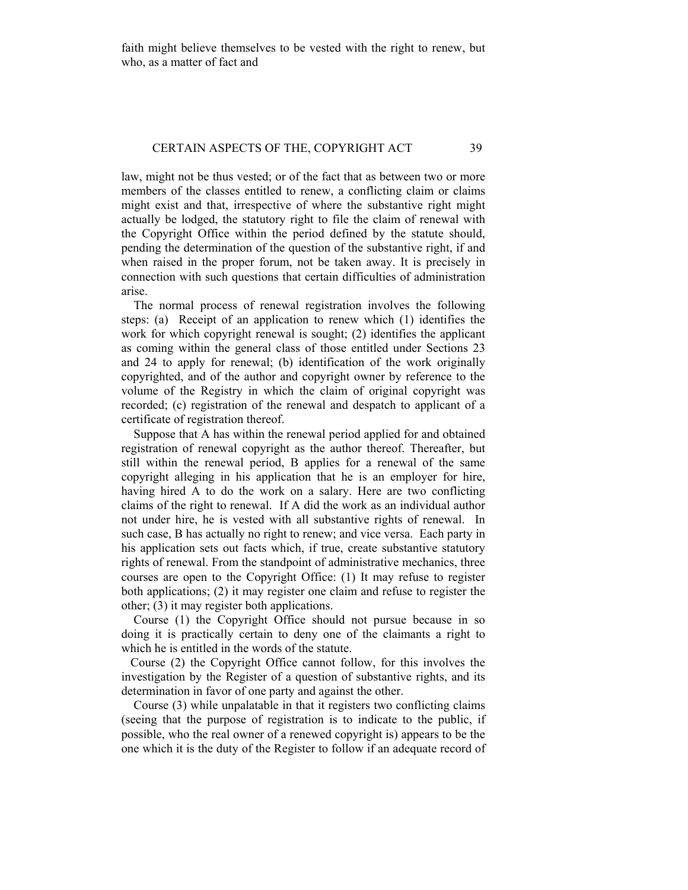faith might believe themselves to be vested with the right to renew, but who, as a matter of fact and

law, might not be thus vested; or of the fact that as between two or more members of the classes entitled to renew, a conflicting claim or claims might exist and that, irrespective of where the substantive right might actually be lodged, the statutory right to file the claim of renewal with the Copyright Office within the period defined by the statute should, pending the determination of the question of the substantive right, if and when raised in the proper forum, not be taken away. It is precisely in connection with such questions that certain difficulties of administration arise.

The normal process of renewal registration involves the following steps: (a) Receipt of an application to renew which (1) identifies the work for which copyright renewal is sought; (2) identifies the applicant as coming within the general class of those entitled under Sections 23 and 24 to apply for renewal; (b) identification of the work originally copyrighted, and of the author and copyright owner by reference to the volume of the Registry in which the claim of original copyright was recorded; (c) registration of the renewal and despatch to applicant of a certificate of registration thereof.

Suppose that A has within the renewal period applied for and obtained registration of renewal copyright as the author thereof. Thereafter, but still within the renewal period, B applies for a renewal of the same copyright alleging in his application that he is an employer for hire, having hired A to do the work on a salary. Here are two conflicting claims of the right to renewal. If A did the work as an individual author not under hire, he is vested with all substantive rights of renewal. In such case, B has actually no right to renew; and vice versa. Each party in his application sets out facts which, if true, create substantive statutory rights of renewal. From the standpoint of administrative mechanics, three courses are open to the Copyright Office: (1) It may refuse to register both applications; (2) it may register one claim and refuse to register the other; (3) it may register both applications.

Course (1) the Copyright Office should not pursue because in so doing it is practically certain to deny one of the claimants a right to which he is entitled in the words of the statute.

Course (2) the Copyright Office cannot follow, for this involves the investigation by the Register of a question of substantive rights, and its determination in favor of one party and against the other.

Course (3) while unpalatable in that it registers two conflicting claims (seeing that the purpose of registration is to indicate to the public, if possible, who the real owner of a renewed copyright is) appears to be the one which it is the duty of the Register to follow if an adequate record of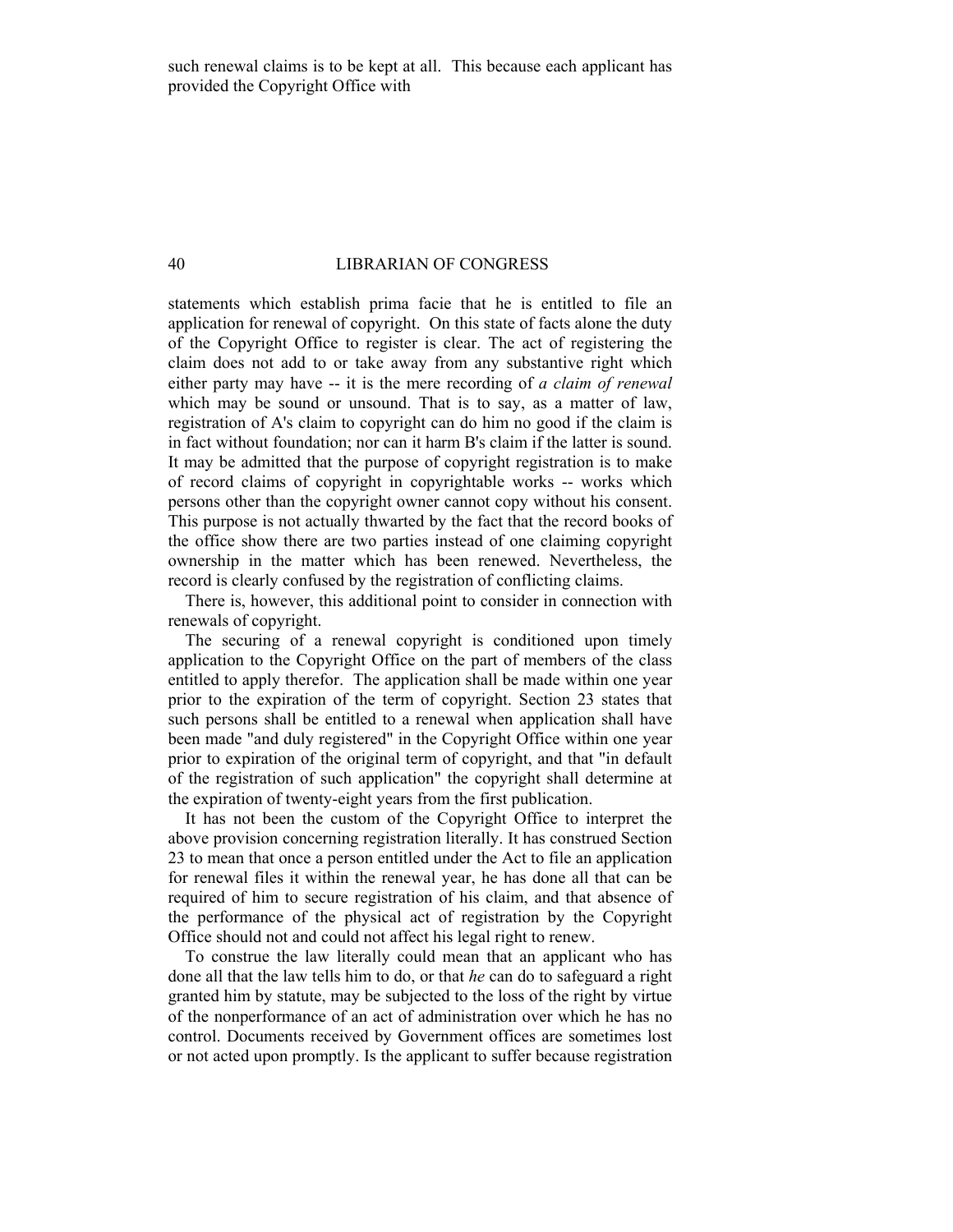such renewal claims is to be kept at all. This because each applicant has provided the Copyright Office with

statements which establish prima facie that he is entitled to file an application for renewal of copyright. On this state of facts alone the duty of the Copyright Office to register is clear. The act of registering the claim does not add to or take away from any substantive right which either party may have -- it is the mere recording of *a claim of renewal* which may be sound or unsound. That is to say, as a matter of law, registration of A's claim to copyright can do him no good if the claim is in fact without foundation; nor can it harm B's claim if the latter is sound. It may be admitted that the purpose of copyright registration is to make of record claims of copyright in copyrightable works -- works which persons other than the copyright owner cannot copy without his consent. This purpose is not actually thwarted by the fact that the record books of the office show there are two parties instead of one claiming copyright ownership in the matter which has been renewed. Nevertheless, the record is clearly confused by the registration of conflicting claims.

There is, however, this additional point to consider in connection with renewals of copyright.

The securing of a renewal copyright is conditioned upon timely application to the Copyright Office on the part of members of the class entitled to apply therefor. The application shall be made within one year prior to the expiration of the term of copyright. Section 23 states that such persons shall be entitled to a renewal when application shall have been made "and duly registered" in the Copyright Office within one year prior to expiration of the original term of copyright, and that "in default of the registration of such application" the copyright shall determine at the expiration of twenty-eight years from the first publication.

It has not been the custom of the Copyright Office to interpret the above provision concerning registration literally. It has construed Section 23 to mean that once a person entitled under the Act to file an application for renewal files it within the renewal year, he has done all that can be required of him to secure registration of his claim, and that absence of the performance of the physical act of registration by the Copyright Office should not and could not affect his legal right to renew.

To construe the law literally could mean that an applicant who has done all that the law tells him to do, or that *he* can do to safeguard a right granted him by statute, may be subjected to the loss of the right by virtue of the nonperformance of an act of administration over which he has no control. Documents received by Government offices are sometimes lost or not acted upon promptly. Is the applicant to suffer because registration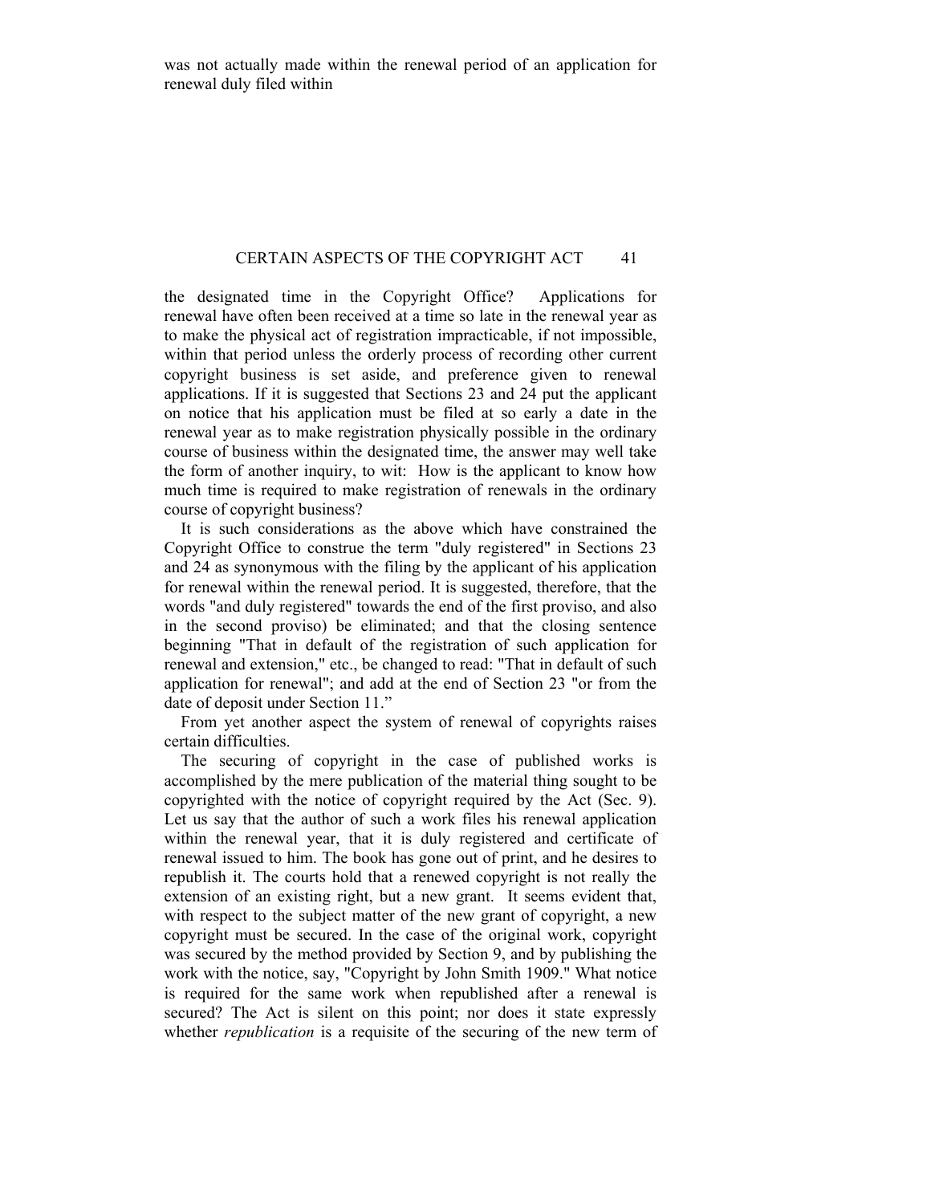was not actually made within the renewal period of an application for renewal duly filed within

the designated time in the Copyright Office? Applications for renewal have often been received at a time so late in the renewal year as to make the physical act of registration impracticable, if not impossible, within that period unless the orderly process of recording other current copyright business is set aside, and preference given to renewal applications. If it is suggested that Sections 23 and 24 put the applicant on notice that his application must be filed at so early a date in the renewal year as to make registration physically possible in the ordinary course of business within the designated time, the answer may well take the form of another inquiry, to wit: How is the applicant to know how much time is required to make registration of renewals in the ordinary course of copyright business?

It is such considerations as the above which have constrained the Copyright Office to construe the term "duly registered" in Sections 23 and 24 as synonymous with the filing by the applicant of his application for renewal within the renewal period. It is suggested, therefore, that the words "and duly registered" towards the end of the first proviso, and also in the second proviso) be eliminated; and that the closing sentence beginning "That in default of the registration of such application for renewal and extension," etc., be changed to read: "That in default of such application for renewal"; and add at the end of Section 23 "or from the date of deposit under Section 11."

From yet another aspect the system of renewal of copyrights raises certain difficulties.

The securing of copyright in the case of published works is accomplished by the mere publication of the material thing sought to be copyrighted with the notice of copyright required by the Act (Sec. 9). Let us say that the author of such a work files his renewal application within the renewal year, that it is duly registered and certificate of renewal issued to him. The book has gone out of print, and he desires to republish it. The courts hold that a renewed copyright is not really the extension of an existing right, but a new grant. It seems evident that, with respect to the subject matter of the new grant of copyright, a new copyright must be secured. In the case of the original work, copyright was secured by the method provided by Section 9, and by publishing the work with the notice, say, "Copyright by John Smith 1909." What notice is required for the same work when republished after a renewal is secured? The Act is silent on this point; nor does it state expressly whether *republication* is a requisite of the securing of the new term of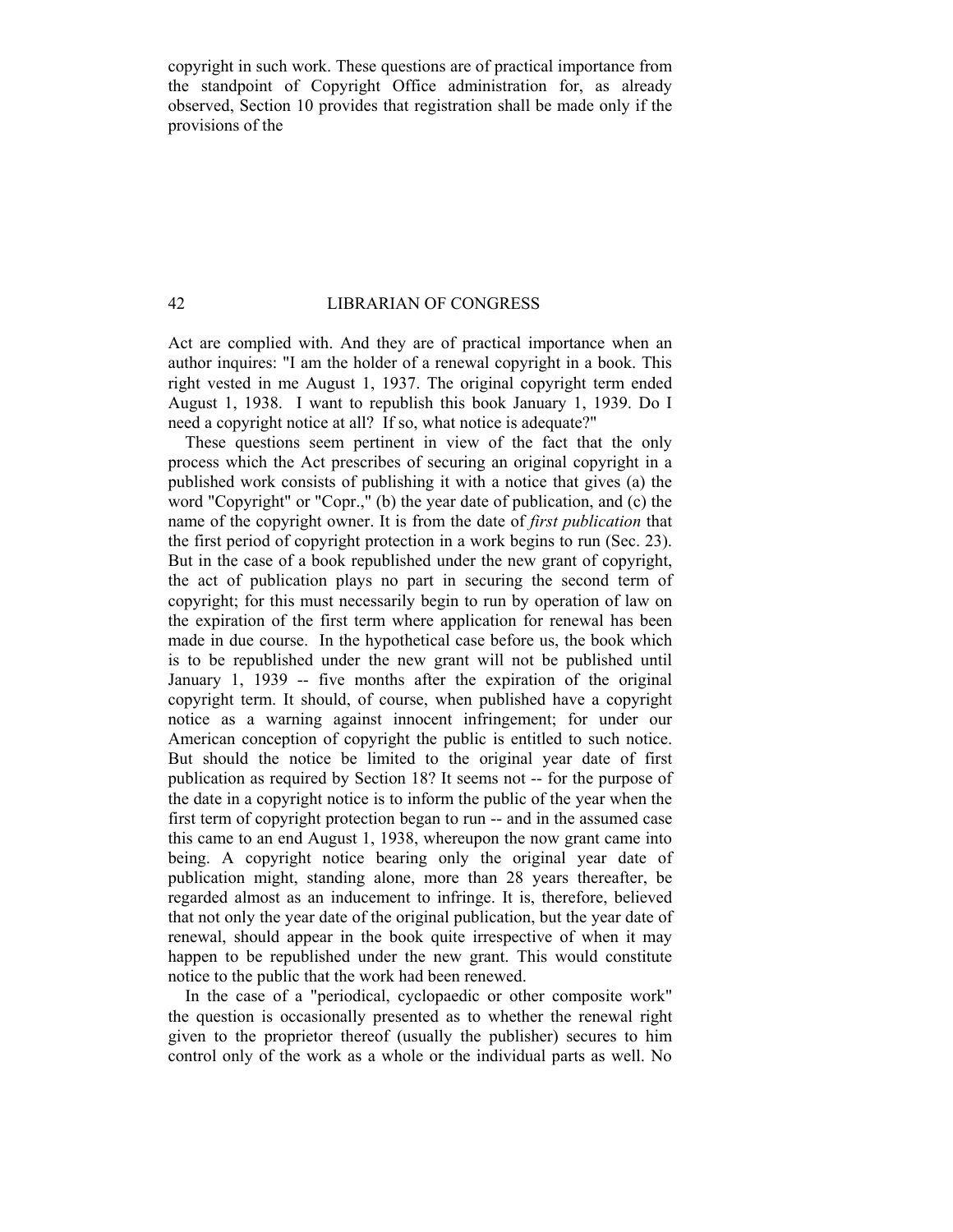copyright in such work. These questions are of practical importance from the standpoint of Copyright Office administration for, as already observed, Section 10 provides that registration shall be made only if the provisions of the

Act are complied with. And they are of practical importance when an author inquires: "I am the holder of a renewal copyright in a book. This right vested in me August 1, 1937. The original copyright term ended August 1, 1938. I want to republish this book January 1, 1939. Do I need a copyright notice at all? If so, what notice is adequate?"

These questions seem pertinent in view of the fact that the only process which the Act prescribes of securing an original copyright in a published work consists of publishing it with a notice that gives (a) the word "Copyright" or "Copr.," (b) the year date of publication, and (c) the name of the copyright owner. It is from the date of *first publication* that the first period of copyright protection in a work begins to run (Sec. 23). But in the case of a book republished under the new grant of copyright, the act of publication plays no part in securing the second term of copyright; for this must necessarily begin to run by operation of law on the expiration of the first term where application for renewal has been made in due course. In the hypothetical case before us, the book which is to be republished under the new grant will not be published until January 1, 1939 -- five months after the expiration of the original copyright term. It should, of course, when published have a copyright notice as a warning against innocent infringement; for under our American conception of copyright the public is entitled to such notice. But should the notice be limited to the original year date of first publication as required by Section 18? It seems not -- for the purpose of the date in a copyright notice is to inform the public of the year when the first term of copyright protection began to run -- and in the assumed case this came to an end August 1, 1938, whereupon the now grant came into being. A copyright notice bearing only the original year date of publication might, standing alone, more than 28 years thereafter, be regarded almost as an inducement to infringe. It is, therefore, believed that not only the year date of the original publication, but the year date of renewal, should appear in the book quite irrespective of when it may happen to be republished under the new grant. This would constitute notice to the public that the work had been renewed.

In the case of a "periodical, cyclopaedic or other composite work" the question is occasionally presented as to whether the renewal right given to the proprietor thereof (usually the publisher) secures to him control only of the work as a whole or the individual parts as well. No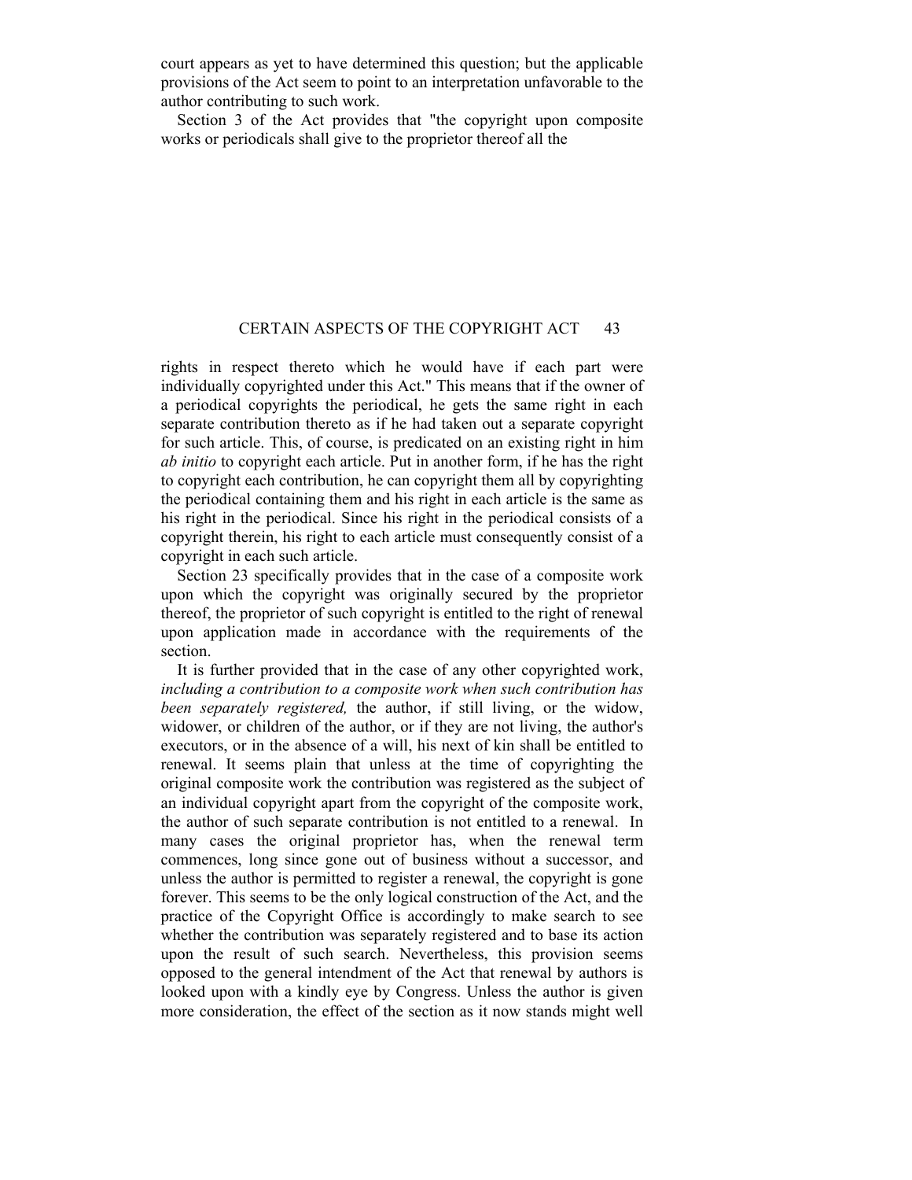court appears as yet to have determined this question; but the applicable provisions of the Act seem to point to an interpretation unfavorable to the author contributing to such work.

Section 3 of the Act provides that "the copyright upon composite works or periodicals shall give to the proprietor thereof all the rights in respect thereto which he would have if each part were individually copyrighted under this Act." This means that if the owner of a periodical copyrights the periodical, he gets the same right in each separate contribution thereto as if he had taken out a separate copyright for such article. This, of course, is predicated on an existing right in him *ab initio* to copyright each article. Put in another form, if he has the right to copyright each contribution, he can copyright them all by copyrighting the periodical containing them and his right in each article is the same as his right in the periodical. Since his right in the periodical consists of a copyright therein, his right to each article must consequently consist of a copyright in each such article.

Section 23 specifically provides that in the case of a composite work upon which the copyright was originally secured by the proprietor thereof, the proprietor of such copyright is entitled to the right of renewal upon application made in accordance with the requirements of the section.

It is further provided that in the case of any other copyrighted work, *including a contribution to a composite work when such contribution has been separately registered,* the author, if still living, or the widow, widower, or children of the author, or if they are not living, the author's executors, or in the absence of a will, his next of kin shall be entitled to renewal. It seems plain that unless at the time of copyrighting the original composite work the contribution was registered as the subject of an individual copyright apart from the copyright of the composite work, the author of such separate contribution is not entitled to a renewal. In many cases the original proprietor has, when the renewal term commences, long since gone out of business without a successor, and unless the author is permitted to register a renewal, the copyright is gone forever. This seems to be the only logical construction of the Act, and the practice of the Copyright Office is accordingly to make search to see whether the contribution was separately registered and to base its action upon the result of such search. Nevertheless, this provision seems opposed to the general intendment of the Act that renewal by authors is looked upon with a kindly eye by Congress. Unless the author is given more consideration, the effect of the section as it now stands might well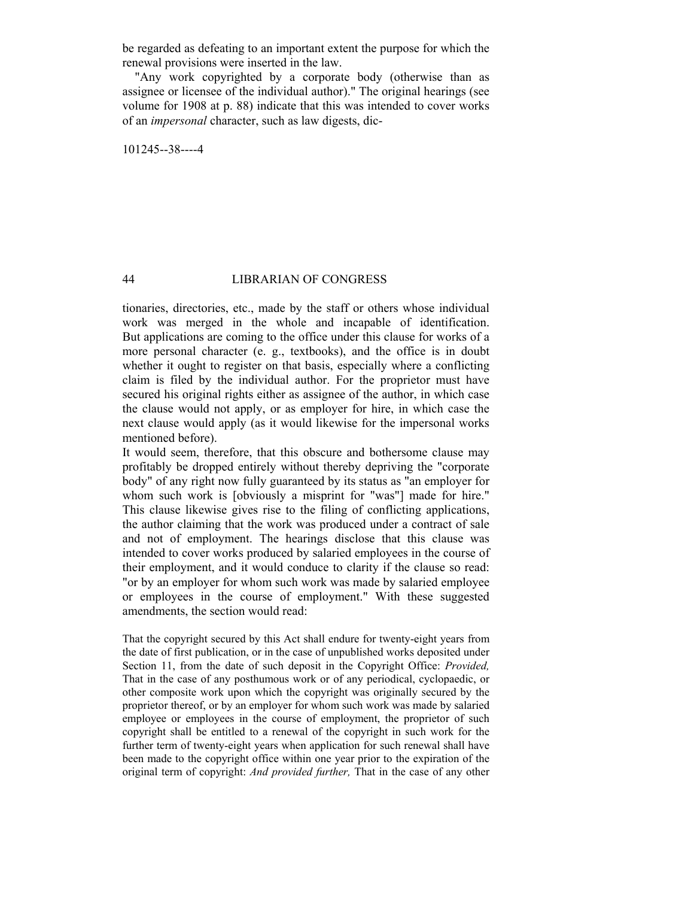be regarded as defeating to an important extent the purpose for which the renewal provisions were inserted in the law.

"Any work copyrighted by a corporate body (otherwise than as assignee or licensee of the individual author)." The original hearings (see volume for 1908 at p. 88) indicate that this was intended to cover works of an *impersonal* character, such as law digests, dictionaries, directories, etc., made by the staff or others whose individual work was merged in the whole and incapable of identification. But applications are coming to the office under this clause for works of a more personal character (e. g., textbooks), and the office is in doubt whether it ought to register on that basis, especially where a conflicting claim is filed by the individual author. For the proprietor must have secured his original rights either as assignee of the author, in which case the clause would not apply, or as employer for hire, in which case the next clause would apply (as it would likewise for the impersonal works mentioned before).

It would seem, therefore, that this obscure and bothersome clause may profitably be dropped entirely without thereby depriving the "corporate body" of any right now fully guaranteed by its status as "an employer for whom such work is [obviously a misprint for "was"] made for hire." This clause likewise gives rise to the filing of conflicting applications, the author claiming that the work was produced under a contract of sale and not of employment. The hearings disclose that this clause was intended to cover works produced by salaried employees in the course of their employment, and it would conduce to clarity if the clause so read: "or by an employer for whom such work was made by salaried employee or employees in the course of employment." With these suggested amendments, the section would read:

> That the copyright secured by this Act shall endure for twenty-eight years from the date of first publication, or in the case of unpublished works deposited under Section 11, from the date of such deposit in the Copyright Office: *Provided,* That in the case of any posthumous work or of any periodical, cyclopaedic, or other composite work upon which the copyright was originally secured by the proprietor thereof, or by an employer for whom such work was made by salaried employee or employees in the course of employment, the proprietor of such copyright shall be entitled to a renewal of the copyright in such work for the further term of twenty-eight years when application for such renewal shall have been made to the copyright office within one year prior to the expiration of the original term of copyright: *And provided further,* That in the case of any other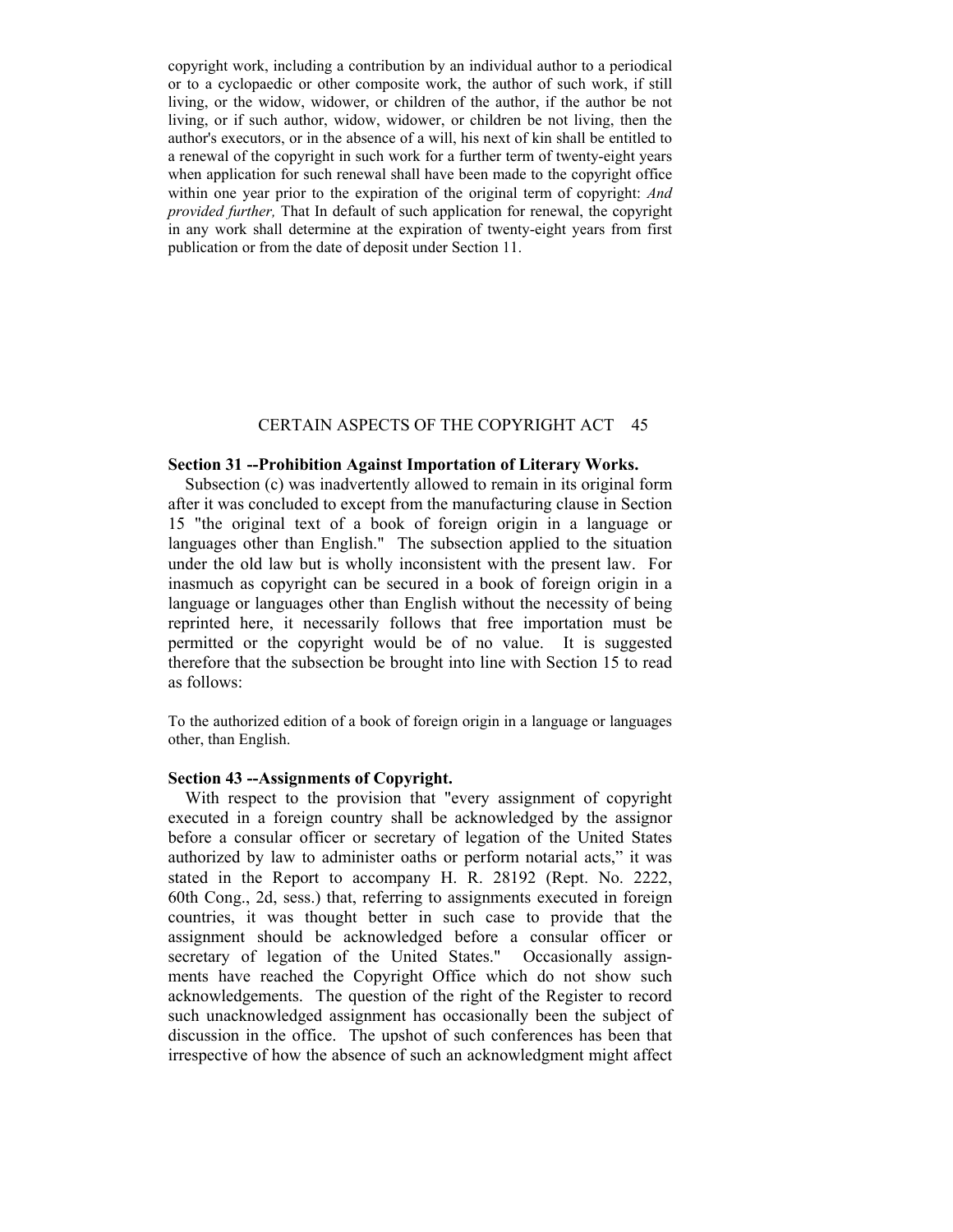copyright work, including a contribution by an individual author to a periodical or to a cyclopaedic or other composite work, the author of such work, if still living, or the widow, widower, or children of the author, if the author be not living, or if such author, widow, widower, or children be not living, then the author's executors, or in the absence of a will, his next of kin shall be entitled to a renewal of the copyright in such work for a further term of twenty-eight years when application for such renewal shall have been made to the copyright office within one year prior to the expiration of the original term of copyright: *And provided further,* That In default of such application for renewal, the copyright in any work shall determine at the expiration of twenty-eight years from first publication or from the date of deposit under Section 11.

**Section 31 --Prohibition Against Importation of Literary Works.**

Subsection (c) was inadvertently allowed to remain in its original form after it was concluded to except from the manufacturing clause in Section 15 "the original text of a book of foreign origin in a language or languages other than English." The subsection applied to the situation under the old law but is wholly inconsistent with the present law. For inasmuch as copyright can be secured in a book of foreign origin in a language or languages other than English without the necessity of being reprinted here, it necessarily follows that free importation must be permitted or the copyright would be of no value. It is suggested therefore that the subsection be brought into line with Section 15 to read as follows:

To the authorized edition of a book of foreign origin in a language or languages other, than English.

**Section 43 --Assignments of Copyright.**

With respect to the provision that "every assignment of copyright executed in a foreign country shall be acknowledged by the assignor before a consular officer or secretary of legation of the United States authorized by law to administer oaths or perform notarial acts," it was stated in the Report to accompany H. R. 28192 (Rept. No. 2222, 60th Cong., 2d, sess.) that, referring to assignments executed in foreign countries, it was thought better in such case to provide that the assignment should be acknowledged before a consular officer or secretary of legation of the United States." Occasionally assignments have reached the Copyright Office which do not show such acknowledgements. The question of the right of the Register to record such unacknowledged assignment has occasionally been the subject of discussion in the office. The upshot of such conferences has been that irrespective of how the absence of such an acknowledgment might affect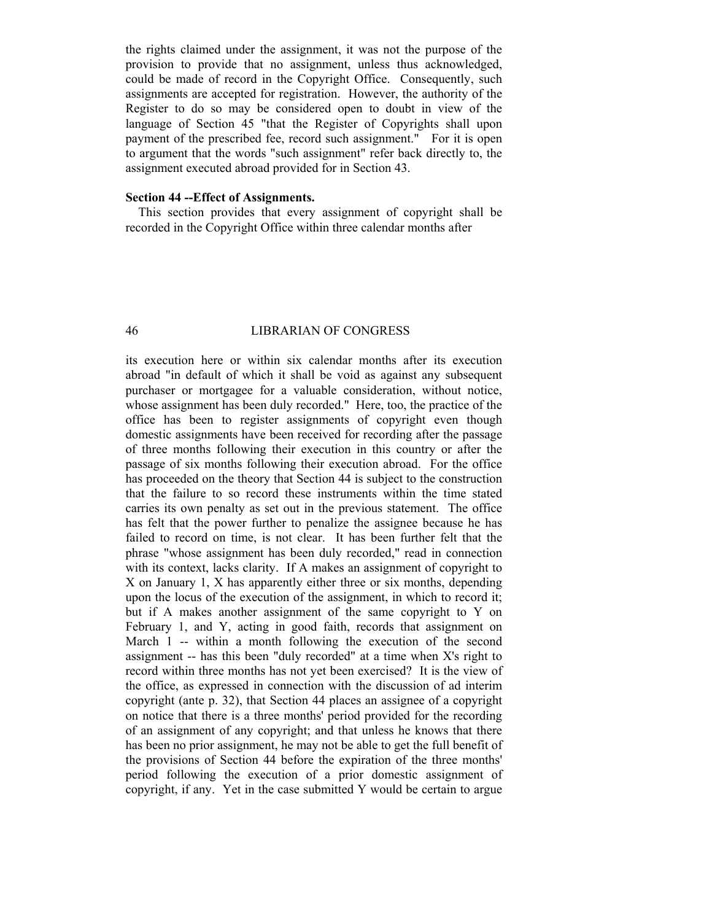the rights claimed under the assignment, it was not the purpose of the provision to provide that no assignment, unless thus acknowledged, could be made of record in the Copyright Office. Consequently, such assignments are accepted for registration. However, the authority of the Register to do so may be considered open to doubt in view of the language of Section 45 "that the Register of Copyrights shall upon payment of the prescribed fee, record such assignment." For it is open to argument that the words "such assignment" refer back directly to, the assignment executed abroad provided for in Section 43.

**Section 44 --Effect of Assignments.**

This section provides that every assignment of copyright shall be recorded in the Copyright Office within three calendar months after its execution here or within six calendar months after its execution abroad "in default of which it shall be void as against any subsequent purchaser or mortgagee for a valuable consideration, without notice, whose assignment has been duly recorded." Here, too, the practice of the office has been to register assignments of copyright even though domestic assignments have been received for recording after the passage of three months following their execution in this country or after the passage of six months following their execution abroad. For the office has proceeded on the theory that Section 44 is subject to the construction that the failure to so record these instruments within the time stated carries its own penalty as set out in the previous statement. The office has felt that the power further to penalize the assignee because he has failed to record on time, is not clear. It has been further felt that the phrase "whose assignment has been duly recorded," read in connection with its context, lacks clarity. If A makes an assignment of copyright to X on January 1, X has apparently either three or six months, depending upon the locus of the execution of the assignment, in which to record it; but if A makes another assignment of the same copyright to Y on February 1, and Y, acting in good faith, records that assignment on March 1 -- within a month following the execution of the second assignment -- has this been "duly recorded" at a time when X's right to record within three months has not yet been exercised? It is the view of the office, as expressed in connection with the discussion of ad interim copyright (ante p. 32), that Section 44 places an assignee of a copyright on notice that there is a three months' period provided for the recording of an assignment of any copyright; and that unless he knows that there has been no prior assignment, he may not be able to get the full benefit of the provisions of Section 44 before the expiration of the three months' period following the execution of a prior domestic assignment of copyright, if any. Yet in the case submitted Y would be certain to argue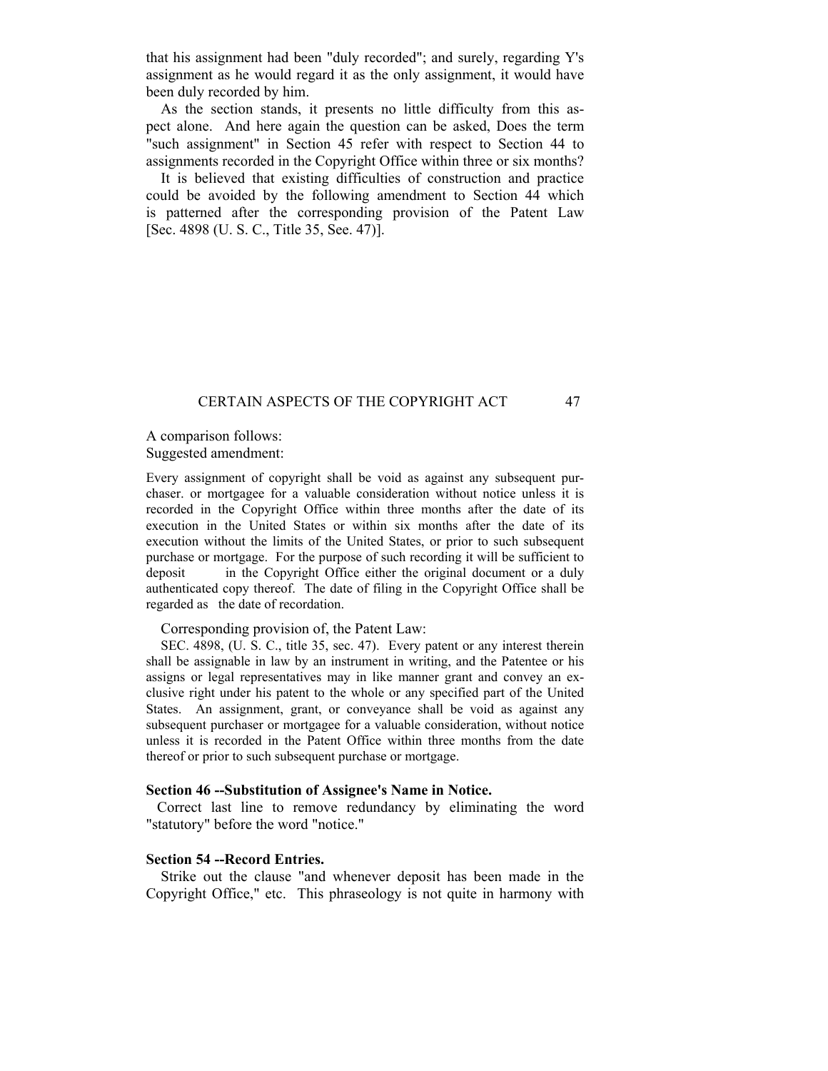that his assignment had been "duly recorded"; and surely, regarding Y's assignment as he would regard it as the only assignment, it would have been duly recorded by him.

As the section stands, it presents no little difficulty from this aspect alone. And here again the question can be asked, Does the term "such assignment" in Section 45 refer with respect to Section 44 to assignments recorded in the Copyright Office within three or six months?

It is believed that existing difficulties of construction and practice could be avoided by the following amendment to Section 44 which is patterned after the corresponding provision of the Patent Law [Sec. 4898 (U. S. C., Title 35, See. 47)].

A comparison follows:
Suggested amendment:

Every assignment of copyright shall be void as against any subsequent purchaser. or mortgagee for a valuable consideration without notice unless it is recorded in the Copyright Office within three months after the date of its execution in the United States or within six months after the date of its execution without the limits of the United States, or prior to such subsequent purchase or mortgage. For the purpose of such recording it will be sufficient to deposit in the Copyright Office either the original document or a duly authenticated copy thereof. The date of filing in the Copyright Office shall be regarded as the date of recordation.

Corresponding provision of, the Patent Law:

SEC. 4898, (U. S. C., title 35, sec. 47). Every patent or any interest therein shall be assignable in law by an instrument in writing, and the Patentee or his assigns or legal representatives may in like manner grant and convey an exclusive right under his patent to the whole or any specified part of the United States. An assignment, grant, or conveyance shall be void as against any subsequent purchaser or mortgagee for a valuable consideration, without notice unless it is recorded in the Patent Office within three months from the date thereof or prior to such subsequent purchase or mortgage.

**Section 46 --Substitution of Assignee's Name in Notice.**

Correct last line to remove redundancy by eliminating the word "statutory" before the word "notice."

**Section 54 --Record Entries.**

Strike out the clause "and whenever deposit has been made in the Copyright Office," etc. This phraseology is not quite in harmony with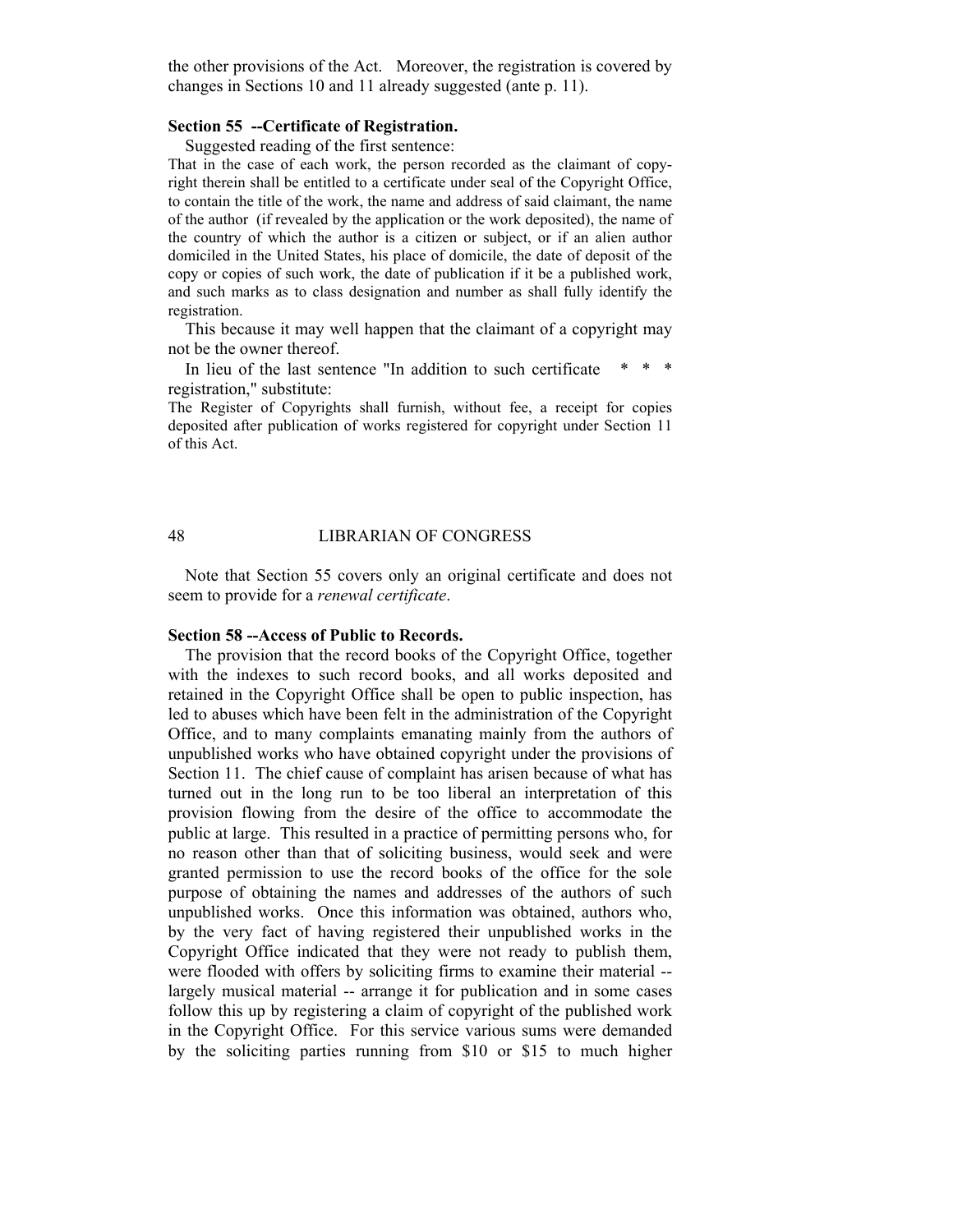the other provisions of the Act. Moreover, the registration is covered by changes in Sections 10 and 11 already suggested (ante p. 11).

**Section 55 --Certificate of Registration.**

Suggested reading of the first sentence:

That in the case of each work, the person recorded as the claimant of copyright therein shall be entitled to a certificate under seal of the Copyright Office, to contain the title of the work, the name and address of said claimant, the name of the author (if revealed by the application or the work deposited), the name of the country of which the author is a citizen or subject, or if an alien author domiciled in the United States, his place of domicile, the date of deposit of the copy or copies of such work, the date of publication if it be a published work, and such marks as to class designation and number as shall fully identify the registration.

This because it may well happen that the claimant of a copyright may not be the owner thereof.

In lieu of the last sentence "In addition to such certificate * * * registration," substitute:

The Register of Copyrights shall furnish, without fee, a receipt for copies deposited after publication of works registered for copyright under Section 11 of this Act.

Note that Section 55 covers only an original certificate and does not seem to provide for a *renewal certificate*.

**Section 58 --Access of Public to Records.**

The provision that the record books of the Copyright Office, together with the indexes to such record books, and all works deposited and retained in the Copyright Office shall be open to public inspection, has led to abuses which have been felt in the administration of the Copyright Office, and to many complaints emanating mainly from the authors of unpublished works who have obtained copyright under the provisions of Section 11. The chief cause of complaint has arisen because of what has turned out in the long run to be too liberal an interpretation of this provision flowing from the desire of the office to accommodate the public at large. This resulted in a practice of permitting persons who, for no reason other than that of soliciting business, would seek and were granted permission to use the record books of the office for the sole purpose of obtaining the names and addresses of the authors of such unpublished works. Once this information was obtained, authors who, by the very fact of having registered their unpublished works in the Copyright Office indicated that they were not ready to publish them, were flooded with offers by soliciting firms to examine their material -- largely musical material -- arrange it for publication and in some cases follow this up by registering a claim of copyright of the published work in the Copyright Office. For this service various sums were demanded by the soliciting parties running from $10 or $15 to much higher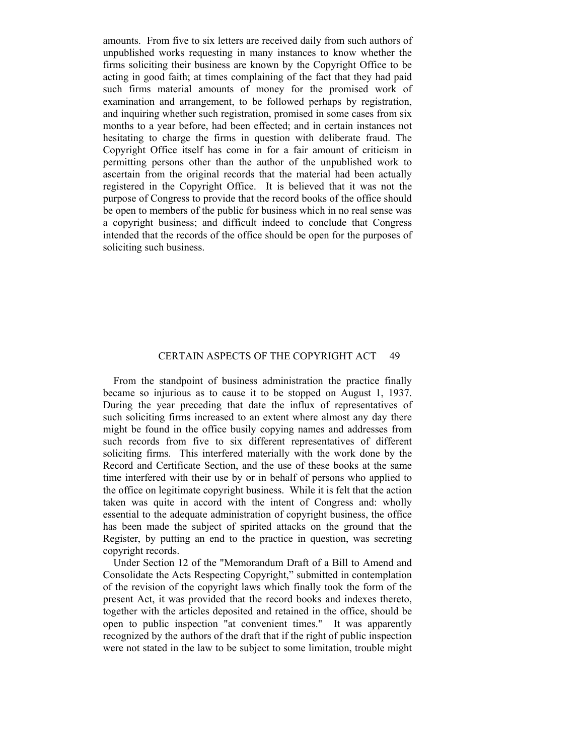amounts. From five to six letters are received daily from such authors of unpublished works requesting in many instances to know whether the firms soliciting their business are known by the Copyright Office to be acting in good faith; at times complaining of the fact that they had paid such firms material amounts of money for the promised work of examination and arrangement, to be followed perhaps by registration, and inquiring whether such registration, promised in some cases from six months to a year before, had been effected; and in certain instances not hesitating to charge the firms in question with deliberate fraud. The Copyright Office itself has come in for a fair amount of criticism in permitting persons other than the author of the unpublished work to ascertain from the original records that the material had been actually registered in the Copyright Office. It is believed that it was not the purpose of Congress to provide that the record books of the office should be open to members of the public for business which in no real sense was a copyright business; and difficult indeed to conclude that Congress intended that the records of the office should be open for the purposes of soliciting such business.

From the standpoint of business administration the practice finally became so injurious as to cause it to be stopped on August 1, 1937. During the year preceding that date the influx of representatives of such soliciting firms increased to an extent where almost any day there might be found in the office busily copying names and addresses from such records from five to six different representatives of different soliciting firms. This interfered materially with the work done by the Record and Certificate Section, and the use of these books at the same time interfered with their use by or in behalf of persons who applied to the office on legitimate copyright business. While it is felt that the action taken was quite in accord with the intent of Congress and: wholly essential to the adequate administration of copyright business, the office has been made the subject of spirited attacks on the ground that the Register, by putting an end to the practice in question, was secreting copyright records.

Under Section 12 of the "Memorandum Draft of a Bill to Amend and Consolidate the Acts Respecting Copyright," submitted in contemplation of the revision of the copyright laws which finally took the form of the present Act, it was provided that the record books and indexes thereto, together with the articles deposited and retained in the office, should be open to public inspection "at convenient times." It was apparently recognized by the authors of the draft that if the right of public inspection were not stated in the law to be subject to some limitation, trouble might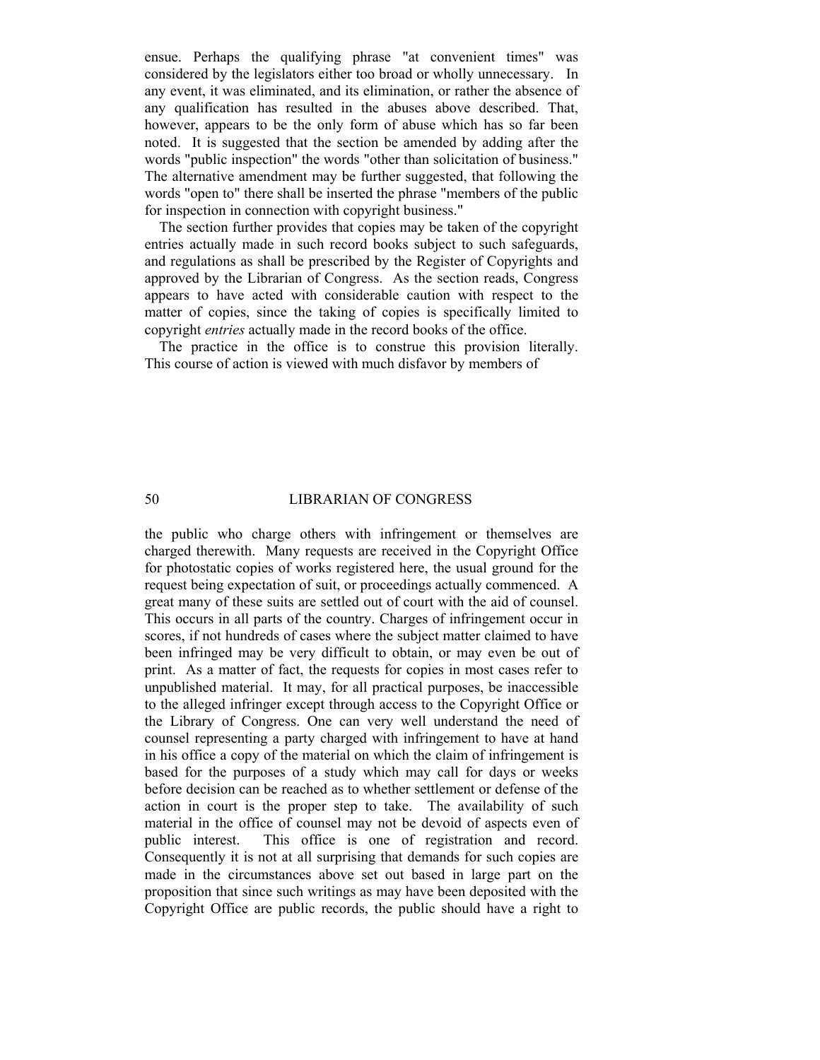ensue. Perhaps the qualifying phrase "at convenient times" was considered by the legislators either too broad or wholly unnecessary. In any event, it was eliminated, and its elimination, or rather the absence of any qualification has resulted in the abuses above described. That, however, appears to be the only form of abuse which has so far been noted. It is suggested that the section be amended by adding after the words "public inspection" the words "other than solicitation of business." The alternative amendment may be further suggested, that following the words "open to" there shall be inserted the phrase "members of the public for inspection in connection with copyright business."

The section further provides that copies may be taken of the copyright entries actually made in such record books subject to such safeguards, and regulations as shall be prescribed by the Register of Copyrights and approved by the Librarian of Congress. As the section reads, Congress appears to have acted with considerable caution with respect to the matter of copies, since the taking of copies is specifically limited to copyright *entries* actually made in the record books of the office.

The practice in the office is to construe this provision literally. This course of action is viewed with much disfavor by members of the public who charge others with infringement or themselves are charged therewith. Many requests are received in the Copyright Office for photostatic copies of works registered here, the usual ground for the request being expectation of suit, or proceedings actually commenced. A great many of these suits are settled out of court with the aid of counsel. This occurs in all parts of the country. Charges of infringement occur in scores, if not hundreds of cases where the subject matter claimed to have been infringed may be very difficult to obtain, or may even be out of print. As a matter of fact, the requests for copies in most cases refer to unpublished material. It may, for all practical purposes, be inaccessible to the alleged infringer except through access to the Copyright Office or the Library of Congress. One can very well understand the need of counsel representing a party charged with infringement to have at hand in his office a copy of the material on which the claim of infringement is based for the purposes of a study which may call for days or weeks before decision can be reached as to whether settlement or defense of the action in court is the proper step to take. The availability of such material in the office of counsel may not be devoid of aspects even of public interest. This office is one of registration and record. Consequently it is not at all surprising that demands for such copies are made in the circumstances above set out based in large part on the proposition that since such writings as may have been deposited with the Copyright Office are public records, the public should have a right to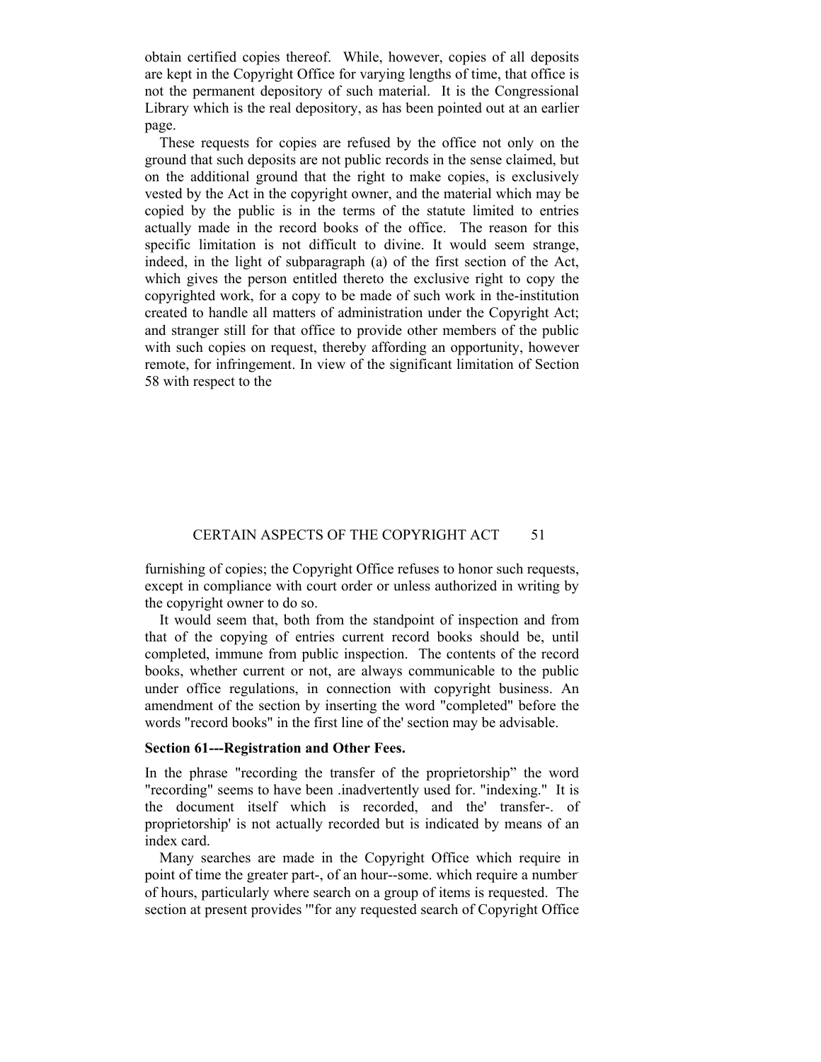obtain certified copies thereof. While, however, copies of all deposits are kept in the Copyright Office for varying lengths of time, that office is not the permanent depository of such material. It is the Congressional Library which is the real depository, as has been pointed out at an earlier page.

These requests for copies are refused by the office not only on the ground that such deposits are not public records in the sense claimed, but on the additional ground that the right to make copies, is exclusively vested by the Act in the copyright owner, and the material which may be copied by the public is in the terms of the statute limited to entries actually made in the record books of the office. The reason for this specific limitation is not difficult to divine. It would seem strange, indeed, in the light of subparagraph (a) of the first section of the Act, which gives the person entitled thereto the exclusive right to copy the copyrighted work, for a copy to be made of such work in the-institution created to handle all matters of administration under the Copyright Act; and stranger still for that office to provide other members of the public with such copies on request, thereby affording an opportunity, however remote, for infringement. In view of the significant limitation of Section 58 with respect to the furnishing of copies; the Copyright Office refuses to honor such requests, except in compliance with court order or unless authorized in writing by the copyright owner to do so.

It would seem that, both from the standpoint of inspection and from that of the copying of entries current record books should be, until completed, immune from public inspection. The contents of the record books, whether current or not, are always communicable to the public under office regulations, in connection with copyright business. An amendment of the section by inserting the word "completed" before the words "record books" in the first line of the' section may be advisable.

**Section 61---Registration and Other Fees.**

In the phrase "recording the transfer of the proprietorship" the word "recording" seems to have been .inadvertently used for. "indexing." It is the document itself which is recorded, and the' transfer-. of proprietorship' is not actually recorded but is indicated by means of an index card.

Many searches are made in the Copyright Office which require in point of time the greater part-, of an hour--some. which require a number of hours, particularly where search on a group of items is requested. The section at present provides '"for any requested search of Copyright Office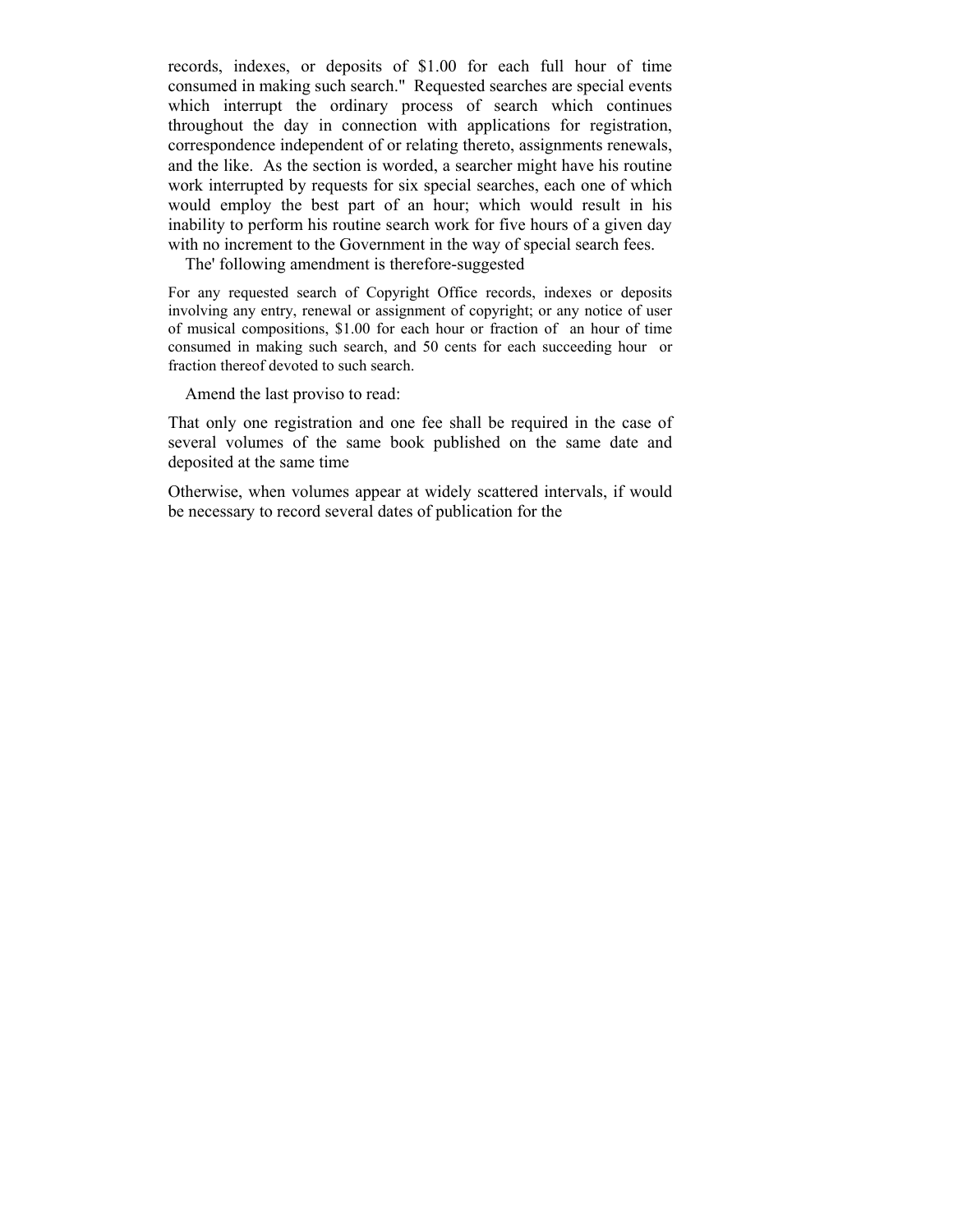records, indexes, or deposits of $1.00 for each full hour of time consumed in making such search." Requested searches are special events which interrupt the ordinary process of search which continues throughout the day in connection with applications for registration, correspondence independent of or relating thereto, assignments renewals, and the like. As the section is worded, a searcher might have his routine work interrupted by requests for six special searches, each one of which would employ the best part of an hour; which would result in his inability to perform his routine search work for five hours of a given day with no increment to the Government in the way of special search fees.

The' following amendment is therefore-suggested

> For any requested search of Copyright Office records, indexes or deposits involving any entry, renewal or assignment of copyright; or any notice of user of musical compositions, $1.00 for each hour or fraction of an hour of time consumed in making such search, and 50 cents for each succeeding hour or fraction thereof devoted to such search.

Amend the last proviso to read:

That only one registration and one fee shall be required in the case of several volumes of the same book published on the same date and deposited at the same time

Otherwise, when volumes appear at widely scattered intervals, if would be necessary to record several dates of publication for the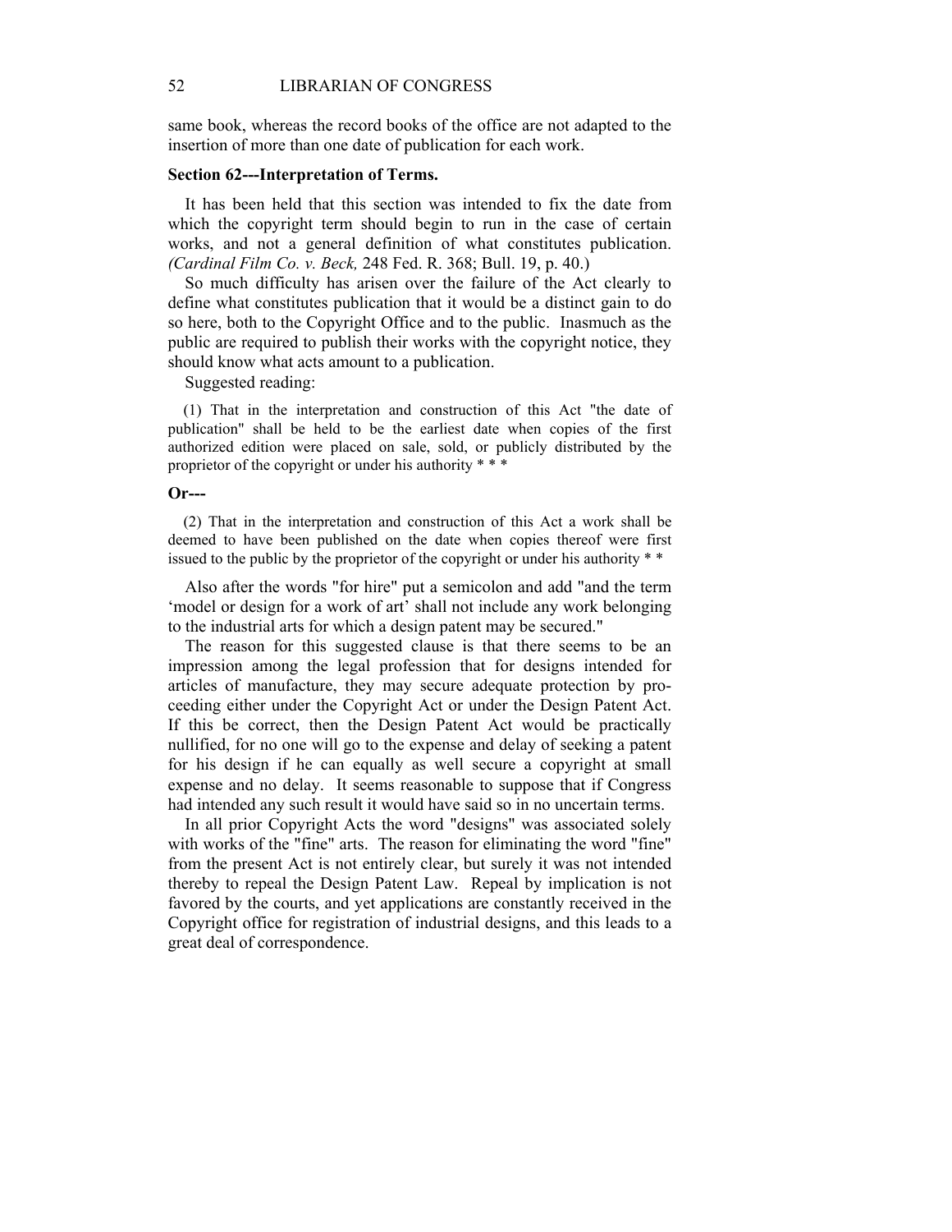same book, whereas the record books of the office are not adapted to the insertion of more than one date of publication for each work.

### Section 62---Interpretation of Terms.

It has been held that this section was intended to fix the date from which the copyright term should begin to run in the case of certain works, and not a general definition of what constitutes publication. *(Cardinal Film Co. v. Beck,* 248 Fed. R. 368; Bull. 19, p. 40.)

So much difficulty has arisen over the failure of the Act clearly to define what constitutes publication that it would be a distinct gain to do so here, both to the Copyright Office and to the public. Inasmuch as the public are required to publish their works with the copyright notice, they should know what acts amount to a publication.

Suggested reading:

(1) That in the interpretation and construction of this Act "the date of publication" shall be held to be the earliest date when copies of the first authorized edition were placed on sale, sold, or publicly distributed by the proprietor of the copyright or under his authority * * *

**Or---**

(2) That in the interpretation and construction of this Act a work shall be deemed to have been published on the date when copies thereof were first issued to the public by the proprietor of the copyright or under his authority * *

Also after the words "for hire" put a semicolon and add "and the term 'model or design for a work of art' shall not include any work belonging to the industrial arts for which a design patent may be secured."

The reason for this suggested clause is that there seems to be an impression among the legal profession that for designs intended for articles of manufacture, they may secure adequate protection by proceeding either under the Copyright Act or under the Design Patent Act. If this be correct, then the Design Patent Act would be practically nullified, for no one will go to the expense and delay of seeking a patent for his design if he can equally as well secure a copyright at small expense and no delay. It seems reasonable to suppose that if Congress had intended any such result it would have said so in no uncertain terms.

In all prior Copyright Acts the word "designs" was associated solely with works of the "fine" arts. The reason for eliminating the word "fine" from the present Act is not entirely clear, but surely it was not intended thereby to repeal the Design Patent Law. Repeal by implication is not favored by the courts, and yet applications are constantly received in the Copyright office for registration of industrial designs, and this leads to a great deal of correspondence.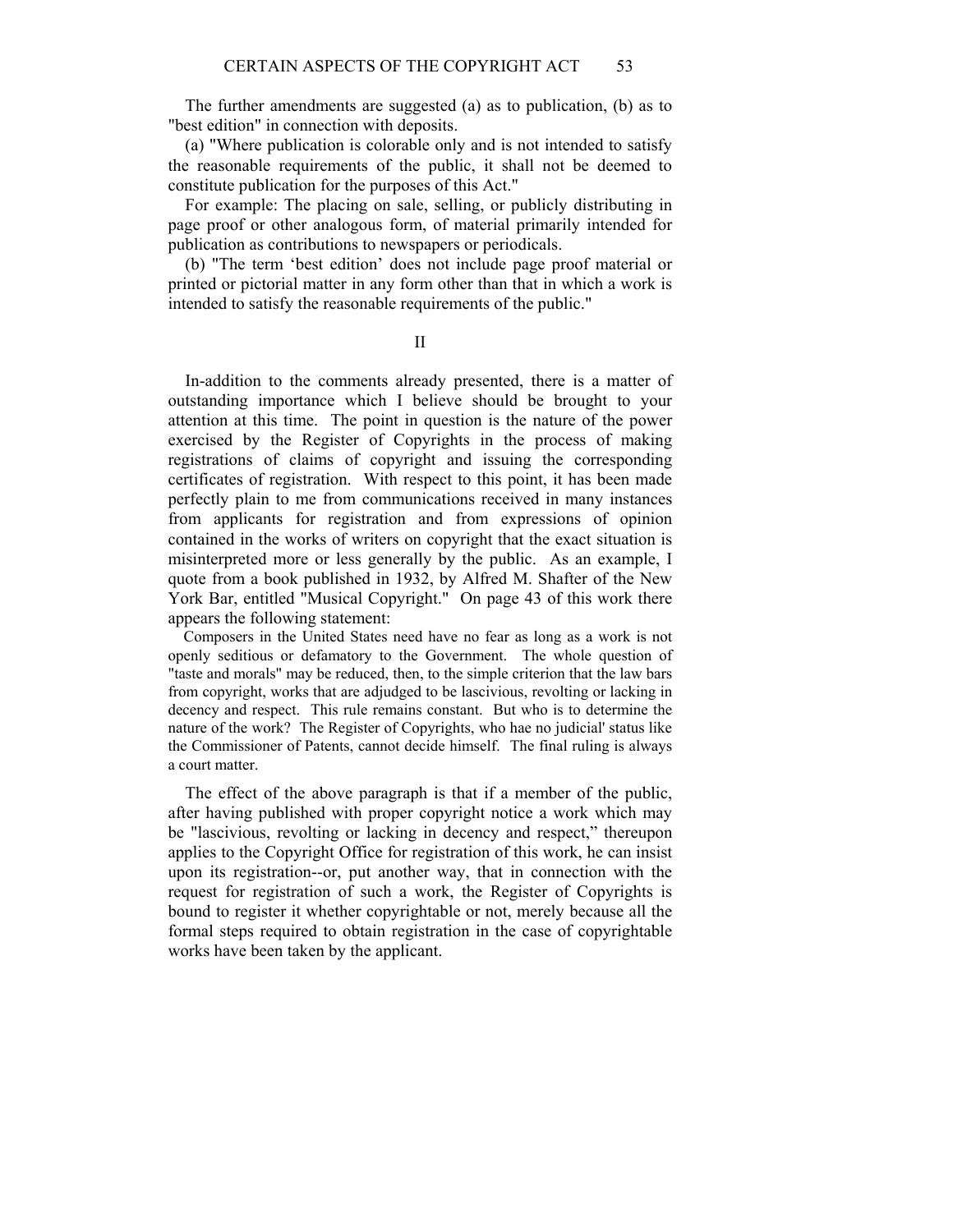The further amendments are suggested (a) as to publication, (b) as to "best edition" in connection with deposits.

(a) "Where publication is colorable only and is not intended to satisfy the reasonable requirements of the public, it shall not be deemed to constitute publication for the purposes of this Act."

For example: The placing on sale, selling, or publicly distributing in page proof or other analogous form, of material primarily intended for publication as contributions to newspapers or periodicals.

(b) "The term 'best edition' does not include page proof material or printed or pictorial matter in any form other than that in which a work is intended to satisfy the reasonable requirements of the public."

## II

In-addition to the comments already presented, there is a matter of outstanding importance which I believe should be brought to your attention at this time. The point in question is the nature of the power exercised by the Register of Copyrights in the process of making registrations of claims of copyright and issuing the corresponding certificates of registration. With respect to this point, it has been made perfectly plain to me from communications received in many instances from applicants for registration and from expressions of opinion contained in the works of writers on copyright that the exact situation is misinterpreted more or less generally by the public. As an example, I quote from a book published in 1932, by Alfred M. Shafter of the New York Bar, entitled "Musical Copyright." On page 43 of this work there appears the following statement:

> Composers in the United States need have no fear as long as a work is not openly seditious or defamatory to the Government. The whole question of "taste and morals" may be reduced, then, to the simple criterion that the law bars from copyright, works that are adjudged to be lascivious, revolting or lacking in decency and respect. This rule remains constant. But who is to determine the nature of the work? The Register of Copyrights, who hae no judicial' status like the Commissioner of Patents, cannot decide himself. The final ruling is always a court matter.

The effect of the above paragraph is that if a member of the public, after having published with proper copyright notice a work which may be "lascivious, revolting or lacking in decency and respect," thereupon applies to the Copyright Office for registration of this work, he can insist upon its registration--or, put another way, that in connection with the request for registration of such a work, the Register of Copyrights is bound to register it whether copyrightable or not, merely because all the formal steps required to obtain registration in the case of copyrightable works have been taken by the applicant.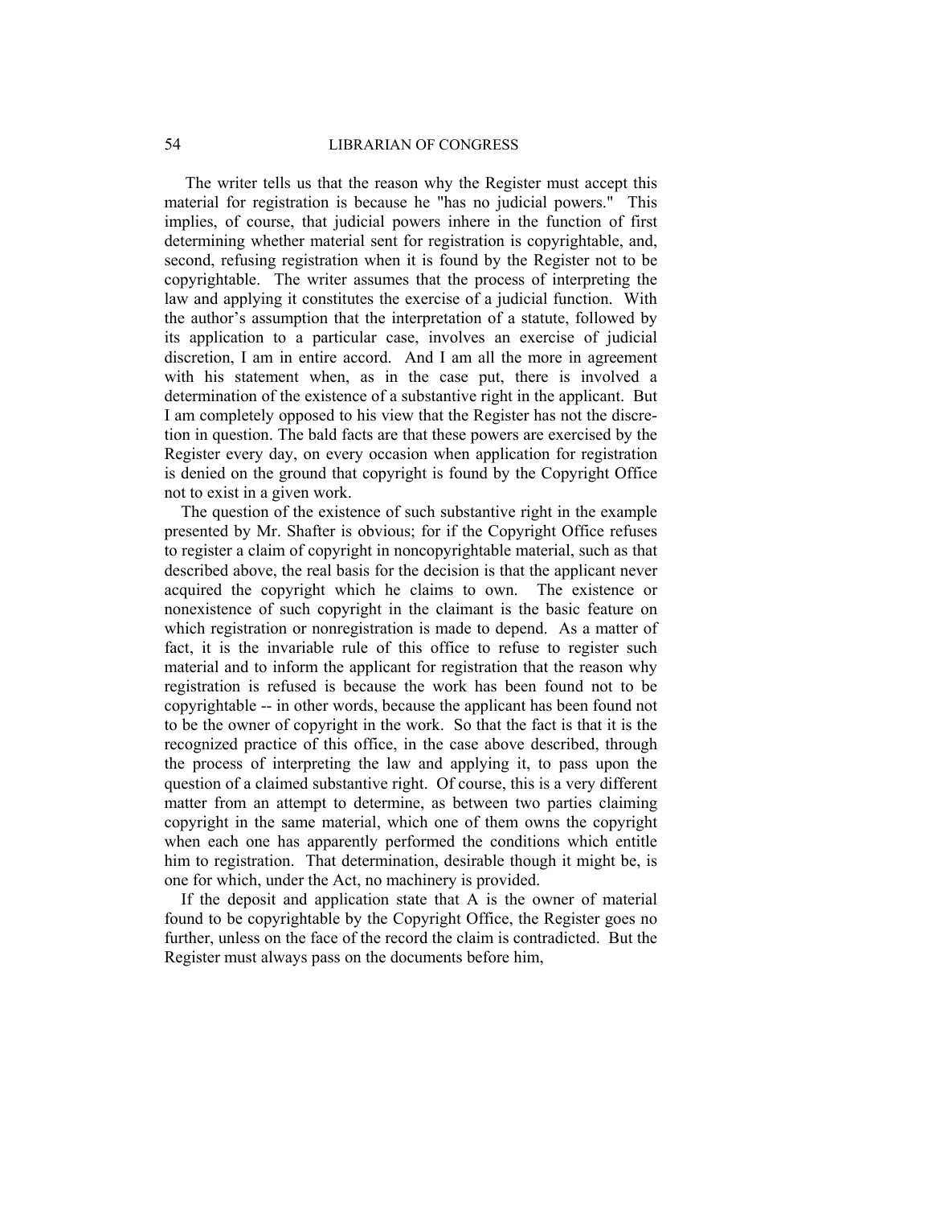The writer tells us that the reason why the Register must accept this material for registration is because he "has no judicial powers." This implies, of course, that judicial powers inhere in the function of first determining whether material sent for registration is copyrightable, and, second, refusing registration when it is found by the Register not to be copyrightable. The writer assumes that the process of interpreting the law and applying it constitutes the exercise of a judicial function. With the author's assumption that the interpretation of a statute, followed by its application to a particular case, involves an exercise of judicial discretion, I am in entire accord. And I am all the more in agreement with his statement when, as in the case put, there is involved a determination of the existence of a substantive right in the applicant. But I am completely opposed to his view that the Register has not the discretion in question. The bald facts are that these powers are exercised by the Register every day, on every occasion when application for registration is denied on the ground that copyright is found by the Copyright Office not to exist in a given work.

The question of the existence of such substantive right in the example presented by Mr. Shafter is obvious; for if the Copyright Office refuses to register a claim of copyright in noncopyrightable material, such as that described above, the real basis for the decision is that the applicant never acquired the copyright which he claims to own. The existence or nonexistence of such copyright in the claimant is the basic feature on which registration or nonregistration is made to depend. As a matter of fact, it is the invariable rule of this office to refuse to register such material and to inform the applicant for registration that the reason why registration is refused is because the work has been found not to be copyrightable -- in other words, because the applicant has been found not to be the owner of copyright in the work. So that the fact is that it is the recognized practice of this office, in the case above described, through the process of interpreting the law and applying it, to pass upon the question of a claimed substantive right. Of course, this is a very different matter from an attempt to determine, as between two parties claiming copyright in the same material, which one of them owns the copyright when each one has apparently performed the conditions which entitle him to registration. That determination, desirable though it might be, is one for which, under the Act, no machinery is provided.

If the deposit and application state that A is the owner of material found to be copyrightable by the Copyright Office, the Register goes no further, unless on the face of the record the claim is contradicted. But the Register must always pass on the documents before him,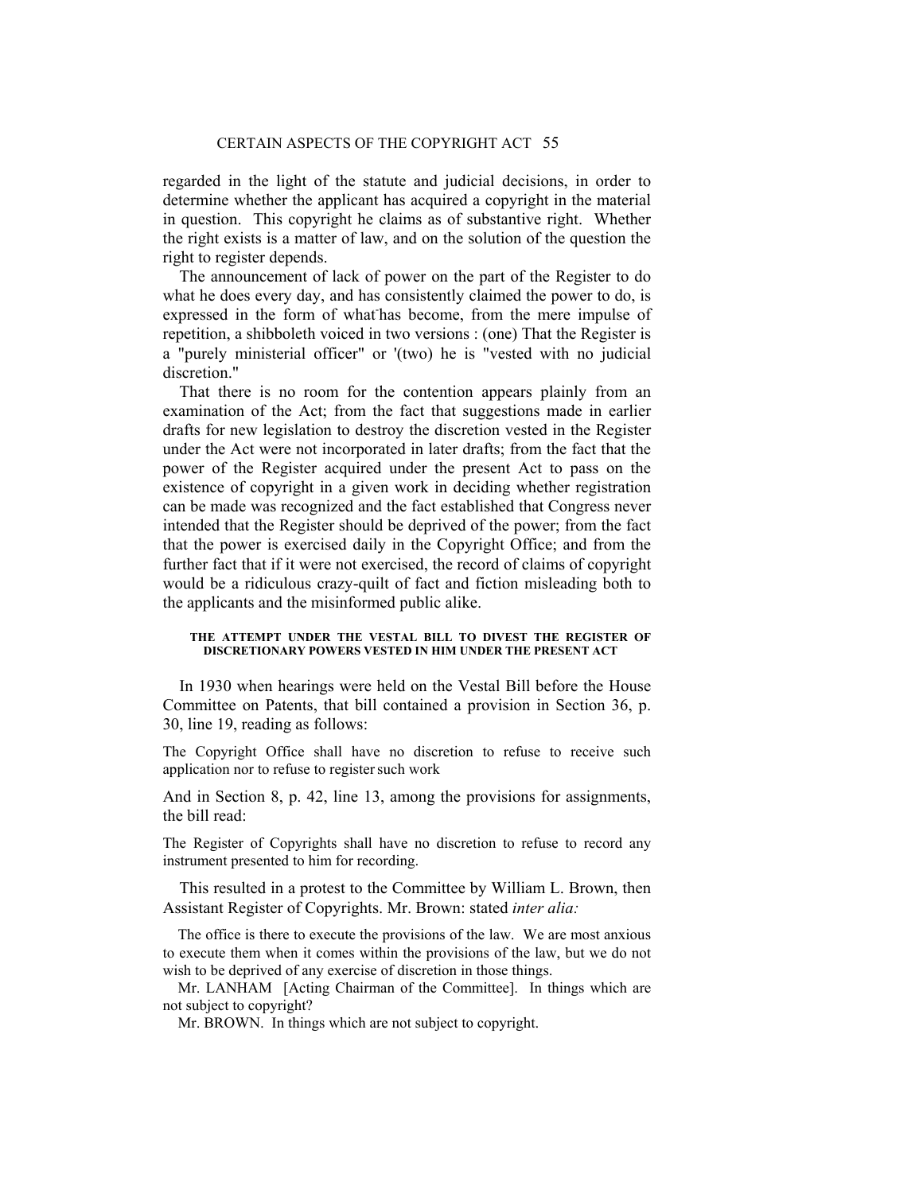regarded in the light of the statute and judicial decisions, in order to determine whether the applicant has acquired a copyright in the material in question. This copyright he claims as of substantive right. Whether the right exists is a matter of law, and on the solution of the question the right to register depends.

The announcement of lack of power on the part of the Register to do what he does every day, and has consistently claimed the power to do, is expressed in the form of what has become, from the mere impulse of repetition, a shibboleth voiced in two versions : (one) That the Register is a "purely ministerial officer" or '(two) he is "vested with no judicial discretion."

That there is no room for the contention appears plainly from an examination of the Act; from the fact that suggestions made in earlier drafts for new legislation to destroy the discretion vested in the Register under the Act were not incorporated in later drafts; from the fact that the power of the Register acquired under the present Act to pass on the existence of copyright in a given work in deciding whether registration can be made was recognized and the fact established that Congress never intended that the Register should be deprived of the power; from the fact that the power is exercised daily in the Copyright Office; and from the further fact that if it were not exercised, the record of claims of copyright would be a ridiculous crazy-quilt of fact and fiction misleading both to the applicants and the misinformed public alike.

#### THE ATTEMPT UNDER THE VESTAL BILL TO DIVEST THE REGISTER OF DISCRETIONARY POWERS VESTED IN HIM UNDER THE PRESENT ACT

In 1930 when hearings were held on the Vestal Bill before the House Committee on Patents, that bill contained a provision in Section 36, p. 30, line 19, reading as follows:

> The Copyright Office shall have no discretion to refuse to receive such application nor to refuse to register such work

And in Section 8, p. 42, line 13, among the provisions for assignments, the bill read:

> The Register of Copyrights shall have no discretion to refuse to record any instrument presented to him for recording.

This resulted in a protest to the Committee by William L. Brown, then Assistant Register of Copyrights. Mr. Brown: stated *inter alia:*

> The office is there to execute the provisions of the law. We are most anxious to execute them when it comes within the provisions of the law, but we do not wish to be deprived of any exercise of discretion in those things.
>
> Mr. LANHAM [Acting Chairman of the Committee]. In things which are not subject to copyright?
>
> Mr. BROWN. In things which are not subject to copyright.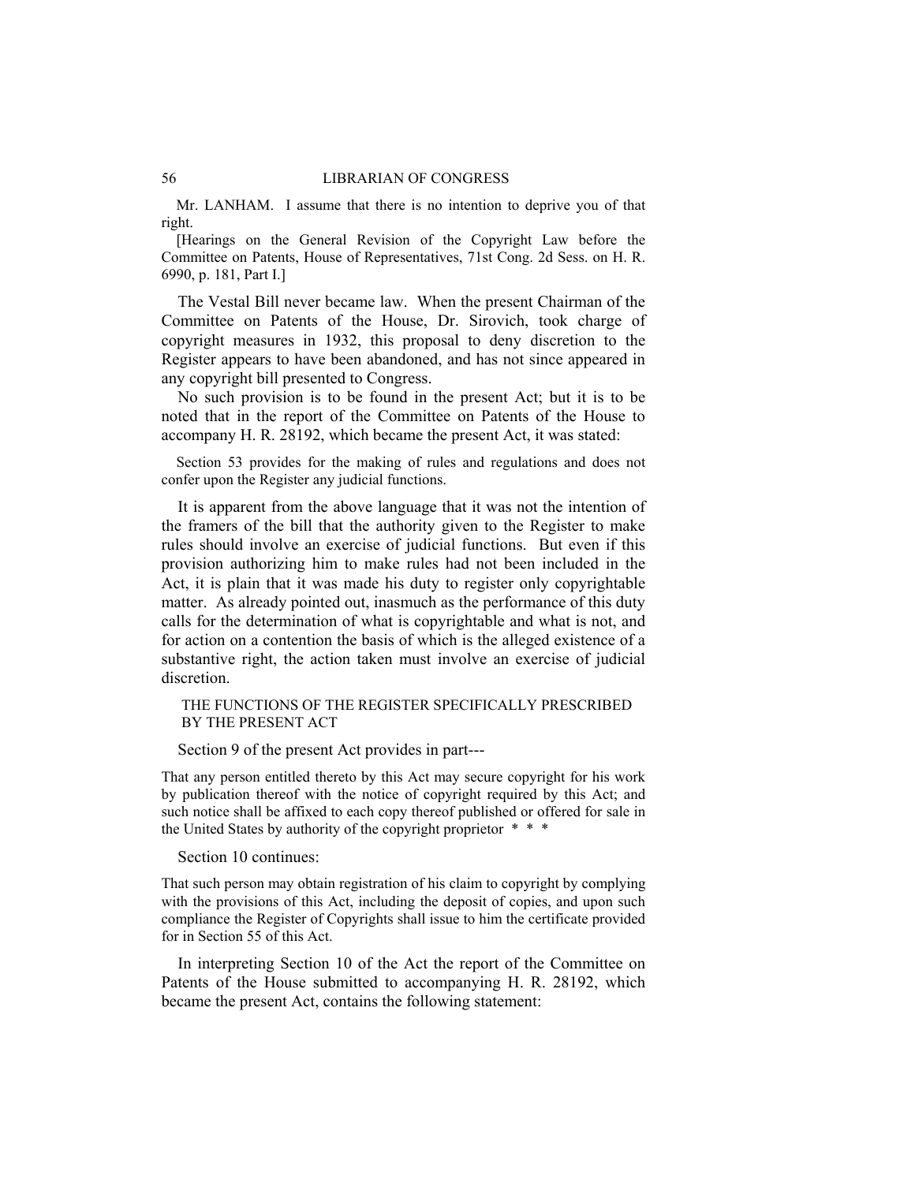Mr. LANHAM. I assume that there is no intention to deprive you of that right.

[Hearings on the General Revision of the Copyright Law before the Committee on Patents, House of Representatives, 71st Cong. 2d Sess. on H. R. 6990, p. 181, Part I.]

The Vestal Bill never became law. When the present Chairman of the Committee on Patents of the House, Dr. Sirovich, took charge of copyright measures in 1932, this proposal to deny discretion to the Register appears to have been abandoned, and has not since appeared in any copyright bill presented to Congress.

No such provision is to be found in the present Act; but it is to be noted that in the report of the Committee on Patents of the House to accompany H. R. 28192, which became the present Act, it was stated:

> Section 53 provides for the making of rules and regulations and does not confer upon the Register any judicial functions.

It is apparent from the above language that it was not the intention of the framers of the bill that the authority given to the Register to make rules should involve an exercise of judicial functions. But even if this provision authorizing him to make rules had not been included in the Act, it is plain that it was made his duty to register only copyrightable matter. As already pointed out, inasmuch as the performance of this duty calls for the determination of what is copyrightable and what is not, and for action on a contention the basis of which is the alleged existence of a substantive right, the action taken must involve an exercise of judicial discretion.

## THE FUNCTIONS OF THE REGISTER SPECIFICALLY PRESCRIBED BY THE PRESENT ACT

Section 9 of the present Act provides in part---

> That any person entitled thereto by this Act may secure copyright for his work by publication thereof with the notice of copyright required by this Act; and such notice shall be affixed to each copy thereof published or offered for sale in the United States by authority of the copyright proprietor * * *

Section 10 continues:

> That such person may obtain registration of his claim to copyright by complying with the provisions of this Act, including the deposit of copies, and upon such compliance the Register of Copyrights shall issue to him the certificate provided for in Section 55 of this Act.

In interpreting Section 10 of the Act the report of the Committee on Patents of the House submitted to accompanying H. R. 28192, which became the present Act, contains the following statement: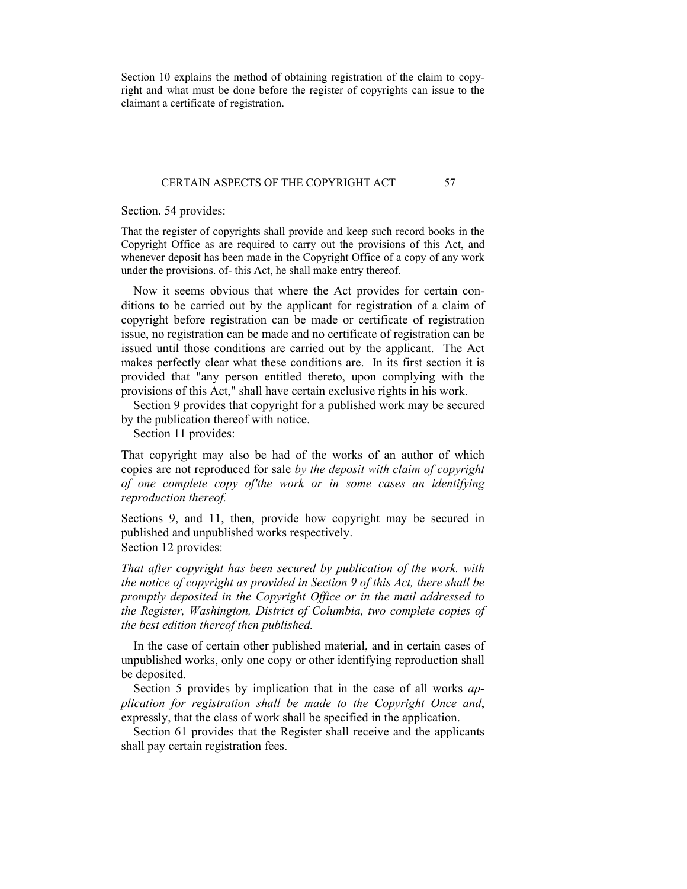Section 10 explains the method of obtaining registration of the claim to copyright and what must be done before the register of copyrights can issue to the claimant a certificate of registration.

Section. 54 provides:

That the register of copyrights shall provide and keep such record books in the Copyright Office as are required to carry out the provisions of this Act, and whenever deposit has been made in the Copyright Office of a copy of any work under the provisions. of- this Act, he shall make entry thereof.

Now it seems obvious that where the Act provides for certain conditions to be carried out by the applicant for registration of a claim of copyright before registration can be made or certificate of registration issue, no registration can be made and no certificate of registration can be issued until those conditions are carried out by the applicant. The Act makes perfectly clear what these conditions are. In its first section it is provided that "any person entitled thereto, upon complying with the provisions of this Act," shall have certain exclusive rights in his work.

Section 9 provides that copyright for a published work may be secured by the publication thereof with notice.

Section 11 provides:

That copyright may also be had of the works of an author of which copies are not reproduced for sale *by the deposit with claim of copyright of one complete copy of'the work or in some cases an identifying reproduction thereof.*

Sections 9, and 11, then, provide how copyright may be secured in published and unpublished works respectively.

Section 12 provides:

*That after copyright has been secured by publication of the work. with the notice of copyright as provided in Section 9 of this Act, there shall be promptly deposited in the Copyright Office or in the mail addressed to the Register, Washington, District of Columbia, two complete copies of the best edition thereof then published.*

In the case of certain other published material, and in certain cases of unpublished works, only one copy or other identifying reproduction shall be deposited.

Section 5 provides by implication that in the case of all works *application for registration shall be made to the Copyright Once and*, expressly, that the class of work shall be specified in the application.

Section 61 provides that the Register shall receive and the applicants shall pay certain registration fees.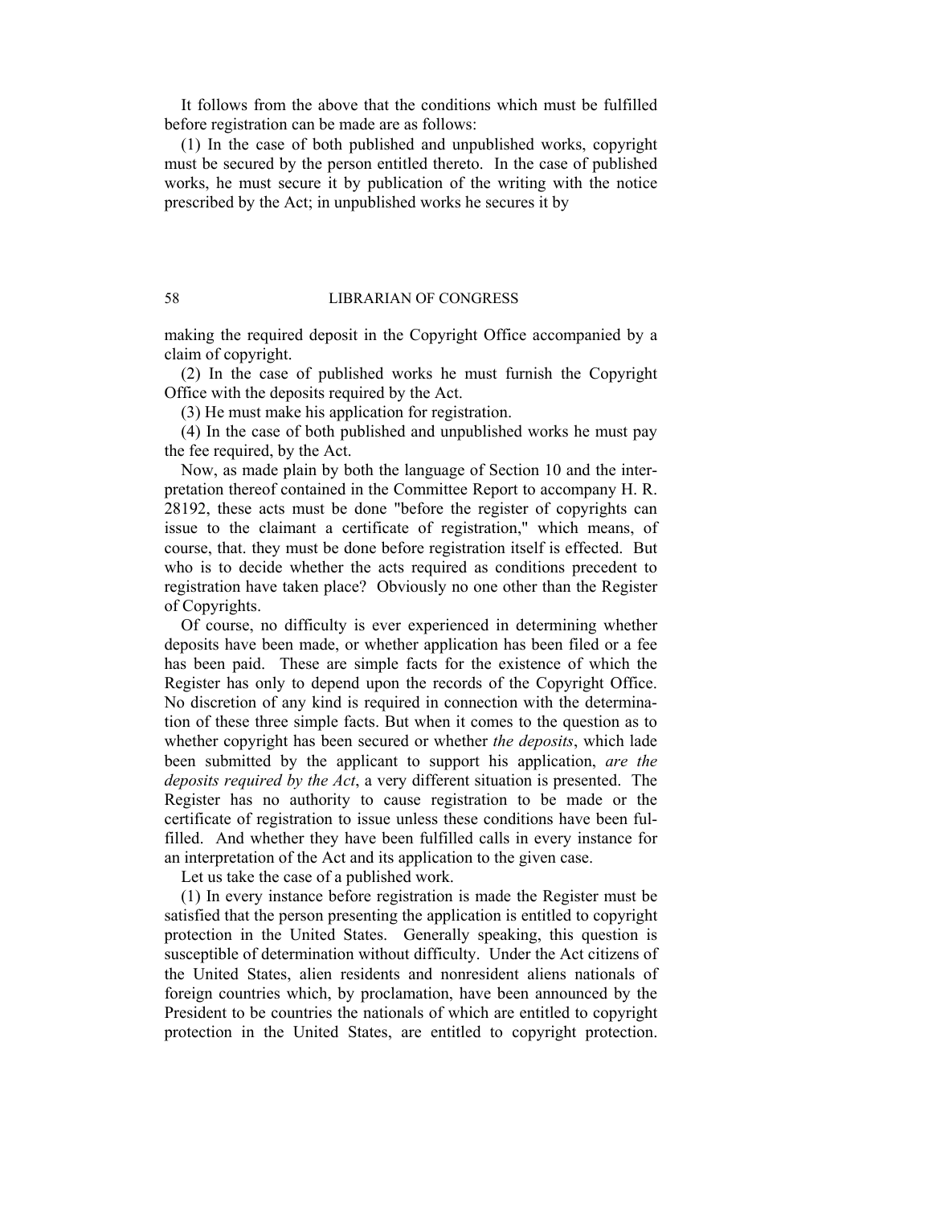It follows from the above that the conditions which must be fulfilled before registration can be made are as follows:

(1) In the case of both published and unpublished works, copyright must be secured by the person entitled thereto. In the case of published works, he must secure it by publication of the writing with the notice prescribed by the Act; in unpublished works he secures it by making the required deposit in the Copyright Office accompanied by a claim of copyright.

(2) In the case of published works he must furnish the Copyright Office with the deposits required by the Act.

(3) He must make his application for registration.

(4) In the case of both published and unpublished works he must pay the fee required, by the Act.

Now, as made plain by both the language of Section 10 and the interpretation thereof contained in the Committee Report to accompany H. R. 28192, these acts must be done "before the register of copyrights can issue to the claimant a certificate of registration," which means, of course, that. they must be done before registration itself is effected. But who is to decide whether the acts required as conditions precedent to registration have taken place? Obviously no one other than the Register of Copyrights.

Of course, no difficulty is ever experienced in determining whether deposits have been made, or whether application has been filed or a fee has been paid. These are simple facts for the existence of which the Register has only to depend upon the records of the Copyright Office. No discretion of any kind is required in connection with the determination of these three simple facts. But when it comes to the question as to whether copyright has been secured or whether *the deposits*, which lade been submitted by the applicant to support his application, *are the deposits required by the Act*, a very different situation is presented. The Register has no authority to cause registration to be made or the certificate of registration to issue unless these conditions have been fulfilled. And whether they have been fulfilled calls in every instance for an interpretation of the Act and its application to the given case.

Let us take the case of a published work.

(1) In every instance before registration is made the Register must be satisfied that the person presenting the application is entitled to copyright protection in the United States. Generally speaking, this question is susceptible of determination without difficulty. Under the Act citizens of the United States, alien residents and nonresident aliens nationals of foreign countries which, by proclamation, have been announced by the President to be countries the nationals of which are entitled to copyright protection in the United States, are entitled to copyright protection.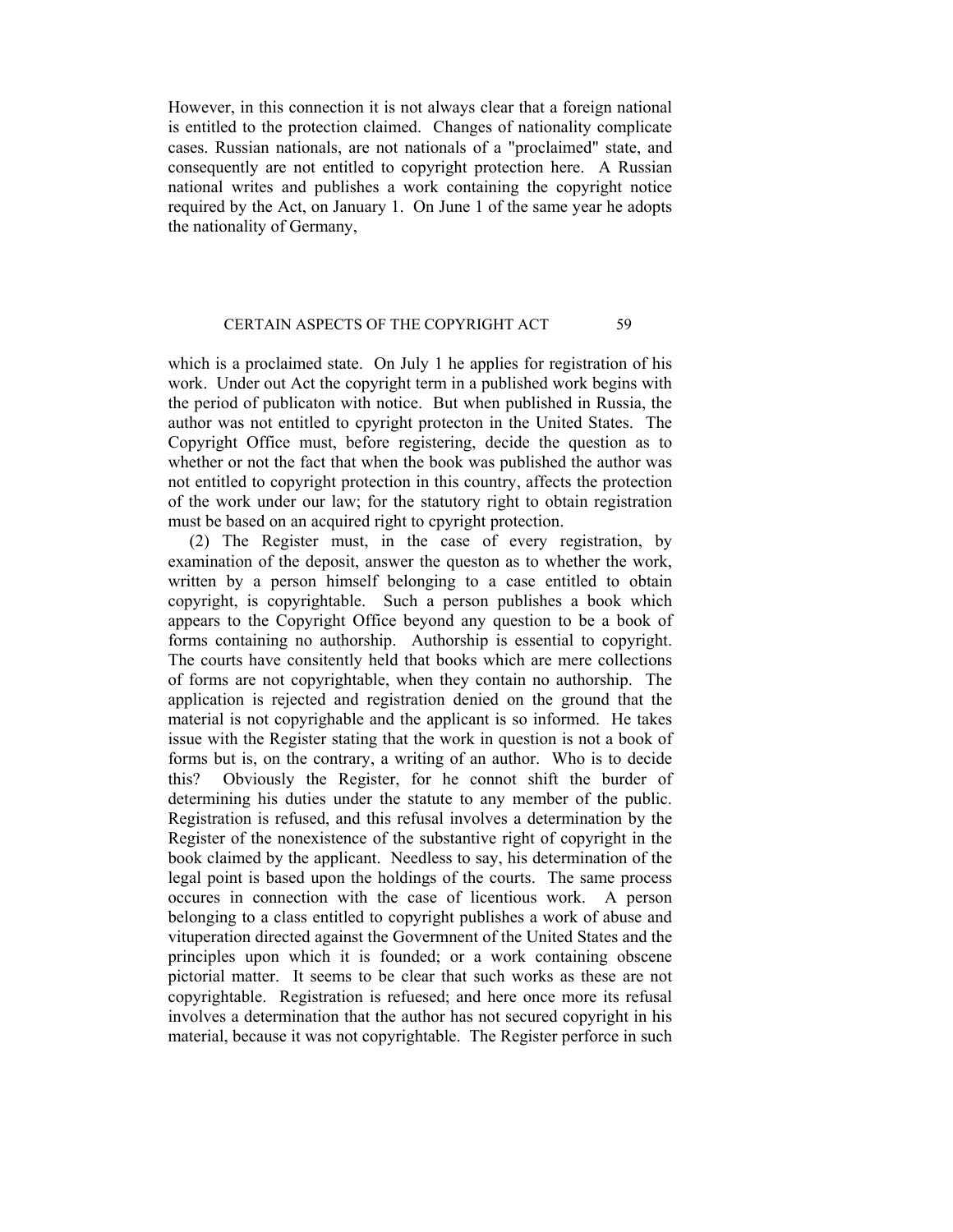However, in this connection it is not always clear that a foreign national is entitled to the protection claimed. Changes of nationality complicate cases. Russian nationals, are not nationals of a "proclaimed" state, and consequently are not entitled to copyright protection here. A Russian national writes and publishes a work containing the copyright notice required by the Act, on January 1. On June 1 of the same year he adopts the nationality of Germany,

which is a proclaimed state. On July 1 he applies for registration of his work. Under out Act the copyright term in a published work begins with the period of publicaton with notice. But when published in Russia, the author was not entitled to cpyright protecton in the United States. The Copyright Office must, before registering, decide the question as to whether or not the fact that when the book was published the author was not entitled to copyright protection in this country, affects the protection of the work under our law; for the statutory right to obtain registration must be based on an acquired right to cpyright protection.

(2) The Register must, in the case of every registration, by examination of the deposit, answer the queston as to whether the work, written by a person himself belonging to a case entitled to obtain copyright, is copyrightable. Such a person publishes a book which appears to the Copyright Office beyond any question to be a book of forms containing no authorship. Authorship is essential to copyright. The courts have consitently held that books which are mere collections of forms are not copyrightable, when they contain no authorship. The application is rejected and registration denied on the ground that the material is not copyrighable and the applicant is so informed. He takes issue with the Register stating that the work in question is not a book of forms but is, on the contrary, a writing of an author. Who is to decide this? Obviously the Register, for he connot shift the burder of determining his duties under the statute to any member of the public. Registration is refused, and this refusal involves a determination by the Register of the nonexistence of the substantive right of copyright in the book claimed by the applicant. Needless to say, his determination of the legal point is based upon the holdings of the courts. The same process occures in connection with the case of licentious work. A person belonging to a class entitled to copyright publishes a work of abuse and vituperation directed against the Govermnent of the United States and the principles upon which it is founded; or a work containing obscene pictorial matter. It seems to be clear that such works as these are not copyrightable. Registration is refuesed; and here once more its refusal involves a determination that the author has not secured copyright in his material, because it was not copyrightable. The Register perforce in such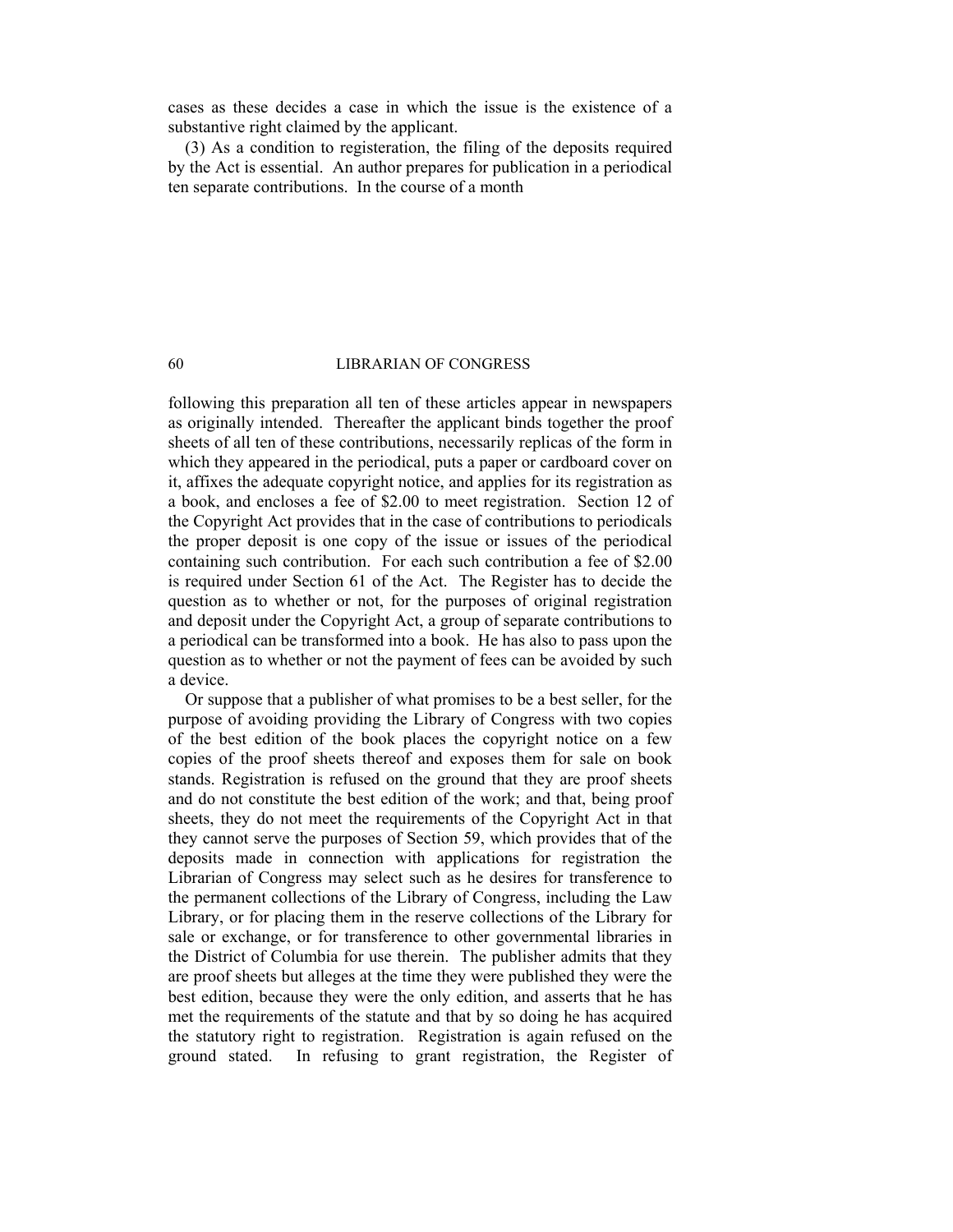cases as these decides a case in which the issue is the existence of a substantive right claimed by the applicant.

(3) As a condition to registeration, the filing of the deposits required by the Act is essential. An author prepares for publication in a periodical ten separate contributions. In the course of a month following this preparation all ten of these articles appear in newspapers as originally intended. Thereafter the applicant binds together the proof sheets of all ten of these contributions, necessarily replicas of the form in which they appeared in the periodical, puts a paper or cardboard cover on it, affixes the adequate copyright notice, and applies for its registration as a book, and encloses a fee of $2.00 to meet registration. Section 12 of the Copyright Act provides that in the case of contributions to periodicals the proper deposit is one copy of the issue or issues of the periodical containing such contribution. For each such contribution a fee of $2.00 is required under Section 61 of the Act. The Register has to decide the question as to whether or not, for the purposes of original registration and deposit under the Copyright Act, a group of separate contributions to a periodical can be transformed into a book. He has also to pass upon the question as to whether or not the payment of fees can be avoided by such a device.

Or suppose that a publisher of what promises to be a best seller, for the purpose of avoiding providing the Library of Congress with two copies of the best edition of the book places the copyright notice on a few copies of the proof sheets thereof and exposes them for sale on book stands. Registration is refused on the ground that they are proof sheets and do not constitute the best edition of the work; and that, being proof sheets, they do not meet the requirements of the Copyright Act in that they cannot serve the purposes of Section 59, which provides that of the deposits made in connection with applications for registration the Librarian of Congress may select such as he desires for transference to the permanent collections of the Library of Congress, including the Law Library, or for placing them in the reserve collections of the Library for sale or exchange, or for transference to other governmental libraries in the District of Columbia for use therein. The publisher admits that they are proof sheets but alleges at the time they were published they were the best edition, because they were the only edition, and asserts that he has met the requirements of the statute and that by so doing he has acquired the statutory right to registration. Registration is again refused on the ground stated. In refusing to grant registration, the Register of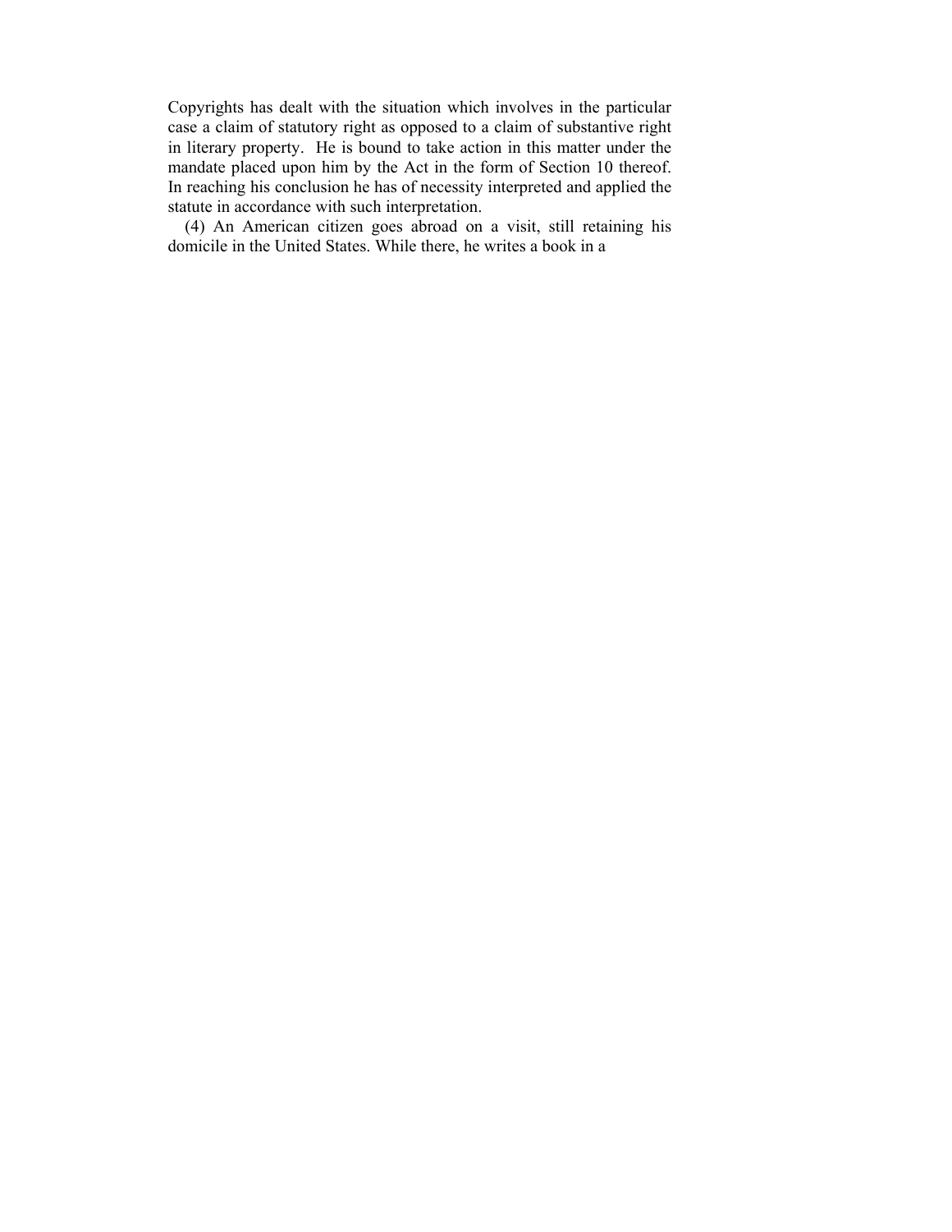Copyrights has dealt with the situation which involves in the particular case a claim of statutory right as opposed to a claim of substantive right in literary property. He is bound to take action in this matter under the mandate placed upon him by the Act in the form of Section 10 thereof. In reaching his conclusion he has of necessity interpreted and applied the statute in accordance with such interpretation.

(4) An American citizen goes abroad on a visit, still retaining his domicile in the United States. While there, he writes a book in a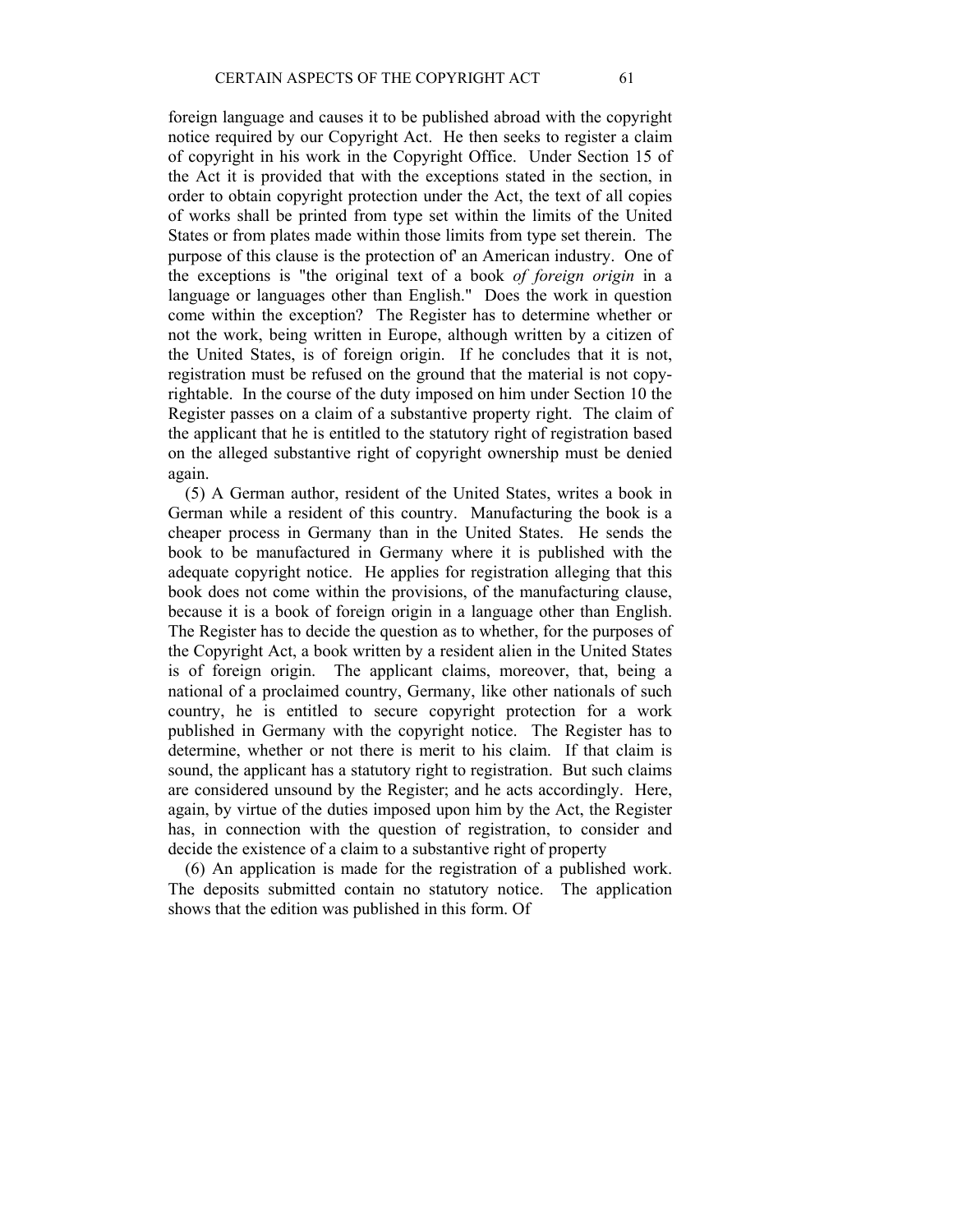foreign language and causes it to be published abroad with the copyright notice required by our Copyright Act. He then seeks to register a claim of copyright in his work in the Copyright Office. Under Section 15 of the Act it is provided that with the exceptions stated in the section, in order to obtain copyright protection under the Act, the text of all copies of works shall be printed from type set within the limits of the United States or from plates made within those limits from type set therein. The purpose of this clause is the protection of' an American industry. One of the exceptions is "the original text of a book *of foreign origin* in a language or languages other than English." Does the work in question come within the exception? The Register has to determine whether or not the work, being written in Europe, although written by a citizen of the United States, is of foreign origin. If he concludes that it is not, registration must be refused on the ground that the material is not copyrightable. In the course of the duty imposed on him under Section 10 the Register passes on a claim of a substantive property right. The claim of the applicant that he is entitled to the statutory right of registration based on the alleged substantive right of copyright ownership must be denied again.

(5) A German author, resident of the United States, writes a book in German while a resident of this country. Manufacturing the book is a cheaper process in Germany than in the United States. He sends the book to be manufactured in Germany where it is published with the adequate copyright notice. He applies for registration alleging that this book does not come within the provisions, of the manufacturing clause, because it is a book of foreign origin in a language other than English. The Register has to decide the question as to whether, for the purposes of the Copyright Act, a book written by a resident alien in the United States is of foreign origin. The applicant claims, moreover, that, being a national of a proclaimed country, Germany, like other nationals of such country, he is entitled to secure copyright protection for a work published in Germany with the copyright notice. The Register has to determine, whether or not there is merit to his claim. If that claim is sound, the applicant has a statutory right to registration. But such claims are considered unsound by the Register; and he acts accordingly. Here, again, by virtue of the duties imposed upon him by the Act, the Register has, in connection with the question of registration, to consider and decide the existence of a claim to a substantive right of property

(6) An application is made for the registration of a published work. The deposits submitted contain no statutory notice. The application shows that the edition was published in this form. Of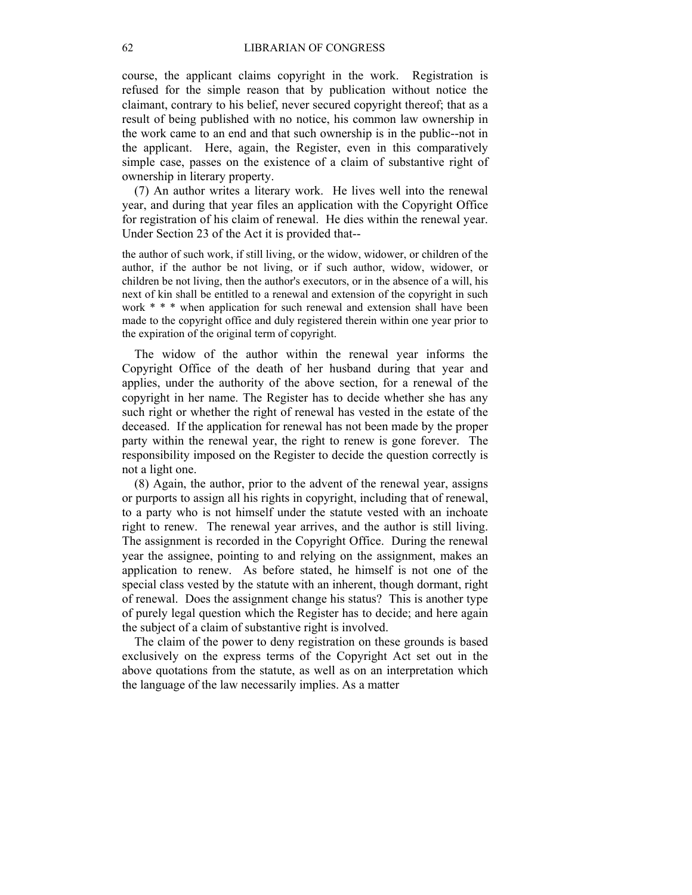course, the applicant claims copyright in the work. Registration is refused for the simple reason that by publication without notice the claimant, contrary to his belief, never secured copyright thereof; that as a result of being published with no notice, his common law ownership in the work came to an end and that such ownership is in the public--not in the applicant. Here, again, the Register, even in this comparatively simple case, passes on the existence of a claim of substantive right of ownership in literary property.

(7) An author writes a literary work. He lives well into the renewal year, and during that year files an application with the Copyright Office for registration of his claim of renewal. He dies within the renewal year. Under Section 23 of the Act it is provided that--

> the author of such work, if still living, or the widow, widower, or children of the author, if the author be not living, or if such author, widow, widower, or children be not living, then the author's executors, or in the absence of a will, his next of kin shall be entitled to a renewal and extension of the copyright in such work * * * when application for such renewal and extension shall have been made to the copyright office and duly registered therein within one year prior to the expiration of the original term of copyright.

The widow of the author within the renewal year informs the Copyright Office of the death of her husband during that year and applies, under the authority of the above section, for a renewal of the copyright in her name. The Register has to decide whether she has any such right or whether the right of renewal has vested in the estate of the deceased. If the application for renewal has not been made by the proper party within the renewal year, the right to renew is gone forever. The responsibility imposed on the Register to decide the question correctly is not a light one.

(8) Again, the author, prior to the advent of the renewal year, assigns or purports to assign all his rights in copyright, including that of renewal, to a party who is not himself under the statute vested with an inchoate right to renew. The renewal year arrives, and the author is still living. The assignment is recorded in the Copyright Office. During the renewal year the assignee, pointing to and relying on the assignment, makes an application to renew. As before stated, he himself is not one of the special class vested by the statute with an inherent, though dormant, right of renewal. Does the assignment change his status? This is another type of purely legal question which the Register has to decide; and here again the subject of a claim of substantive right is involved.

The claim of the power to deny registration on these grounds is based exclusively on the express terms of the Copyright Act set out in the above quotations from the statute, as well as on an interpretation which the language of the law necessarily implies. As a matter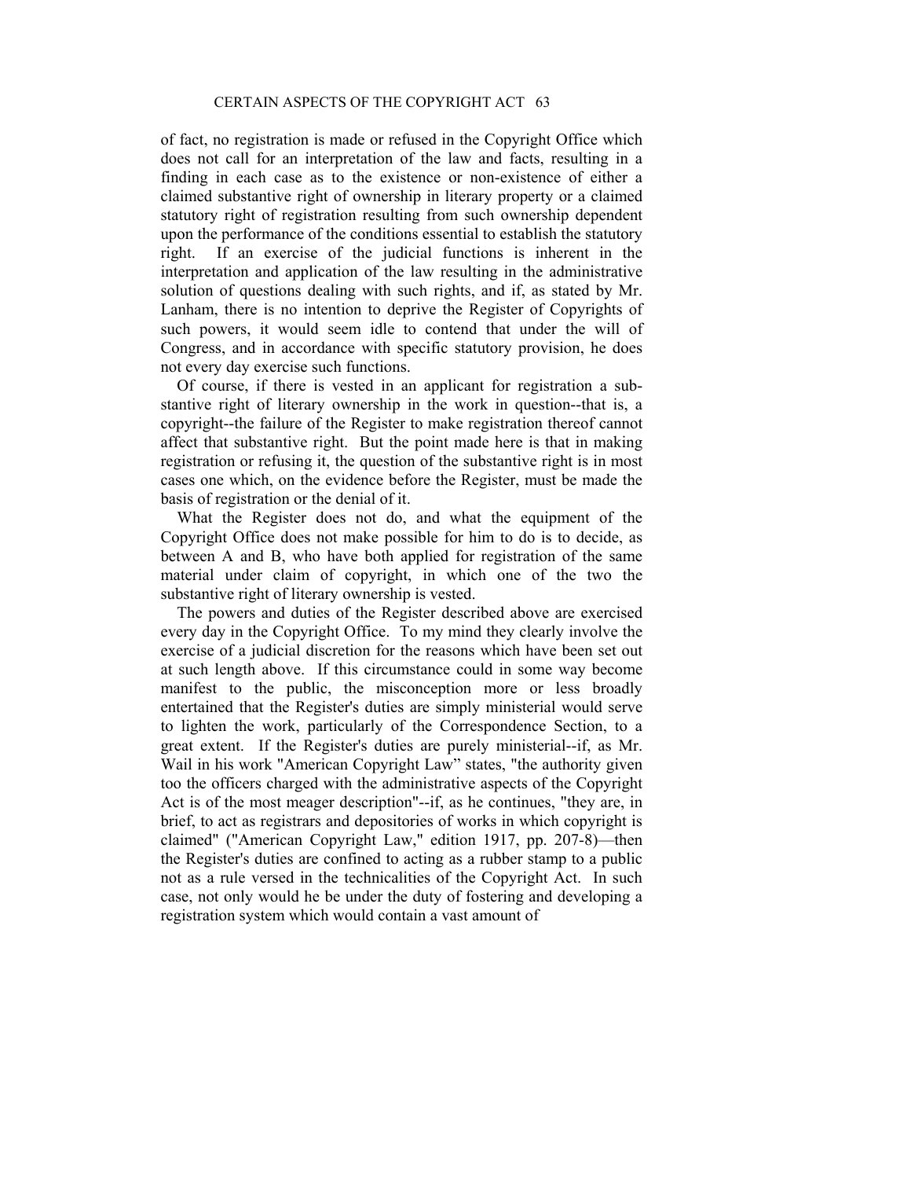of fact, no registration is made or refused in the Copyright Office which does not call for an interpretation of the law and facts, resulting in a finding in each case as to the existence or non-existence of either a claimed substantive right of ownership in literary property or a claimed statutory right of registration resulting from such ownership dependent upon the performance of the conditions essential to establish the statutory right. If an exercise of the judicial functions is inherent in the interpretation and application of the law resulting in the administrative solution of questions dealing with such rights, and if, as stated by Mr. Lanham, there is no intention to deprive the Register of Copyrights of such powers, it would seem idle to contend that under the will of Congress, and in accordance with specific statutory provision, he does not every day exercise such functions.

Of course, if there is vested in an applicant for registration a substantive right of literary ownership in the work in question--that is, a copyright--the failure of the Register to make registration thereof cannot affect that substantive right. But the point made here is that in making registration or refusing it, the question of the substantive right is in most cases one which, on the evidence before the Register, must be made the basis of registration or the denial of it.

What the Register does not do, and what the equipment of the Copyright Office does not make possible for him to do is to decide, as between A and B, who have both applied for registration of the same material under claim of copyright, in which one of the two the substantive right of literary ownership is vested.

The powers and duties of the Register described above are exercised every day in the Copyright Office. To my mind they clearly involve the exercise of a judicial discretion for the reasons which have been set out at such length above. If this circumstance could in some way become manifest to the public, the misconception more or less broadly entertained that the Register's duties are simply ministerial would serve to lighten the work, particularly of the Correspondence Section, to a great extent. If the Register's duties are purely ministerial--if, as Mr. Wail in his work "American Copyright Law" states, "the authority given too the officers charged with the administrative aspects of the Copyright Act is of the most meager description"--if, as he continues, "they are, in brief, to act as registrars and depositories of works in which copyright is claimed" ("American Copyright Law," edition 1917, pp. 207-8)—then the Register's duties are confined to acting as a rubber stamp to a public not as a rule versed in the technicalities of the Copyright Act. In such case, not only would he be under the duty of fostering and developing a registration system which would contain a vast amount of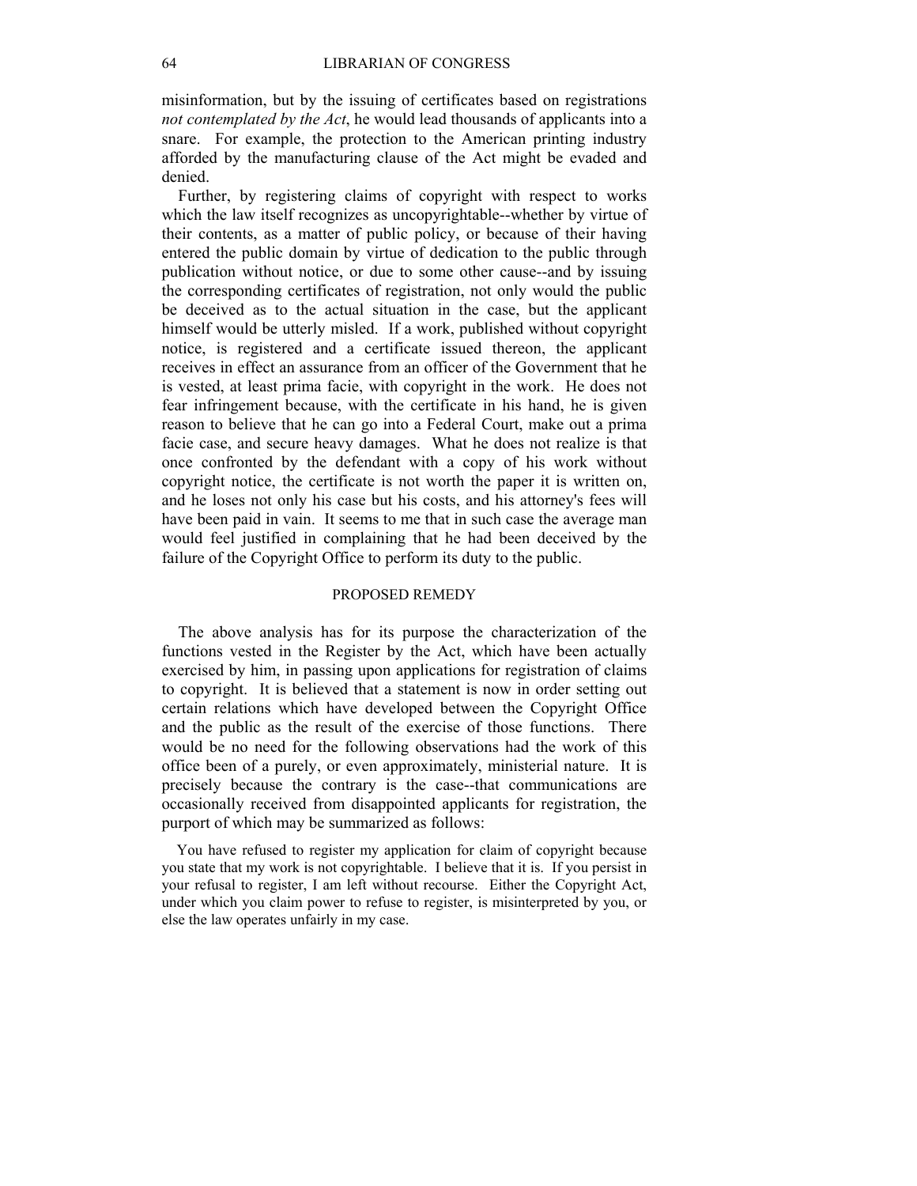misinformation, but by the issuing of certificates based on registrations *not contemplated by the Act*, he would lead thousands of applicants into a snare. For example, the protection to the American printing industry afforded by the manufacturing clause of the Act might be evaded and denied.

Further, by registering claims of copyright with respect to works which the law itself recognizes as uncopyrightable--whether by virtue of their contents, as a matter of public policy, or because of their having entered the public domain by virtue of dedication to the public through publication without notice, or due to some other cause--and by issuing the corresponding certificates of registration, not only would the public be deceived as to the actual situation in the case, but the applicant himself would be utterly misled. If a work, published without copyright notice, is registered and a certificate issued thereon, the applicant receives in effect an assurance from an officer of the Government that he is vested, at least prima facie, with copyright in the work. He does not fear infringement because, with the certificate in his hand, he is given reason to believe that he can go into a Federal Court, make out a prima facie case, and secure heavy damages. What he does not realize is that once confronted by the defendant with a copy of his work without copyright notice, the certificate is not worth the paper it is written on, and he loses not only his case but his costs, and his attorney's fees will have been paid in vain. It seems to me that in such case the average man would feel justified in complaining that he had been deceived by the failure of the Copyright Office to perform its duty to the public.

## PROPOSED REMEDY

The above analysis has for its purpose the characterization of the functions vested in the Register by the Act, which have been actually exercised by him, in passing upon applications for registration of claims to copyright. It is believed that a statement is now in order setting out certain relations which have developed between the Copyright Office and the public as the result of the exercise of those functions. There would be no need for the following observations had the work of this office been of a purely, or even approximately, ministerial nature. It is precisely because the contrary is the case--that communications are occasionally received from disappointed applicants for registration, the purport of which may be summarized as follows:

> You have refused to register my application for claim of copyright because you state that my work is not copyrightable. I believe that it is. If you persist in your refusal to register, I am left without recourse. Either the Copyright Act, under which you claim power to refuse to register, is misinterpreted by you, or else the law operates unfairly in my case.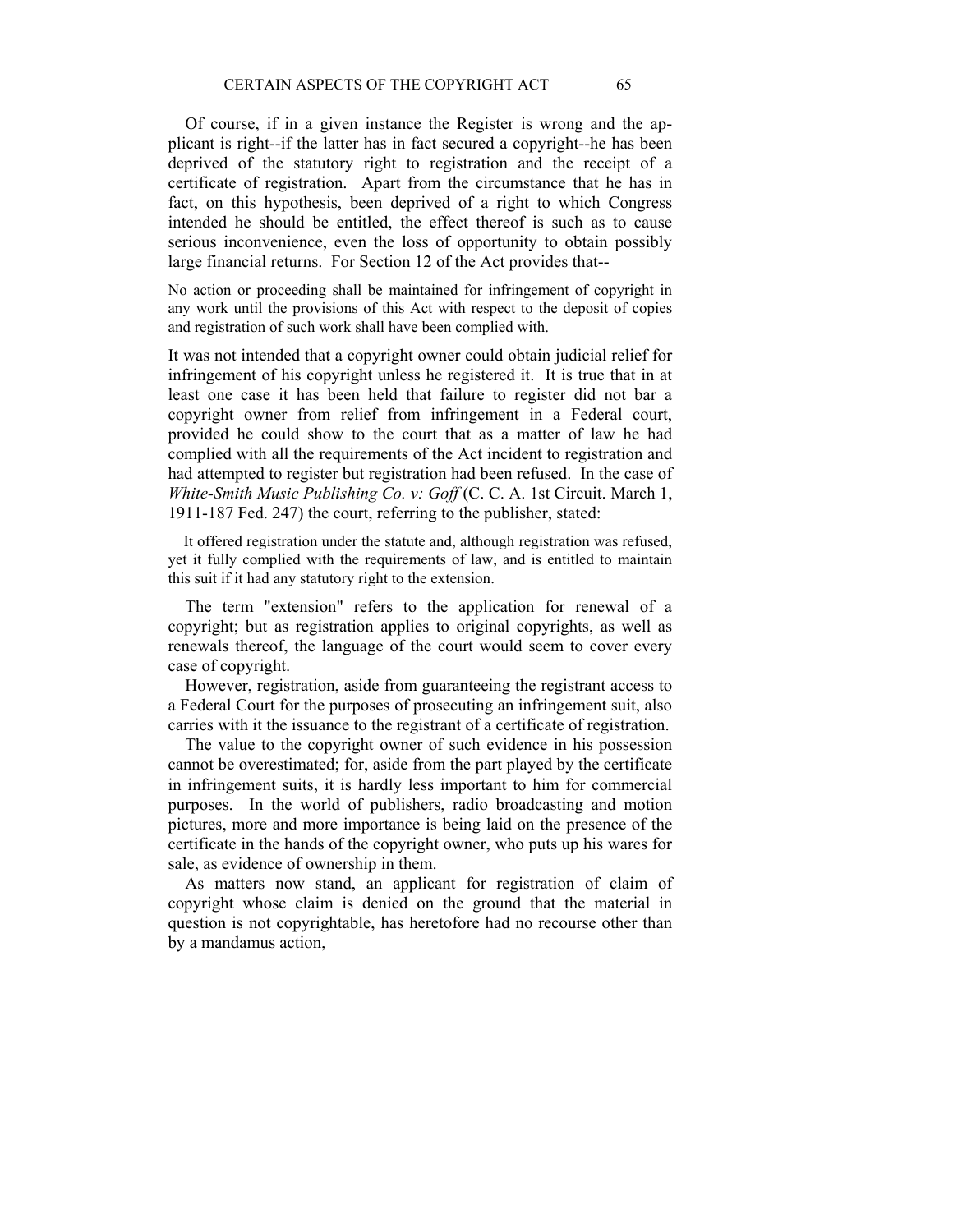Of course, if in a given instance the Register is wrong and the applicant is right--if the latter has in fact secured a copyright--he has been deprived of the statutory right to registration and the receipt of a certificate of registration. Apart from the circumstance that he has in fact, on this hypothesis, been deprived of a right to which Congress intended he should be entitled, the effect thereof is such as to cause serious inconvenience, even the loss of opportunity to obtain possibly large financial returns. For Section 12 of the Act provides that--

> No action or proceeding shall be maintained for infringement of copyright in any work until the provisions of this Act with respect to the deposit of copies and registration of such work shall have been complied with.

It was not intended that a copyright owner could obtain judicial relief for infringement of his copyright unless he registered it. It is true that in at least one case it has been held that failure to register did not bar a copyright owner from relief from infringement in a Federal court, provided he could show to the court that as a matter of law he had complied with all the requirements of the Act incident to registration and had attempted to register but registration had been refused. In the case of *White-Smith Music Publishing Co. v: Goff* (C. C. A. 1st Circuit. March 1, 1911-187 Fed. 247) the court, referring to the publisher, stated:

> It offered registration under the statute and, although registration was refused, yet it fully complied with the requirements of law, and is entitled to maintain this suit if it had any statutory right to the extension.

The term "extension" refers to the application for renewal of a copyright; but as registration applies to original copyrights, as well as renewals thereof, the language of the court would seem to cover every case of copyright.

However, registration, aside from guaranteeing the registrant access to a Federal Court for the purposes of prosecuting an infringement suit, also carries with it the issuance to the registrant of a certificate of registration.

The value to the copyright owner of such evidence in his possession cannot be overestimated; for, aside from the part played by the certificate in infringement suits, it is hardly less important to him for commercial purposes. In the world of publishers, radio broadcasting and motion pictures, more and more importance is being laid on the presence of the certificate in the hands of the copyright owner, who puts up his wares for sale, as evidence of ownership in them.

As matters now stand, an applicant for registration of claim of copyright whose claim is denied on the ground that the material in question is not copyrightable, has heretofore had no recourse other than by a mandamus action,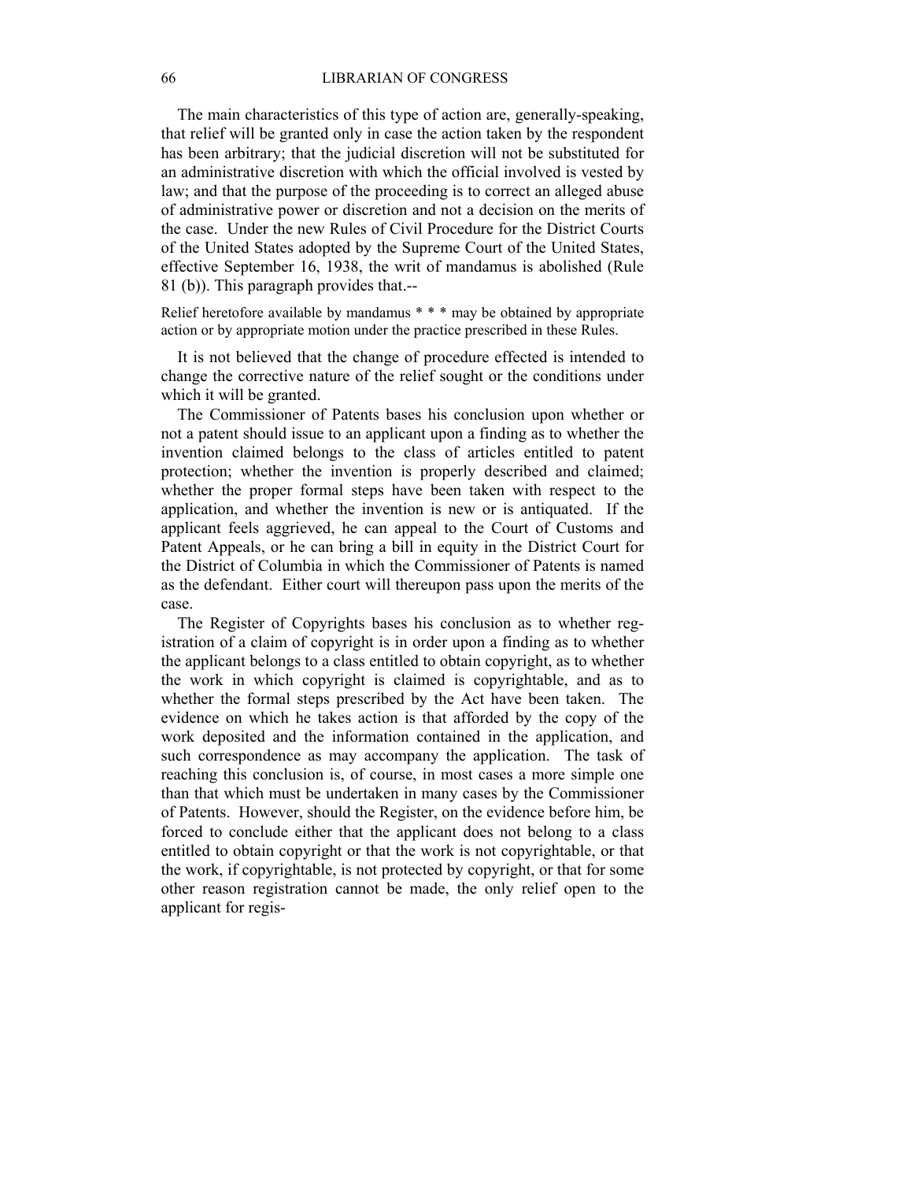The main characteristics of this type of action are, generally-speaking, that relief will be granted only in case the action taken by the respondent has been arbitrary; that the judicial discretion will not be substituted for an administrative discretion with which the official involved is vested by law; and that the purpose of the proceeding is to correct an alleged abuse of administrative power or discretion and not a decision on the merits of the case. Under the new Rules of Civil Procedure for the District Courts of the United States adopted by the Supreme Court of the United States, effective September 16, 1938, the writ of mandamus is abolished (Rule 81 (b)). This paragraph provides that.--

> Relief heretofore available by mandamus * * * may be obtained by appropriate action or by appropriate motion under the practice prescribed in these Rules.

It is not believed that the change of procedure effected is intended to change the corrective nature of the relief sought or the conditions under which it will be granted.

The Commissioner of Patents bases his conclusion upon whether or not a patent should issue to an applicant upon a finding as to whether the invention claimed belongs to the class of articles entitled to patent protection; whether the invention is properly described and claimed; whether the proper formal steps have been taken with respect to the application, and whether the invention is new or is antiquated. If the applicant feels aggrieved, he can appeal to the Court of Customs and Patent Appeals, or he can bring a bill in equity in the District Court for the District of Columbia in which the Commissioner of Patents is named as the defendant. Either court will thereupon pass upon the merits of the case.

The Register of Copyrights bases his conclusion as to whether registration of a claim of copyright is in order upon a finding as to whether the applicant belongs to a class entitled to obtain copyright, as to whether the work in which copyright is claimed is copyrightable, and as to whether the formal steps prescribed by the Act have been taken. The evidence on which he takes action is that afforded by the copy of the work deposited and the information contained in the application, and such correspondence as may accompany the application. The task of reaching this conclusion is, of course, in most cases a more simple one than that which must be undertaken in many cases by the Commissioner of Patents. However, should the Register, on the evidence before him, be forced to conclude either that the applicant does not belong to a class entitled to obtain copyright or that the work is not copyrightable, or that the work, if copyrightable, is not protected by copyright, or that for some other reason registration cannot be made, the only relief open to the applicant for regis-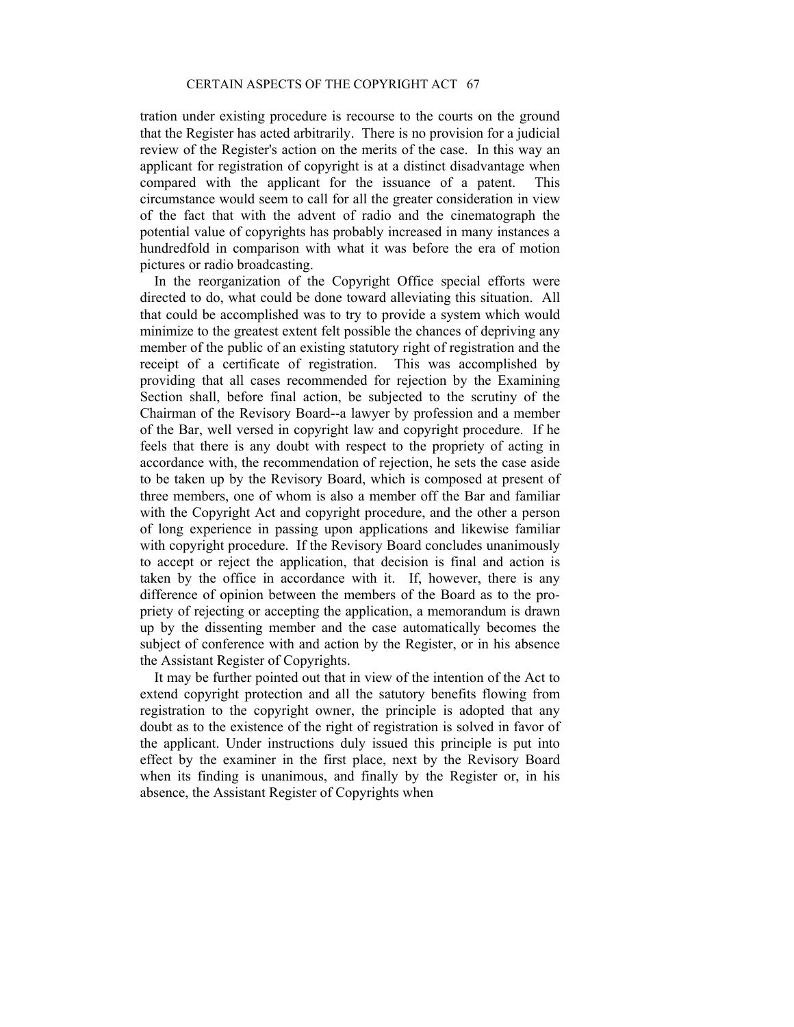tration under existing procedure is recourse to the courts on the ground that the Register has acted arbitrarily. There is no provision for a judicial review of the Register's action on the merits of the case. In this way an applicant for registration of copyright is at a distinct disadvantage when compared with the applicant for the issuance of a patent. This circumstance would seem to call for all the greater consideration in view of the fact that with the advent of radio and the cinematograph the potential value of copyrights has probably increased in many instances a hundredfold in comparison with what it was before the era of motion pictures or radio broadcasting.

In the reorganization of the Copyright Office special efforts were directed to do, what could be done toward alleviating this situation. All that could be accomplished was to try to provide a system which would minimize to the greatest extent felt possible the chances of depriving any member of the public of an existing statutory right of registration and the receipt of a certificate of registration. This was accomplished by providing that all cases recommended for rejection by the Examining Section shall, before final action, be subjected to the scrutiny of the Chairman of the Revisory Board--a lawyer by profession and a member of the Bar, well versed in copyright law and copyright procedure. If he feels that there is any doubt with respect to the propriety of acting in accordance with, the recommendation of rejection, he sets the case aside to be taken up by the Revisory Board, which is composed at present of three members, one of whom is also a member off the Bar and familiar with the Copyright Act and copyright procedure, and the other a person of long experience in passing upon applications and likewise familiar with copyright procedure. If the Revisory Board concludes unanimously to accept or reject the application, that decision is final and action is taken by the office in accordance with it. If, however, there is any difference of opinion between the members of the Board as to the propriety of rejecting or accepting the application, a memorandum is drawn up by the dissenting member and the case automatically becomes the subject of conference with and action by the Register, or in his absence the Assistant Register of Copyrights.

It may be further pointed out that in view of the intention of the Act to extend copyright protection and all the satutory benefits flowing from registration to the copyright owner, the principle is adopted that any doubt as to the existence of the right of registration is solved in favor of the applicant. Under instructions duly issued this principle is put into effect by the examiner in the first place, next by the Revisory Board when its finding is unanimous, and finally by the Register or, in his absence, the Assistant Register of Copyrights when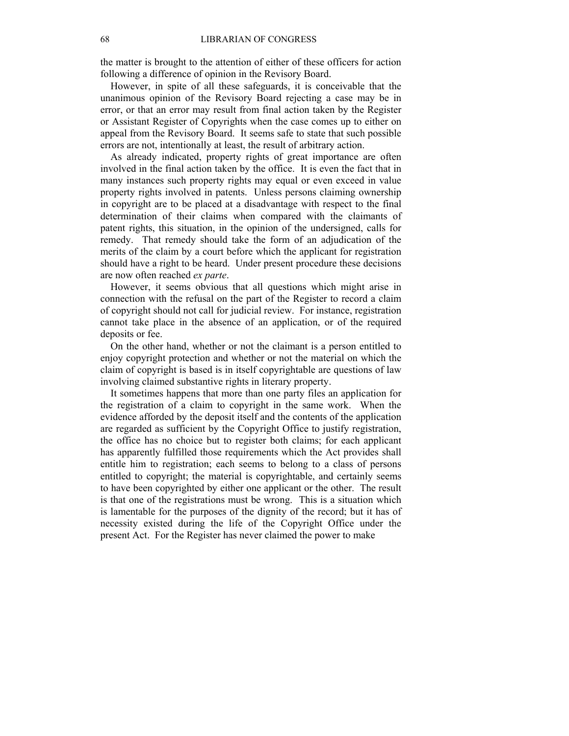the matter is brought to the attention of either of these officers for action following a difference of opinion in the Revisory Board.

However, in spite of all these safeguards, it is conceivable that the unanimous opinion of the Revisory Board rejecting a case may be in error, or that an error may result from final action taken by the Register or Assistant Register of Copyrights when the case comes up to either on appeal from the Revisory Board. It seems safe to state that such possible errors are not, intentionally at least, the result of arbitrary action.

As already indicated, property rights of great importance are often involved in the final action taken by the office. It is even the fact that in many instances such property rights may equal or even exceed in value property rights involved in patents. Unless persons claiming ownership in copyright are to be placed at a disadvantage with respect to the final determination of their claims when compared with the claimants of patent rights, this situation, in the opinion of the undersigned, calls for remedy. That remedy should take the form of an adjudication of the merits of the claim by a court before which the applicant for registration should have a right to be heard. Under present procedure these decisions are now often reached *ex parte*.

However, it seems obvious that all questions which might arise in connection with the refusal on the part of the Register to record a claim of copyright should not call for judicial review. For instance, registration cannot take place in the absence of an application, or of the required deposits or fee.

On the other hand, whether or not the claimant is a person entitled to enjoy copyright protection and whether or not the material on which the claim of copyright is based is in itself copyrightable are questions of law involving claimed substantive rights in literary property.

It sometimes happens that more than one party files an application for the registration of a claim to copyright in the same work. When the evidence afforded by the deposit itself and the contents of the application are regarded as sufficient by the Copyright Office to justify registration, the office has no choice but to register both claims; for each applicant has apparently fulfilled those requirements which the Act provides shall entitle him to registration; each seems to belong to a class of persons entitled to copyright; the material is copyrightable, and certainly seems to have been copyrighted by either one applicant or the other. The result is that one of the registrations must be wrong. This is a situation which is lamentable for the purposes of the dignity of the record; but it has of necessity existed during the life of the Copyright Office under the present Act. For the Register has never claimed the power to make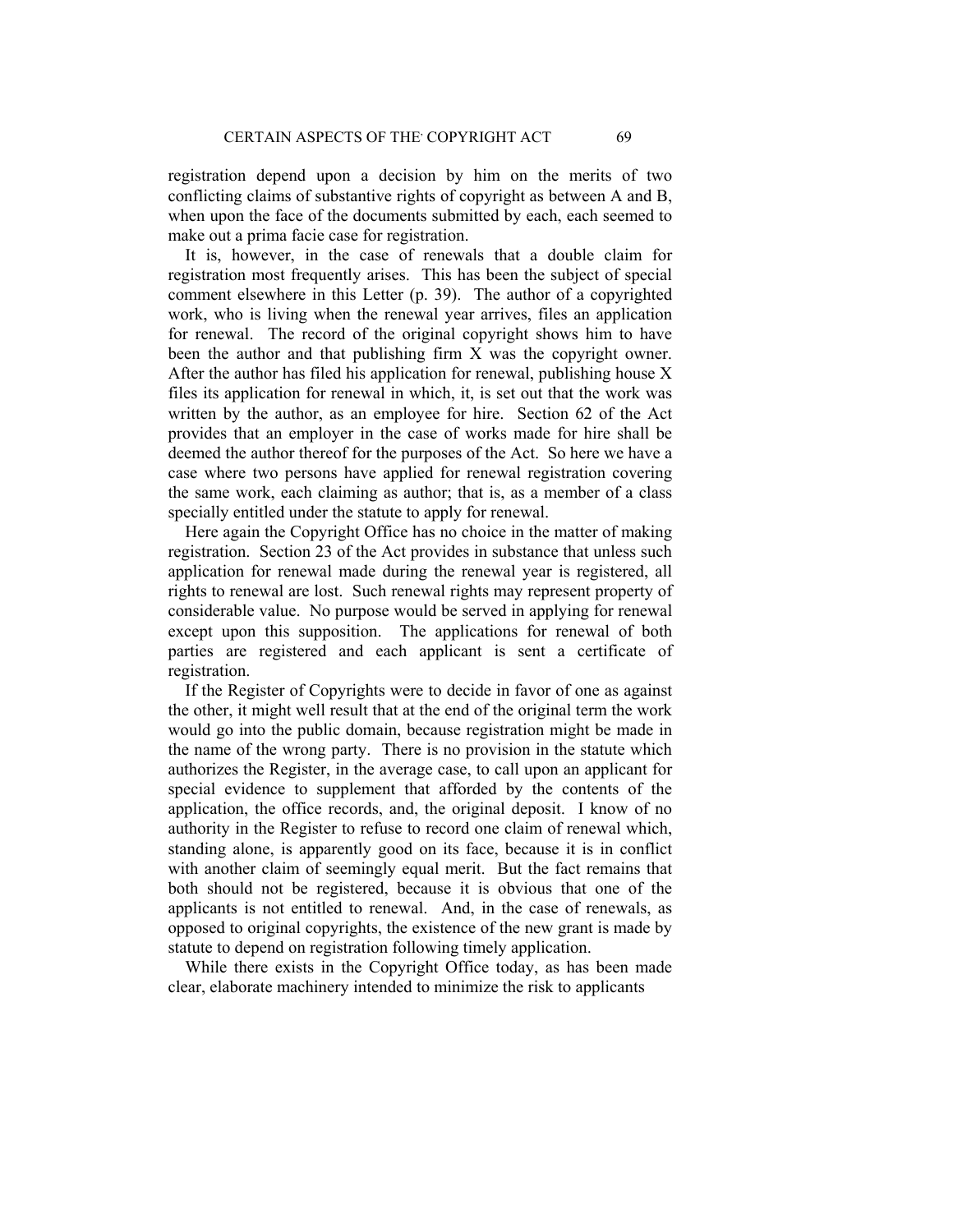registration depend upon a decision by him on the merits of two conflicting claims of substantive rights of copyright as between A and B, when upon the face of the documents submitted by each, each seemed to make out a prima facie case for registration.

It is, however, in the case of renewals that a double claim for registration most frequently arises. This has been the subject of special comment elsewhere in this Letter (p. 39). The author of a copyrighted work, who is living when the renewal year arrives, files an application for renewal. The record of the original copyright shows him to have been the author and that publishing firm X was the copyright owner. After the author has filed his application for renewal, publishing house X files its application for renewal in which, it, is set out that the work was written by the author, as an employee for hire. Section 62 of the Act provides that an employer in the case of works made for hire shall be deemed the author thereof for the purposes of the Act. So here we have a case where two persons have applied for renewal registration covering the same work, each claiming as author; that is, as a member of a class specially entitled under the statute to apply for renewal.

Here again the Copyright Office has no choice in the matter of making registration. Section 23 of the Act provides in substance that unless such application for renewal made during the renewal year is registered, all rights to renewal are lost. Such renewal rights may represent property of considerable value. No purpose would be served in applying for renewal except upon this supposition. The applications for renewal of both parties are registered and each applicant is sent a certificate of registration.

If the Register of Copyrights were to decide in favor of one as against the other, it might well result that at the end of the original term the work would go into the public domain, because registration might be made in the name of the wrong party. There is no provision in the statute which authorizes the Register, in the average case, to call upon an applicant for special evidence to supplement that afforded by the contents of the application, the office records, and, the original deposit. I know of no authority in the Register to refuse to record one claim of renewal which, standing alone, is apparently good on its face, because it is in conflict with another claim of seemingly equal merit. But the fact remains that both should not be registered, because it is obvious that one of the applicants is not entitled to renewal. And, in the case of renewals, as opposed to original copyrights, the existence of the new grant is made by statute to depend on registration following timely application.

While there exists in the Copyright Office today, as has been made clear, elaborate machinery intended to minimize the risk to applicants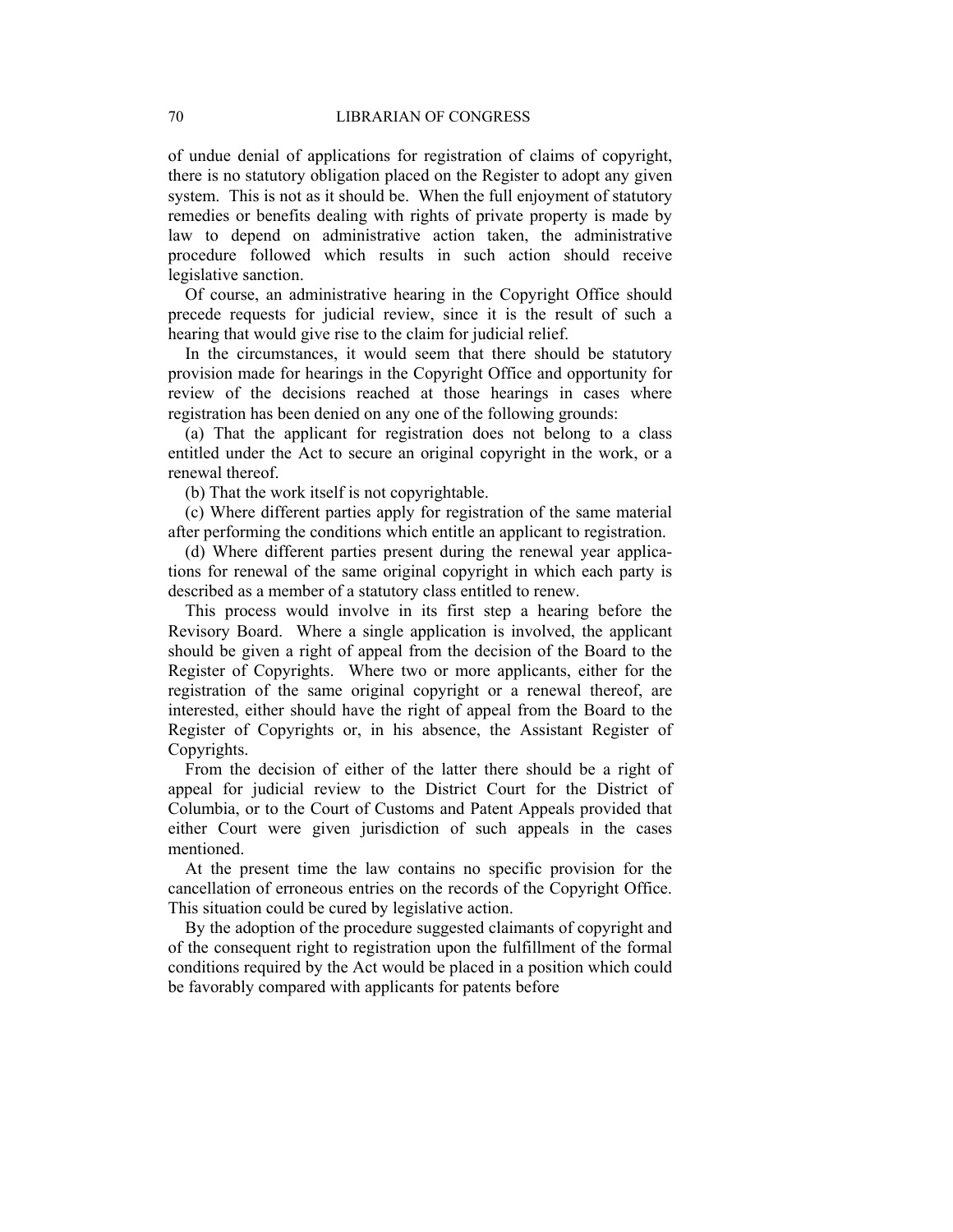of undue denial of applications for registration of claims of copyright, there is no statutory obligation placed on the Register to adopt any given system. This is not as it should be. When the full enjoyment of statutory remedies or benefits dealing with rights of private property is made by law to depend on administrative action taken, the administrative procedure followed which results in such action should receive legislative sanction.

Of course, an administrative hearing in the Copyright Office should precede requests for judicial review, since it is the result of such a hearing that would give rise to the claim for judicial relief.

In the circumstances, it would seem that there should be statutory provision made for hearings in the Copyright Office and opportunity for review of the decisions reached at those hearings in cases where registration has been denied on any one of the following grounds:

(a) That the applicant for registration does not belong to a class entitled under the Act to secure an original copyright in the work, or a renewal thereof.

(b) That the work itself is not copyrightable.

(c) Where different parties apply for registration of the same material after performing the conditions which entitle an applicant to registration.

(d) Where different parties present during the renewal year applications for renewal of the same original copyright in which each party is described as a member of a statutory class entitled to renew.

This process would involve in its first step a hearing before the Revisory Board. Where a single application is involved, the applicant should be given a right of appeal from the decision of the Board to the Register of Copyrights. Where two or more applicants, either for the registration of the same original copyright or a renewal thereof, are interested, either should have the right of appeal from the Board to the Register of Copyrights or, in his absence, the Assistant Register of Copyrights.

From the decision of either of the latter there should be a right of appeal for judicial review to the District Court for the District of Columbia, or to the Court of Customs and Patent Appeals provided that either Court were given jurisdiction of such appeals in the cases mentioned.

At the present time the law contains no specific provision for the cancellation of erroneous entries on the records of the Copyright Office. This situation could be cured by legislative action.

By the adoption of the procedure suggested claimants of copyright and of the consequent right to registration upon the fulfillment of the formal conditions required by the Act would be placed in a position which could be favorably compared with applicants for patents before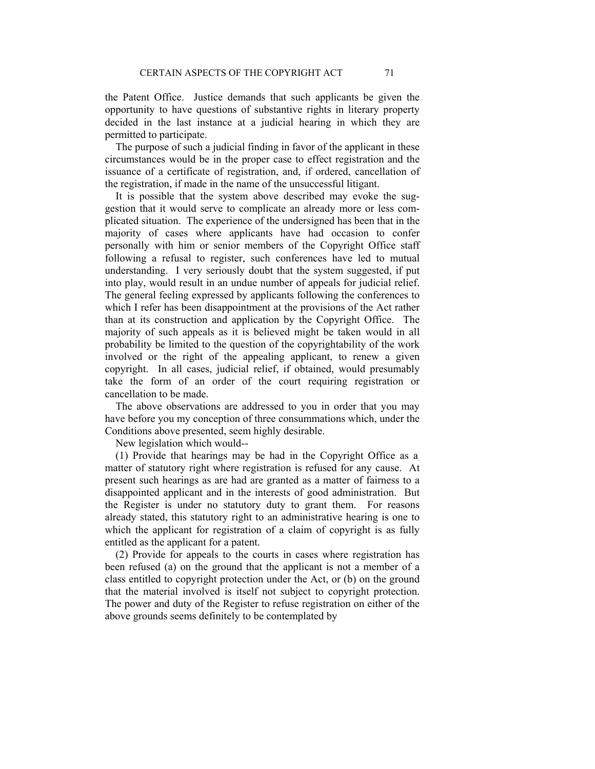the Patent Office. Justice demands that such applicants be given the opportunity to have questions of substantive rights in literary property decided in the last instance at a judicial hearing in which they are permitted to participate.

The purpose of such a judicial finding in favor of the applicant in these circumstances would be in the proper case to effect registration and the issuance of a certificate of registration, and, if ordered, cancellation of the registration, if made in the name of the unsuccessful litigant.

It is possible that the system above described may evoke the suggestion that it would serve to complicate an already more or less complicated situation. The experience of the undersigned has been that in the majority of cases where applicants have had occasion to confer personally with him or senior members of the Copyright Office staff following a refusal to register, such conferences have led to mutual understanding. I very seriously doubt that the system suggested, if put into play, would result in an undue number of appeals for judicial relief. The general feeling expressed by applicants following the conferences to which I refer has been disappointment at the provisions of the Act rather than at its construction and application by the Copyright Office. The majority of such appeals as it is believed might be taken would in all probability be limited to the question of the copyrightability of the work involved or the right of the appealing applicant, to renew a given copyright. In all cases, judicial relief, if obtained, would presumably take the form of an order of the court requiring registration or cancellation to be made.

The above observations are addressed to you in order that you may have before you my conception of three consummations which, under the Conditions above presented, seem highly desirable.

New legislation which would--

(1) Provide that hearings may be had in the Copyright Office as a matter of statutory right where registration is refused for any cause. At present such hearings as are had are granted as a matter of fairness to a disappointed applicant and in the interests of good administration. But the Register is under no statutory duty to grant them. For reasons already stated, this statutory right to an administrative hearing is one to which the applicant for registration of a claim of copyright is as fully entitled as the applicant for a patent.

(2) Provide for appeals to the courts in cases where registration has been refused (a) on the ground that the applicant is not a member of a class entitled to copyright protection under the Act, or (b) on the ground that the material involved is itself not subject to copyright protection. The power and duty of the Register to refuse registration on either of the above grounds seems definitely to be contemplated by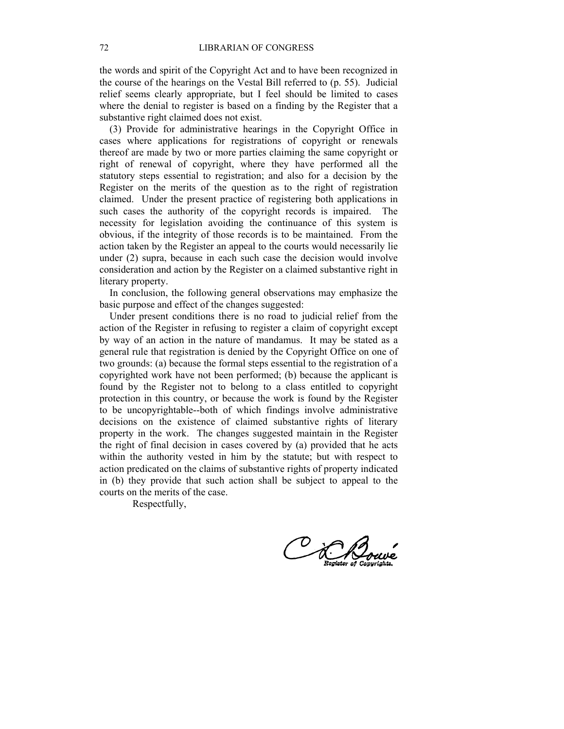the words and spirit of the Copyright Act and to have been recognized in the course of the hearings on the Vestal Bill referred to (p. 55). Judicial relief seems clearly appropriate, but I feel should be limited to cases where the denial to register is based on a finding by the Register that a substantive right claimed does not exist.

(3) Provide for administrative hearings in the Copyright Office in cases where applications for registrations of copyright or renewals thereof are made by two or more parties claiming the same copyright or right of renewal of copyright, where they have performed all the statutory steps essential to registration; and also for a decision by the Register on the merits of the question as to the right of registration claimed. Under the present practice of registering both applications in such cases the authority of the copyright records is impaired. The necessity for legislation avoiding the continuance of this system is obvious, if the integrity of those records is to be maintained. From the action taken by the Register an appeal to the courts would necessarily lie under (2) supra, because in each such case the decision would involve consideration and action by the Register on a claimed substantive right in literary property.

In conclusion, the following general observations may emphasize the basic purpose and effect of the changes suggested:

Under present conditions there is no road to judicial relief from the action of the Register in refusing to register a claim of copyright except by way of an action in the nature of mandamus. It may be stated as a general rule that registration is denied by the Copyright Office on one of two grounds: (a) because the formal steps essential to the registration of a copyrighted work have not been performed; (b) because the applicant is found by the Register not to belong to a class entitled to copyright protection in this country, or because the work is found by the Register to be uncopyrightable--both of which findings involve administrative decisions on the existence of claimed substantive rights of literary property in the work. The changes suggested maintain in the Register the right of final decision in cases covered by (a) provided that he acts within the authority vested in him by the statute; but with respect to action predicated on the claims of substantive rights of property indicated in (b) they provide that such action shall be subject to appeal to the courts on the merits of the case.

Respectfully,

C. L. Bouvé

*Register of Copyrights.*